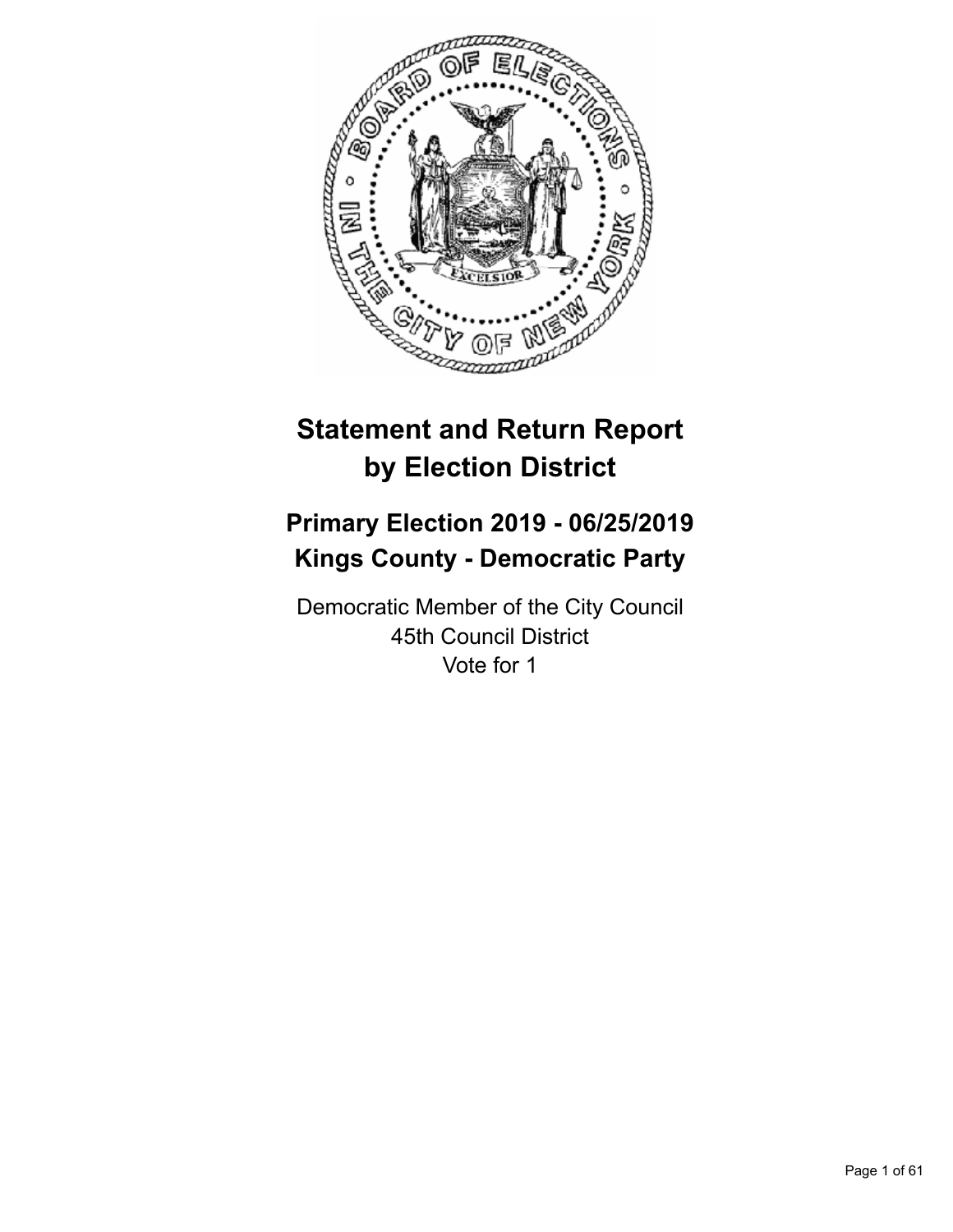# Statement and Return Report by Election District

## Primary Election 2019 - 06/25/2019
## Kings County - Democratic Party

Democratic Member of the City Council
45th Council District
Vote for 1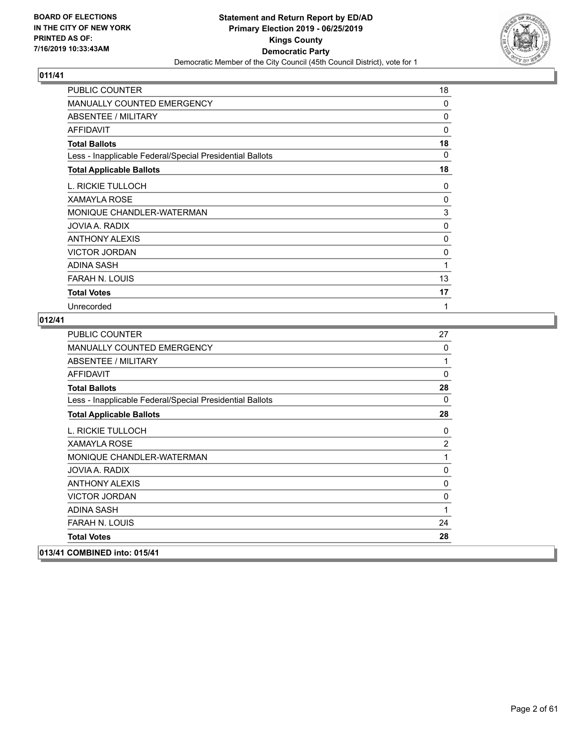**011/41**

| | |
|---|---|
| PUBLIC COUNTER | 18 |
| MANUALLY COUNTED EMERGENCY | 0 |
| ABSENTEE / MILITARY | 0 |
| AFFIDAVIT | 0 |
| **Total Ballots** | **18** |
| Less - Inapplicable Federal/Special Presidential Ballots | 0 |
| **Total Applicable Ballots** | **18** |
| L. RICKIE TULLOCH | 0 |
| XAMAYLA ROSE | 0 |
| MONIQUE CHANDLER-WATERMAN | 3 |
| JOVIA A. RADIX | 0 |
| ANTHONY ALEXIS | 0 |
| VICTOR JORDAN | 0 |
| ADINA SASH | 1 |
| FARAH N. LOUIS | 13 |
| **Total Votes** | **17** |
| Unrecorded | 1 |

**012/41**

| | |
|---|---|
| PUBLIC COUNTER | 27 |
| MANUALLY COUNTED EMERGENCY | 0 |
| ABSENTEE / MILITARY | 1 |
| AFFIDAVIT | 0 |
| **Total Ballots** | **28** |
| Less - Inapplicable Federal/Special Presidential Ballots | 0 |
| **Total Applicable Ballots** | **28** |
| L. RICKIE TULLOCH | 0 |
| XAMAYLA ROSE | 2 |
| MONIQUE CHANDLER-WATERMAN | 1 |
| JOVIA A. RADIX | 0 |
| ANTHONY ALEXIS | 0 |
| VICTOR JORDAN | 0 |
| ADINA SASH | 1 |
| FARAH N. LOUIS | 24 |
| **Total Votes** | **28** |

**013/41 COMBINED into: 015/41**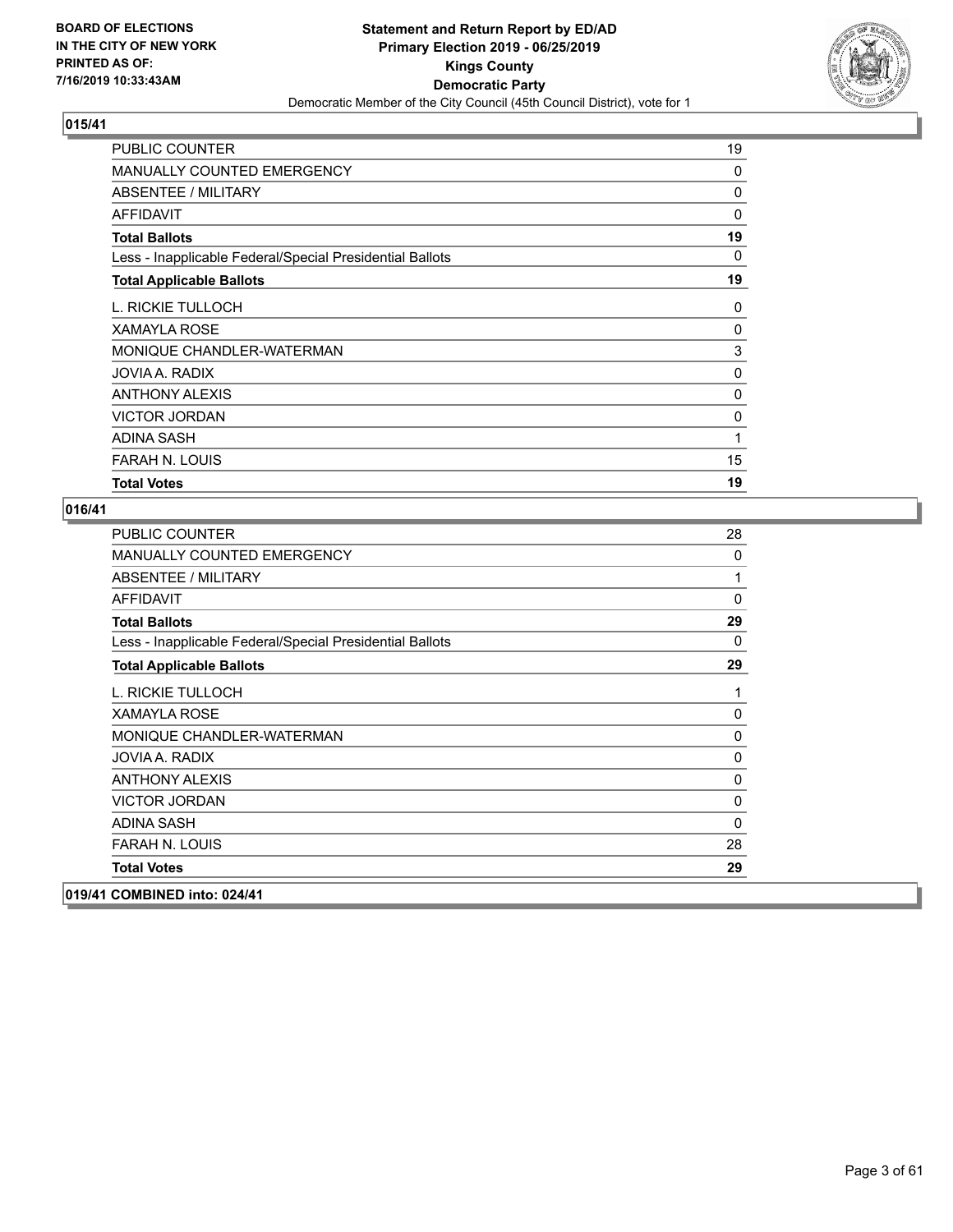## 015/41

| | |
|---|---|
| PUBLIC COUNTER | 19 |
| MANUALLY COUNTED EMERGENCY | 0 |
| ABSENTEE / MILITARY | 0 |
| AFFIDAVIT | 0 |
| **Total Ballots** | **19** |
| Less - Inapplicable Federal/Special Presidential Ballots | 0 |
| **Total Applicable Ballots** | **19** |
| L. RICKIE TULLOCH | 0 |
| XAMAYLA ROSE | 0 |
| MONIQUE CHANDLER-WATERMAN | 3 |
| JOVIA A. RADIX | 0 |
| ANTHONY ALEXIS | 0 |
| VICTOR JORDAN | 0 |
| ADINA SASH | 1 |
| FARAH N. LOUIS | 15 |
| **Total Votes** | **19** |

## 016/41

| | |
|---|---|
| PUBLIC COUNTER | 28 |
| MANUALLY COUNTED EMERGENCY | 0 |
| ABSENTEE / MILITARY | 1 |
| AFFIDAVIT | 0 |
| **Total Ballots** | **29** |
| Less - Inapplicable Federal/Special Presidential Ballots | 0 |
| **Total Applicable Ballots** | **29** |
| L. RICKIE TULLOCH | 1 |
| XAMAYLA ROSE | 0 |
| MONIQUE CHANDLER-WATERMAN | 0 |
| JOVIA A. RADIX | 0 |
| ANTHONY ALEXIS | 0 |
| VICTOR JORDAN | 0 |
| ADINA SASH | 0 |
| FARAH N. LOUIS | 28 |
| **Total Votes** | **29** |

## 019/41 COMBINED into: 024/41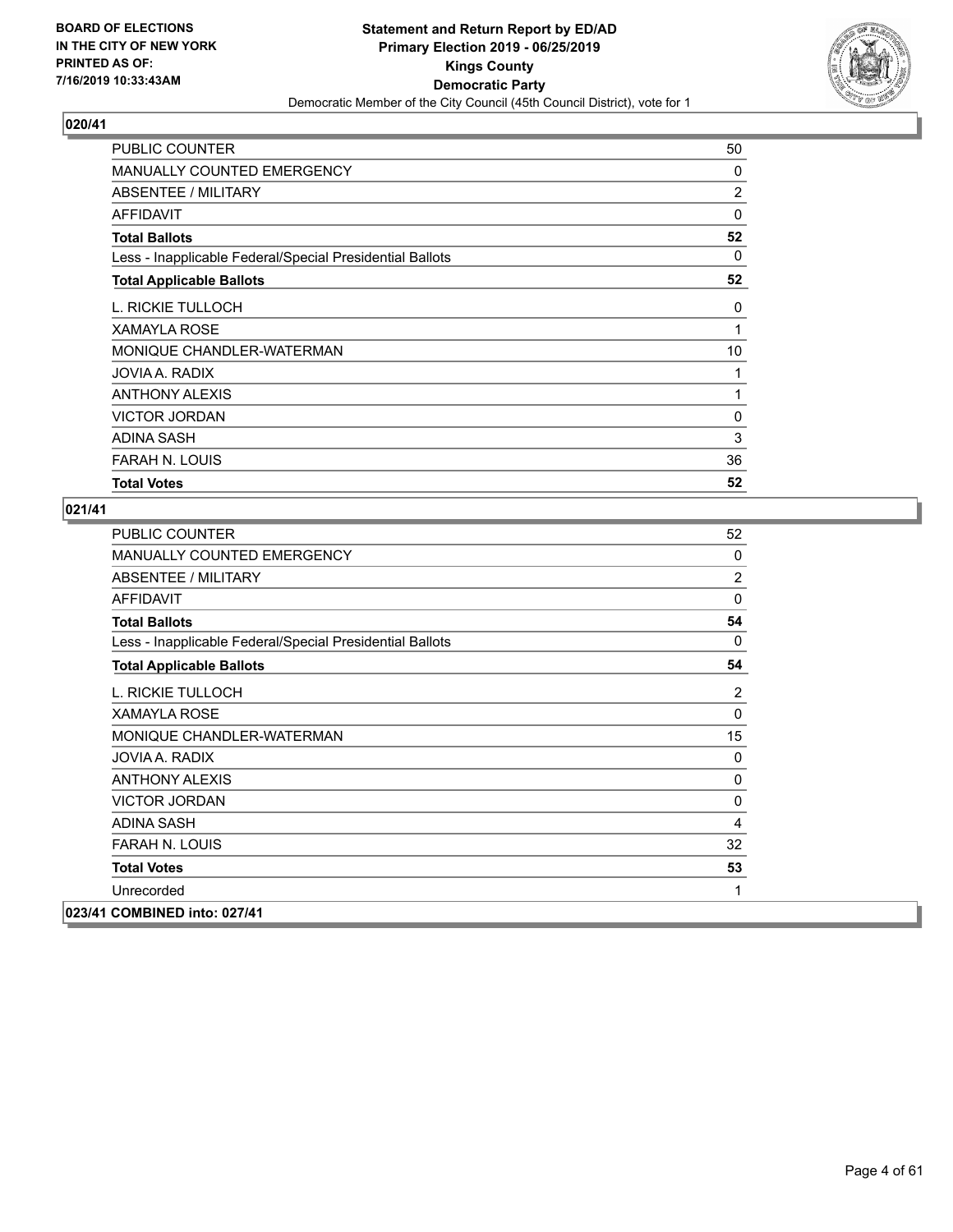**BOARD OF ELECTIONS IN THE CITY OF NEW YORK PRINTED AS OF: 7/16/2019 10:33:43AM**

**Statement and Return Report by ED/AD**
**Primary Election 2019 - 06/25/2019**
**Kings County**
**Democratic Party**
Democratic Member of the City Council (45th Council District), vote for 1

## 020/41

| | |
|---|---|
| PUBLIC COUNTER | 50 |
| MANUALLY COUNTED EMERGENCY | 0 |
| ABSENTEE / MILITARY | 2 |
| AFFIDAVIT | 0 |
| **Total Ballots** | **52** |
| Less - Inapplicable Federal/Special Presidential Ballots | 0 |
| **Total Applicable Ballots** | **52** |
| L. RICKIE TULLOCH | 0 |
| XAMAYLA ROSE | 1 |
| MONIQUE CHANDLER-WATERMAN | 10 |
| JOVIA A. RADIX | 1 |
| ANTHONY ALEXIS | 1 |
| VICTOR JORDAN | 0 |
| ADINA SASH | 3 |
| FARAH N. LOUIS | 36 |
| **Total Votes** | **52** |

## 021/41

| | |
|---|---|
| PUBLIC COUNTER | 52 |
| MANUALLY COUNTED EMERGENCY | 0 |
| ABSENTEE / MILITARY | 2 |
| AFFIDAVIT | 0 |
| **Total Ballots** | **54** |
| Less - Inapplicable Federal/Special Presidential Ballots | 0 |
| **Total Applicable Ballots** | **54** |
| L. RICKIE TULLOCH | 2 |
| XAMAYLA ROSE | 0 |
| MONIQUE CHANDLER-WATERMAN | 15 |
| JOVIA A. RADIX | 0 |
| ANTHONY ALEXIS | 0 |
| VICTOR JORDAN | 0 |
| ADINA SASH | 4 |
| FARAH N. LOUIS | 32 |
| **Total Votes** | **53** |
| Unrecorded | 1 |

## 023/41 COMBINED into: 027/41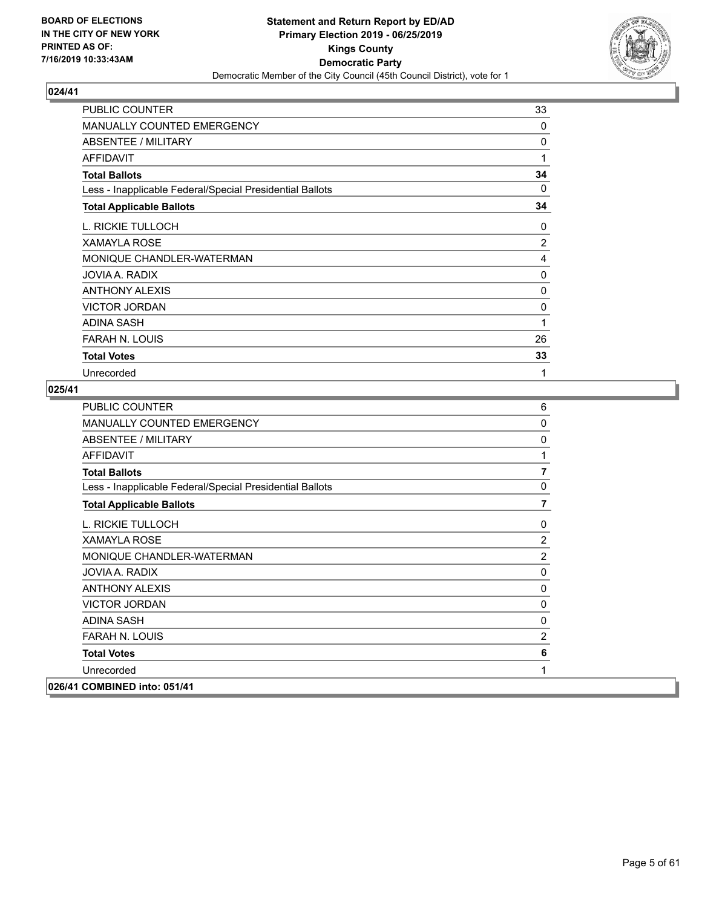## 024/41

| | |
|---|---|
| PUBLIC COUNTER | 33 |
| MANUALLY COUNTED EMERGENCY | 0 |
| ABSENTEE / MILITARY | 0 |
| AFFIDAVIT | 1 |
| **Total Ballots** | **34** |
| Less - Inapplicable Federal/Special Presidential Ballots | 0 |
| **Total Applicable Ballots** | **34** |
| L. RICKIE TULLOCH | 0 |
| XAMAYLA ROSE | 2 |
| MONIQUE CHANDLER-WATERMAN | 4 |
| JOVIA A. RADIX | 0 |
| ANTHONY ALEXIS | 0 |
| VICTOR JORDAN | 0 |
| ADINA SASH | 1 |
| FARAH N. LOUIS | 26 |
| **Total Votes** | **33** |
| Unrecorded | 1 |

## 025/41

| | |
|---|---|
| PUBLIC COUNTER | 6 |
| MANUALLY COUNTED EMERGENCY | 0 |
| ABSENTEE / MILITARY | 0 |
| AFFIDAVIT | 1 |
| **Total Ballots** | **7** |
| Less - Inapplicable Federal/Special Presidential Ballots | 0 |
| **Total Applicable Ballots** | **7** |
| L. RICKIE TULLOCH | 0 |
| XAMAYLA ROSE | 2 |
| MONIQUE CHANDLER-WATERMAN | 2 |
| JOVIA A. RADIX | 0 |
| ANTHONY ALEXIS | 0 |
| VICTOR JORDAN | 0 |
| ADINA SASH | 0 |
| FARAH N. LOUIS | 2 |
| **Total Votes** | **6** |
| Unrecorded | 1 |

## 026/41 COMBINED into: 051/41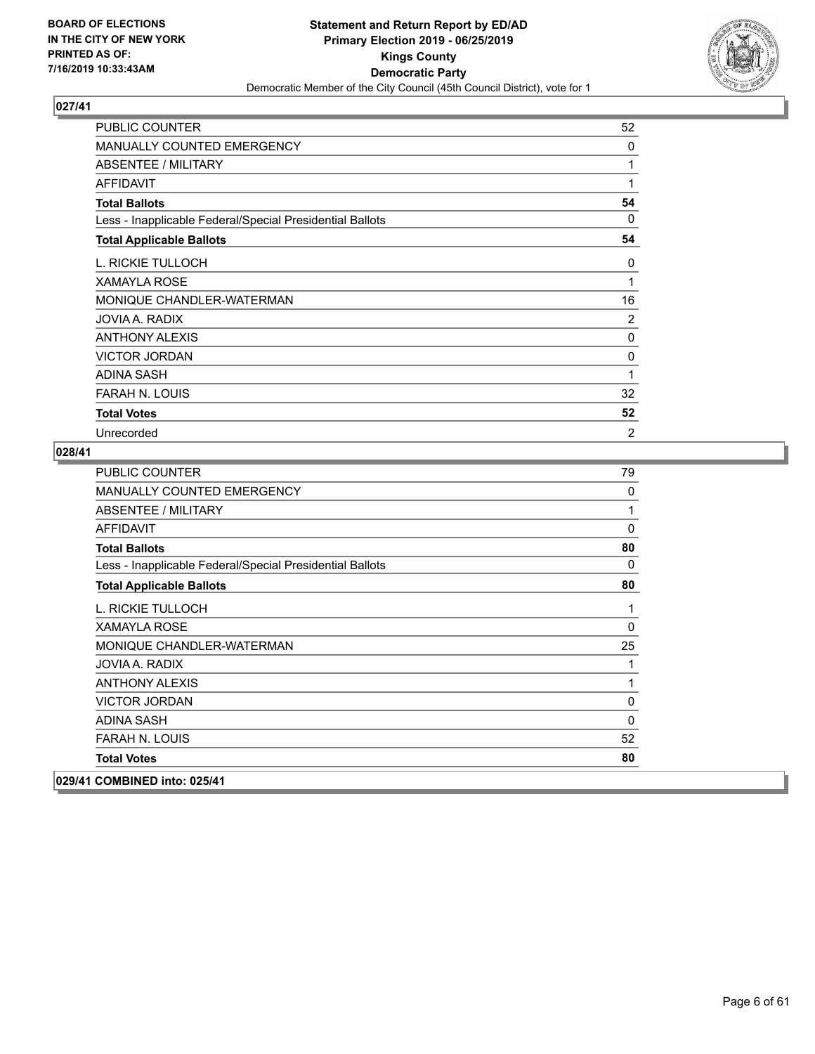**BOARD OF ELECTIONS IN THE CITY OF NEW YORK PRINTED AS OF: 7/16/2019 10:33:43AM**

**Statement and Return Report by ED/AD**
**Primary Election 2019 - 06/25/2019**
**Kings County**
**Democratic Party**
Democratic Member of the City Council (45th Council District), vote for 1

## 027/41

| | |
|---|---|
| PUBLIC COUNTER | 52 |
| MANUALLY COUNTED EMERGENCY | 0 |
| ABSENTEE / MILITARY | 1 |
| AFFIDAVIT | 1 |
| **Total Ballots** | **54** |
| Less - Inapplicable Federal/Special Presidential Ballots | 0 |
| **Total Applicable Ballots** | **54** |
| L. RICKIE TULLOCH | 0 |
| XAMAYLA ROSE | 1 |
| MONIQUE CHANDLER-WATERMAN | 16 |
| JOVIA A. RADIX | 2 |
| ANTHONY ALEXIS | 0 |
| VICTOR JORDAN | 0 |
| ADINA SASH | 1 |
| FARAH N. LOUIS | 32 |
| **Total Votes** | **52** |
| Unrecorded | 2 |

## 028/41

| | |
|---|---|
| PUBLIC COUNTER | 79 |
| MANUALLY COUNTED EMERGENCY | 0 |
| ABSENTEE / MILITARY | 1 |
| AFFIDAVIT | 0 |
| **Total Ballots** | **80** |
| Less - Inapplicable Federal/Special Presidential Ballots | 0 |
| **Total Applicable Ballots** | **80** |
| L. RICKIE TULLOCH | 1 |
| XAMAYLA ROSE | 0 |
| MONIQUE CHANDLER-WATERMAN | 25 |
| JOVIA A. RADIX | 1 |
| ANTHONY ALEXIS | 1 |
| VICTOR JORDAN | 0 |
| ADINA SASH | 0 |
| FARAH N. LOUIS | 52 |
| **Total Votes** | **80** |

## 029/41 COMBINED into: 025/41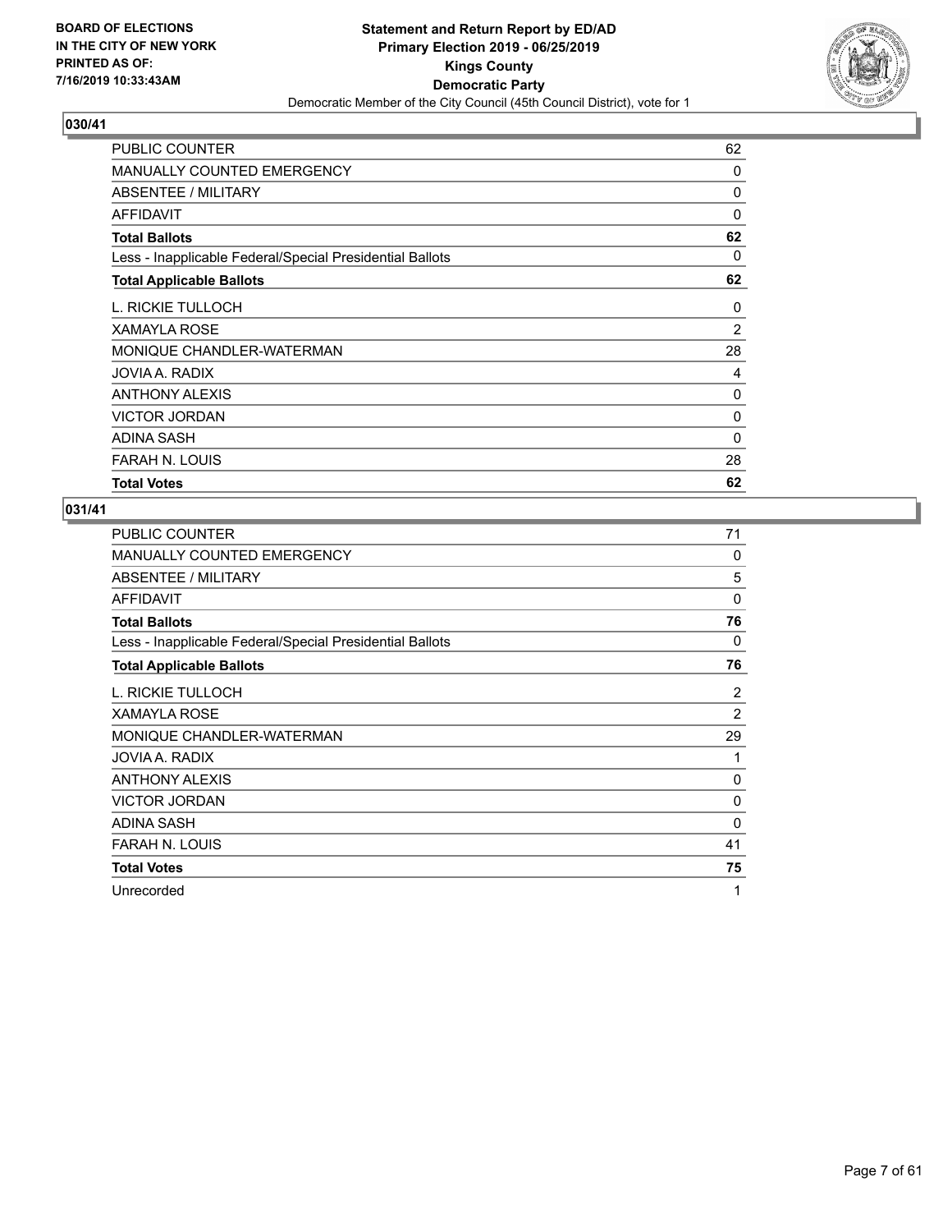**BOARD OF ELECTIONS IN THE CITY OF NEW YORK PRINTED AS OF: 7/16/2019 10:33:43AM**

**Statement and Return Report by ED/AD Primary Election 2019 - 06/25/2019 Kings County Democratic Party**

Democratic Member of the City Council (45th Council District), vote for 1

## 030/41

| | |
|---|---|
| PUBLIC COUNTER | 62 |
| MANUALLY COUNTED EMERGENCY | 0 |
| ABSENTEE / MILITARY | 0 |
| AFFIDAVIT | 0 |
| **Total Ballots** | **62** |
| Less - Inapplicable Federal/Special Presidential Ballots | 0 |
| **Total Applicable Ballots** | **62** |
| L. RICKIE TULLOCH | 0 |
| XAMAYLA ROSE | 2 |
| MONIQUE CHANDLER-WATERMAN | 28 |
| JOVIA A. RADIX | 4 |
| ANTHONY ALEXIS | 0 |
| VICTOR JORDAN | 0 |
| ADINA SASH | 0 |
| FARAH N. LOUIS | 28 |
| **Total Votes** | **62** |

## 031/41

| | |
|---|---|
| PUBLIC COUNTER | 71 |
| MANUALLY COUNTED EMERGENCY | 0 |
| ABSENTEE / MILITARY | 5 |
| AFFIDAVIT | 0 |
| **Total Ballots** | **76** |
| Less - Inapplicable Federal/Special Presidential Ballots | 0 |
| **Total Applicable Ballots** | **76** |
| L. RICKIE TULLOCH | 2 |
| XAMAYLA ROSE | 2 |
| MONIQUE CHANDLER-WATERMAN | 29 |
| JOVIA A. RADIX | 1 |
| ANTHONY ALEXIS | 0 |
| VICTOR JORDAN | 0 |
| ADINA SASH | 0 |
| FARAH N. LOUIS | 41 |
| **Total Votes** | **75** |
| Unrecorded | 1 |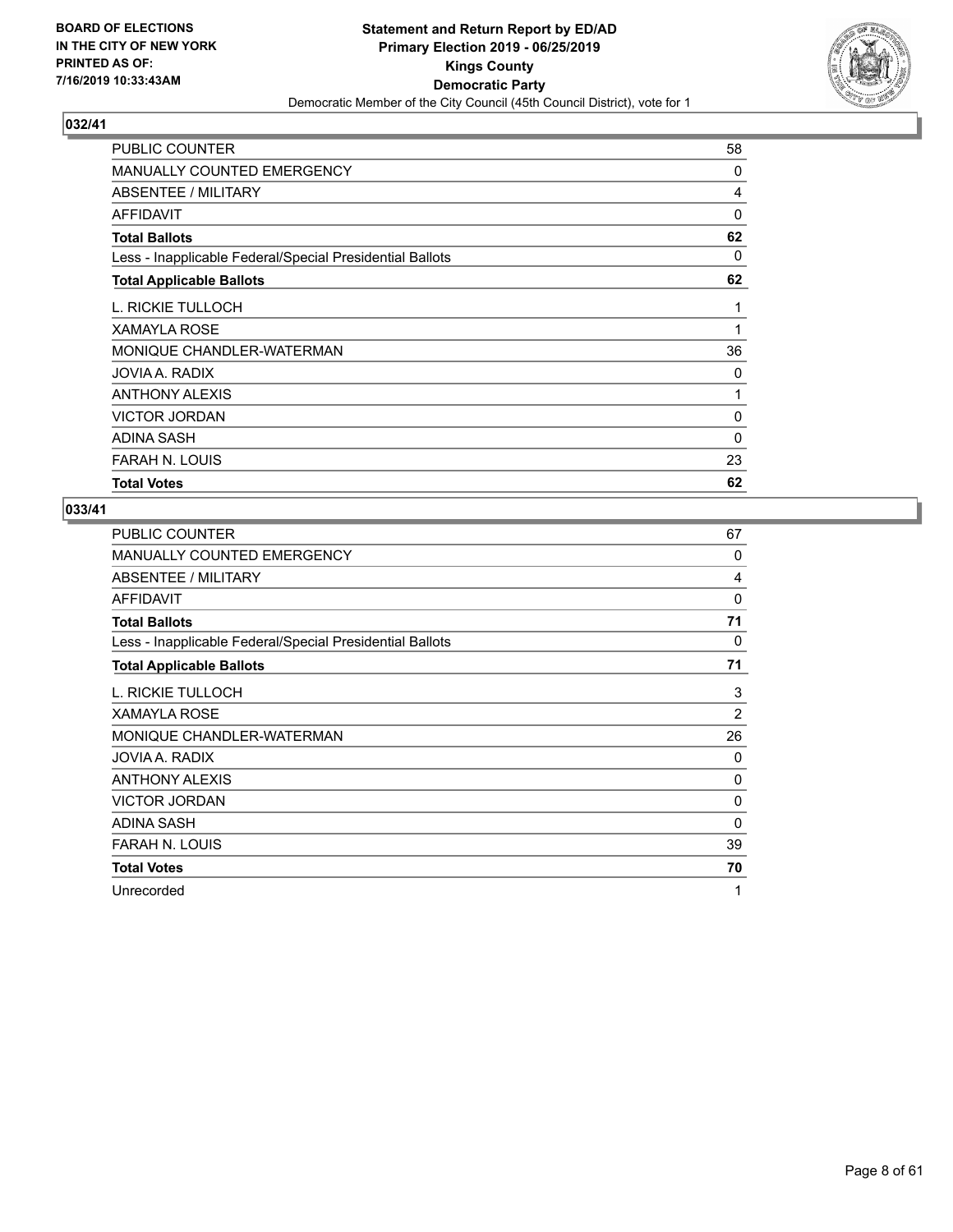**BOARD OF ELECTIONS IN THE CITY OF NEW YORK PRINTED AS OF: 7/16/2019 10:33:43AM**

**Statement and Return Report by ED/AD**
**Primary Election 2019 - 06/25/2019**
**Kings County**
**Democratic Party**
Democratic Member of the City Council (45th Council District), vote for 1

## 032/41

| | |
|---|---|
| PUBLIC COUNTER | 58 |
| MANUALLY COUNTED EMERGENCY | 0 |
| ABSENTEE / MILITARY | 4 |
| AFFIDAVIT | 0 |
| **Total Ballots** | **62** |
| Less - Inapplicable Federal/Special Presidential Ballots | 0 |
| **Total Applicable Ballots** | **62** |
| L. RICKIE TULLOCH | 1 |
| XAMAYLA ROSE | 1 |
| MONIQUE CHANDLER-WATERMAN | 36 |
| JOVIA A. RADIX | 0 |
| ANTHONY ALEXIS | 1 |
| VICTOR JORDAN | 0 |
| ADINA SASH | 0 |
| FARAH N. LOUIS | 23 |
| **Total Votes** | **62** |

## 033/41

| | |
|---|---|
| PUBLIC COUNTER | 67 |
| MANUALLY COUNTED EMERGENCY | 0 |
| ABSENTEE / MILITARY | 4 |
| AFFIDAVIT | 0 |
| **Total Ballots** | **71** |
| Less - Inapplicable Federal/Special Presidential Ballots | 0 |
| **Total Applicable Ballots** | **71** |
| L. RICKIE TULLOCH | 3 |
| XAMAYLA ROSE | 2 |
| MONIQUE CHANDLER-WATERMAN | 26 |
| JOVIA A. RADIX | 0 |
| ANTHONY ALEXIS | 0 |
| VICTOR JORDAN | 0 |
| ADINA SASH | 0 |
| FARAH N. LOUIS | 39 |
| **Total Votes** | **70** |
| Unrecorded | 1 |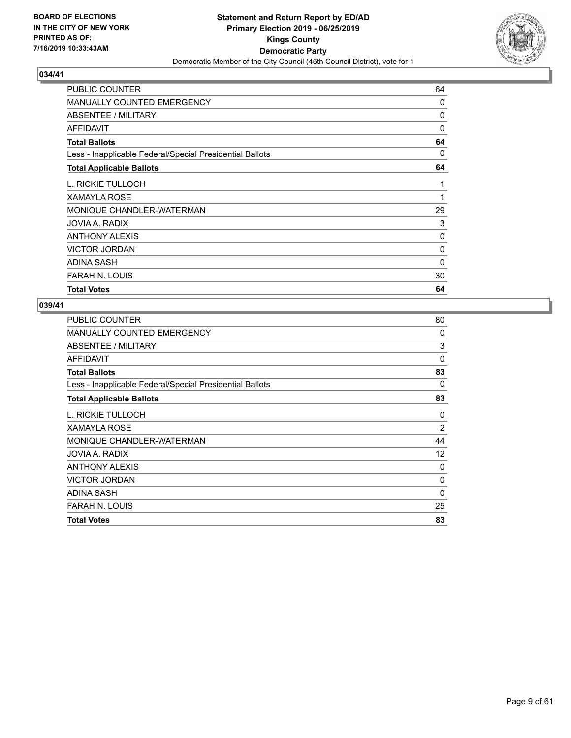**BOARD OF ELECTIONS IN THE CITY OF NEW YORK PRINTED AS OF: 7/16/2019 10:33:43AM**

**Statement and Return Report by ED/AD**
**Primary Election 2019 - 06/25/2019**
**Kings County**
**Democratic Party**
Democratic Member of the City Council (45th Council District), vote for 1

## 034/41

| | |
|---|---|
| PUBLIC COUNTER | 64 |
| MANUALLY COUNTED EMERGENCY | 0 |
| ABSENTEE / MILITARY | 0 |
| AFFIDAVIT | 0 |
| **Total Ballots** | **64** |
| Less - Inapplicable Federal/Special Presidential Ballots | 0 |
| **Total Applicable Ballots** | **64** |
| L. RICKIE TULLOCH | 1 |
| XAMAYLA ROSE | 1 |
| MONIQUE CHANDLER-WATERMAN | 29 |
| JOVIA A. RADIX | 3 |
| ANTHONY ALEXIS | 0 |
| VICTOR JORDAN | 0 |
| ADINA SASH | 0 |
| FARAH N. LOUIS | 30 |
| **Total Votes** | **64** |

## 039/41

| | |
|---|---|
| PUBLIC COUNTER | 80 |
| MANUALLY COUNTED EMERGENCY | 0 |
| ABSENTEE / MILITARY | 3 |
| AFFIDAVIT | 0 |
| **Total Ballots** | **83** |
| Less - Inapplicable Federal/Special Presidential Ballots | 0 |
| **Total Applicable Ballots** | **83** |
| L. RICKIE TULLOCH | 0 |
| XAMAYLA ROSE | 2 |
| MONIQUE CHANDLER-WATERMAN | 44 |
| JOVIA A. RADIX | 12 |
| ANTHONY ALEXIS | 0 |
| VICTOR JORDAN | 0 |
| ADINA SASH | 0 |
| FARAH N. LOUIS | 25 |
| **Total Votes** | **83** |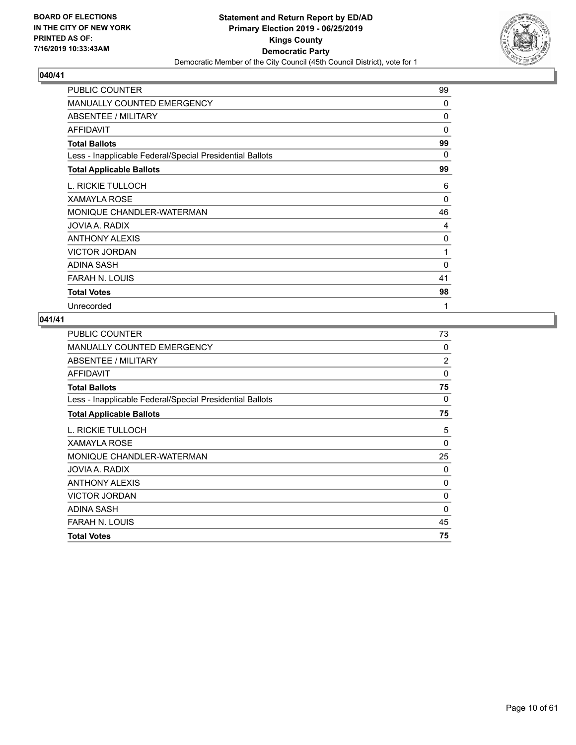**BOARD OF ELECTIONS IN THE CITY OF NEW YORK PRINTED AS OF: 7/16/2019 10:33:43AM**

**Statement and Return Report by ED/AD**
**Primary Election 2019 - 06/25/2019**
**Kings County**
**Democratic Party**
Democratic Member of the City Council (45th Council District), vote for 1

### 040/41

| | |
|---|---|
| PUBLIC COUNTER | 99 |
| MANUALLY COUNTED EMERGENCY | 0 |
| ABSENTEE / MILITARY | 0 |
| AFFIDAVIT | 0 |
| **Total Ballots** | **99** |
| Less - Inapplicable Federal/Special Presidential Ballots | 0 |
| **Total Applicable Ballots** | **99** |
| L. RICKIE TULLOCH | 6 |
| XAMAYLA ROSE | 0 |
| MONIQUE CHANDLER-WATERMAN | 46 |
| JOVIA A. RADIX | 4 |
| ANTHONY ALEXIS | 0 |
| VICTOR JORDAN | 1 |
| ADINA SASH | 0 |
| FARAH N. LOUIS | 41 |
| **Total Votes** | **98** |
| Unrecorded | 1 |

### 041/41

| | |
|---|---|
| PUBLIC COUNTER | 73 |
| MANUALLY COUNTED EMERGENCY | 0 |
| ABSENTEE / MILITARY | 2 |
| AFFIDAVIT | 0 |
| **Total Ballots** | **75** |
| Less - Inapplicable Federal/Special Presidential Ballots | 0 |
| **Total Applicable Ballots** | **75** |
| L. RICKIE TULLOCH | 5 |
| XAMAYLA ROSE | 0 |
| MONIQUE CHANDLER-WATERMAN | 25 |
| JOVIA A. RADIX | 0 |
| ANTHONY ALEXIS | 0 |
| VICTOR JORDAN | 0 |
| ADINA SASH | 0 |
| FARAH N. LOUIS | 45 |
| **Total Votes** | **75** |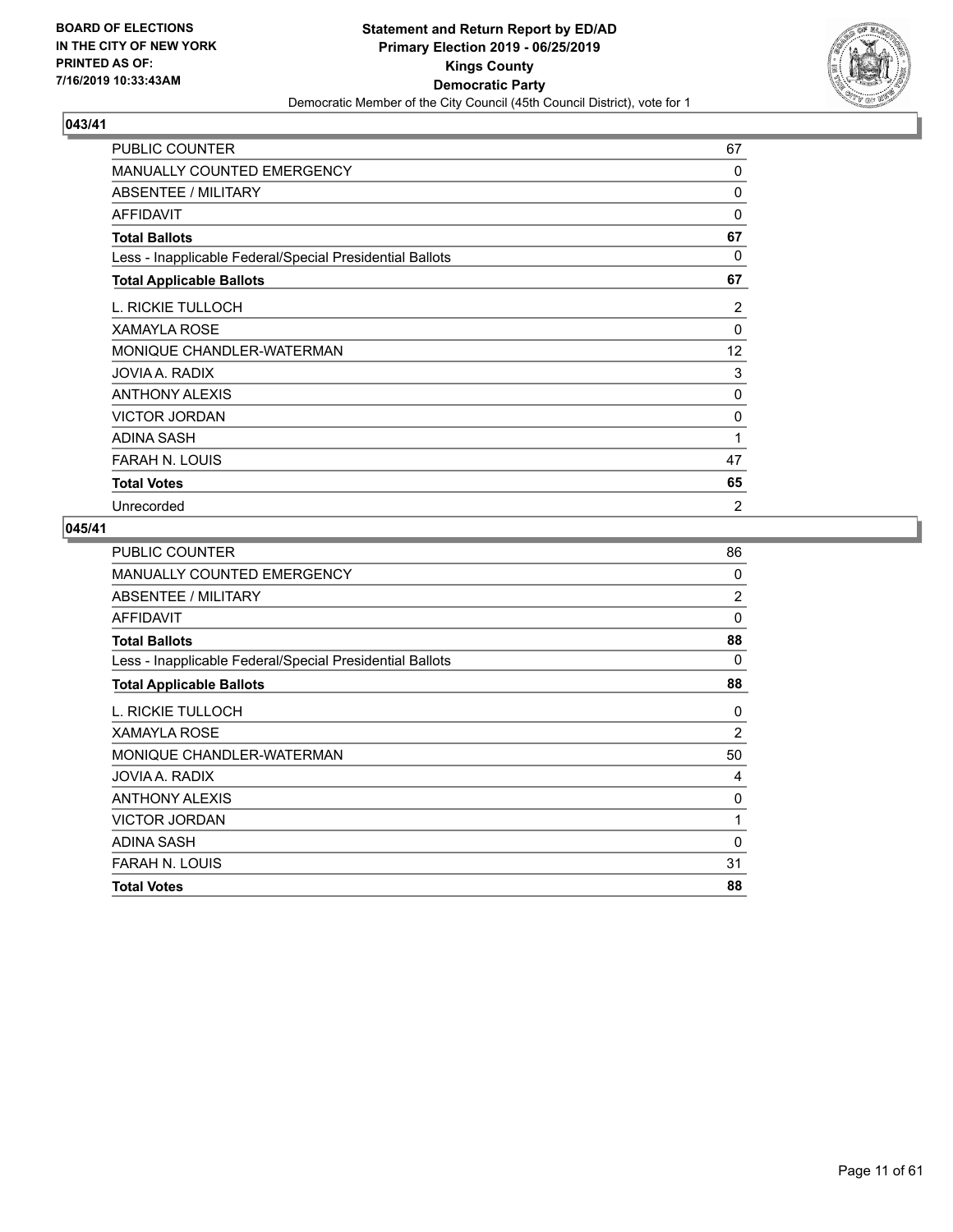**BOARD OF ELECTIONS IN THE CITY OF NEW YORK PRINTED AS OF: 7/16/2019 10:33:43AM**

**Statement and Return Report by ED/AD**
**Primary Election 2019 - 06/25/2019**
**Kings County**
**Democratic Party**
Democratic Member of the City Council (45th Council District), vote for 1

## 043/41

| | |
|---|---|
| PUBLIC COUNTER | 67 |
| MANUALLY COUNTED EMERGENCY | 0 |
| ABSENTEE / MILITARY | 0 |
| AFFIDAVIT | 0 |
| **Total Ballots** | **67** |
| Less - Inapplicable Federal/Special Presidential Ballots | 0 |
| **Total Applicable Ballots** | **67** |
| L. RICKIE TULLOCH | 2 |
| XAMAYLA ROSE | 0 |
| MONIQUE CHANDLER-WATERMAN | 12 |
| JOVIA A. RADIX | 3 |
| ANTHONY ALEXIS | 0 |
| VICTOR JORDAN | 0 |
| ADINA SASH | 1 |
| FARAH N. LOUIS | 47 |
| **Total Votes** | **65** |
| Unrecorded | 2 |

## 045/41

| | |
|---|---|
| PUBLIC COUNTER | 86 |
| MANUALLY COUNTED EMERGENCY | 0 |
| ABSENTEE / MILITARY | 2 |
| AFFIDAVIT | 0 |
| **Total Ballots** | **88** |
| Less - Inapplicable Federal/Special Presidential Ballots | 0 |
| **Total Applicable Ballots** | **88** |
| L. RICKIE TULLOCH | 0 |
| XAMAYLA ROSE | 2 |
| MONIQUE CHANDLER-WATERMAN | 50 |
| JOVIA A. RADIX | 4 |
| ANTHONY ALEXIS | 0 |
| VICTOR JORDAN | 1 |
| ADINA SASH | 0 |
| FARAH N. LOUIS | 31 |
| **Total Votes** | **88** |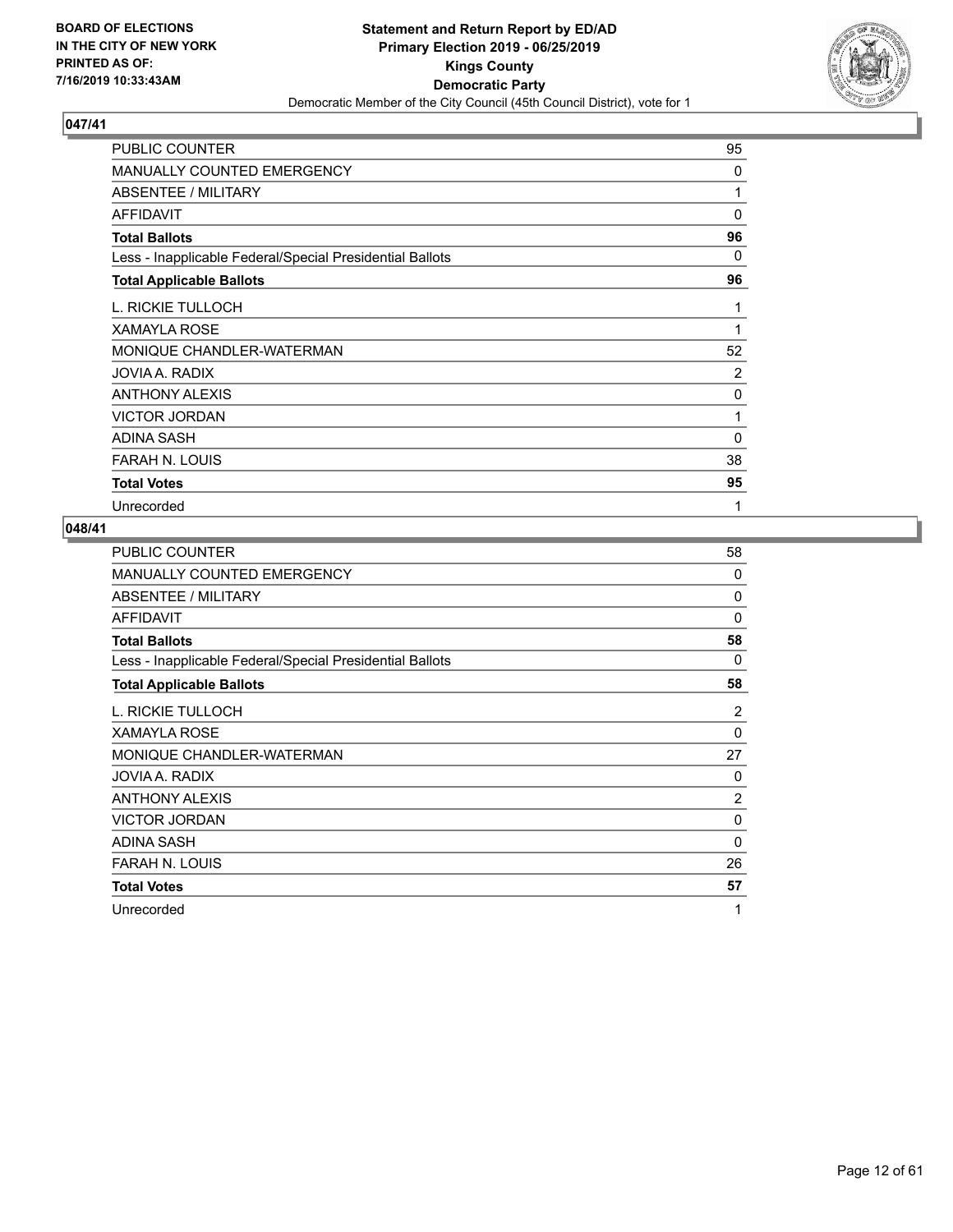**BOARD OF ELECTIONS IN THE CITY OF NEW YORK PRINTED AS OF: 7/16/2019 10:33:43AM**

**Statement and Return Report by ED/AD Primary Election 2019 - 06/25/2019 Kings County Democratic Party**

Democratic Member of the City Council (45th Council District), vote for 1

## 047/41

| | |
|---|---|
| PUBLIC COUNTER | 95 |
| MANUALLY COUNTED EMERGENCY | 0 |
| ABSENTEE / MILITARY | 1 |
| AFFIDAVIT | 0 |
| **Total Ballots** | **96** |
| Less - Inapplicable Federal/Special Presidential Ballots | 0 |
| **Total Applicable Ballots** | **96** |
| L. RICKIE TULLOCH | 1 |
| XAMAYLA ROSE | 1 |
| MONIQUE CHANDLER-WATERMAN | 52 |
| JOVIA A. RADIX | 2 |
| ANTHONY ALEXIS | 0 |
| VICTOR JORDAN | 1 |
| ADINA SASH | 0 |
| FARAH N. LOUIS | 38 |
| **Total Votes** | **95** |
| Unrecorded | 1 |

## 048/41

| | |
|---|---|
| PUBLIC COUNTER | 58 |
| MANUALLY COUNTED EMERGENCY | 0 |
| ABSENTEE / MILITARY | 0 |
| AFFIDAVIT | 0 |
| **Total Ballots** | **58** |
| Less - Inapplicable Federal/Special Presidential Ballots | 0 |
| **Total Applicable Ballots** | **58** |
| L. RICKIE TULLOCH | 2 |
| XAMAYLA ROSE | 0 |
| MONIQUE CHANDLER-WATERMAN | 27 |
| JOVIA A. RADIX | 0 |
| ANTHONY ALEXIS | 2 |
| VICTOR JORDAN | 0 |
| ADINA SASH | 0 |
| FARAH N. LOUIS | 26 |
| **Total Votes** | **57** |
| Unrecorded | 1 |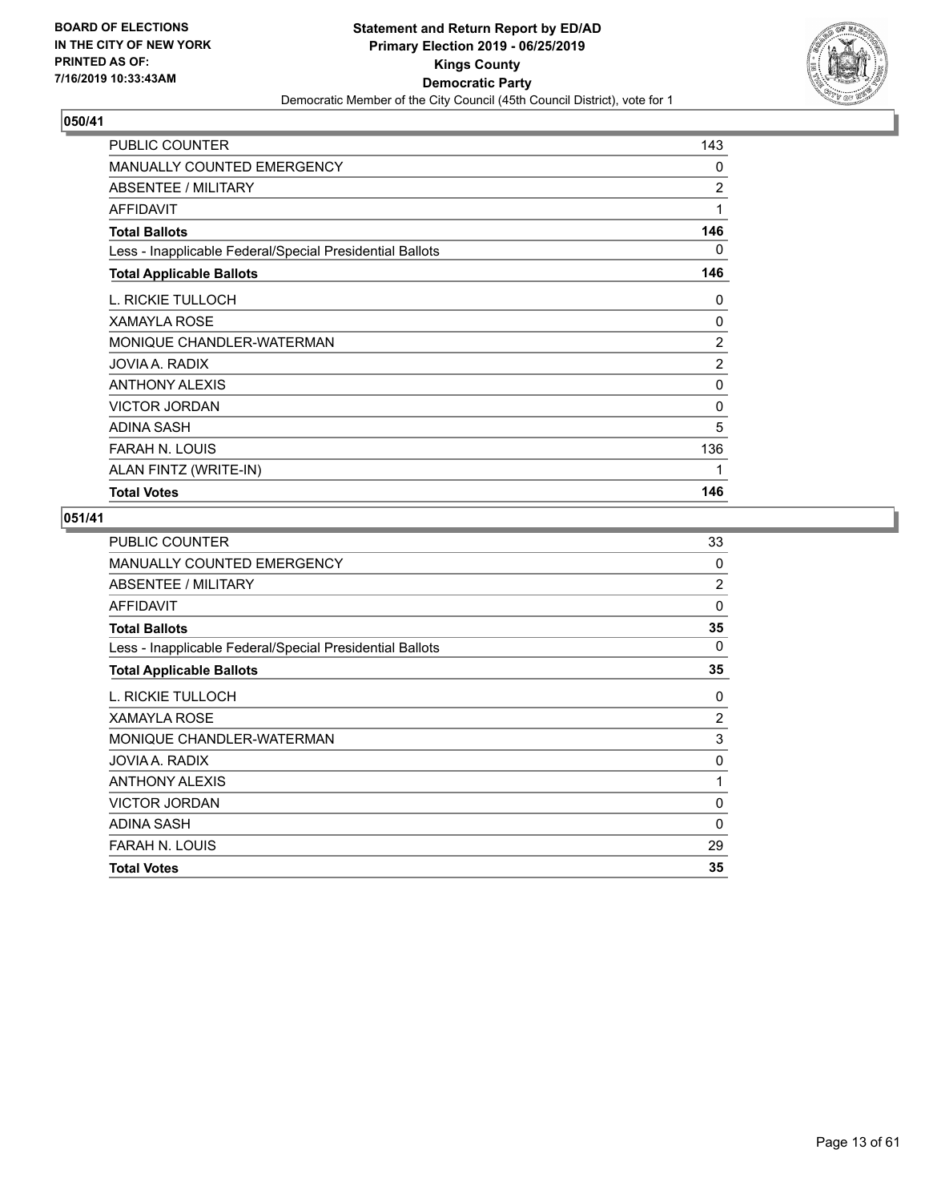**BOARD OF ELECTIONS IN THE CITY OF NEW YORK PRINTED AS OF: 7/16/2019 10:33:43AM**

**Statement and Return Report by ED/AD**
**Primary Election 2019 - 06/25/2019**
**Kings County**
**Democratic Party**
Democratic Member of the City Council (45th Council District), vote for 1

## 050/41

| | |
|---|---|
| PUBLIC COUNTER | 143 |
| MANUALLY COUNTED EMERGENCY | 0 |
| ABSENTEE / MILITARY | 2 |
| AFFIDAVIT | 1 |
| **Total Ballots** | **146** |
| Less - Inapplicable Federal/Special Presidential Ballots | 0 |
| **Total Applicable Ballots** | **146** |
| L. RICKIE TULLOCH | 0 |
| XAMAYLA ROSE | 0 |
| MONIQUE CHANDLER-WATERMAN | 2 |
| JOVIA A. RADIX | 2 |
| ANTHONY ALEXIS | 0 |
| VICTOR JORDAN | 0 |
| ADINA SASH | 5 |
| FARAH N. LOUIS | 136 |
| ALAN FINTZ (WRITE-IN) | 1 |
| **Total Votes** | **146** |

## 051/41

| | |
|---|---|
| PUBLIC COUNTER | 33 |
| MANUALLY COUNTED EMERGENCY | 0 |
| ABSENTEE / MILITARY | 2 |
| AFFIDAVIT | 0 |
| **Total Ballots** | **35** |
| Less - Inapplicable Federal/Special Presidential Ballots | 0 |
| **Total Applicable Ballots** | **35** |
| L. RICKIE TULLOCH | 0 |
| XAMAYLA ROSE | 2 |
| MONIQUE CHANDLER-WATERMAN | 3 |
| JOVIA A. RADIX | 0 |
| ANTHONY ALEXIS | 1 |
| VICTOR JORDAN | 0 |
| ADINA SASH | 0 |
| FARAH N. LOUIS | 29 |
| **Total Votes** | **35** |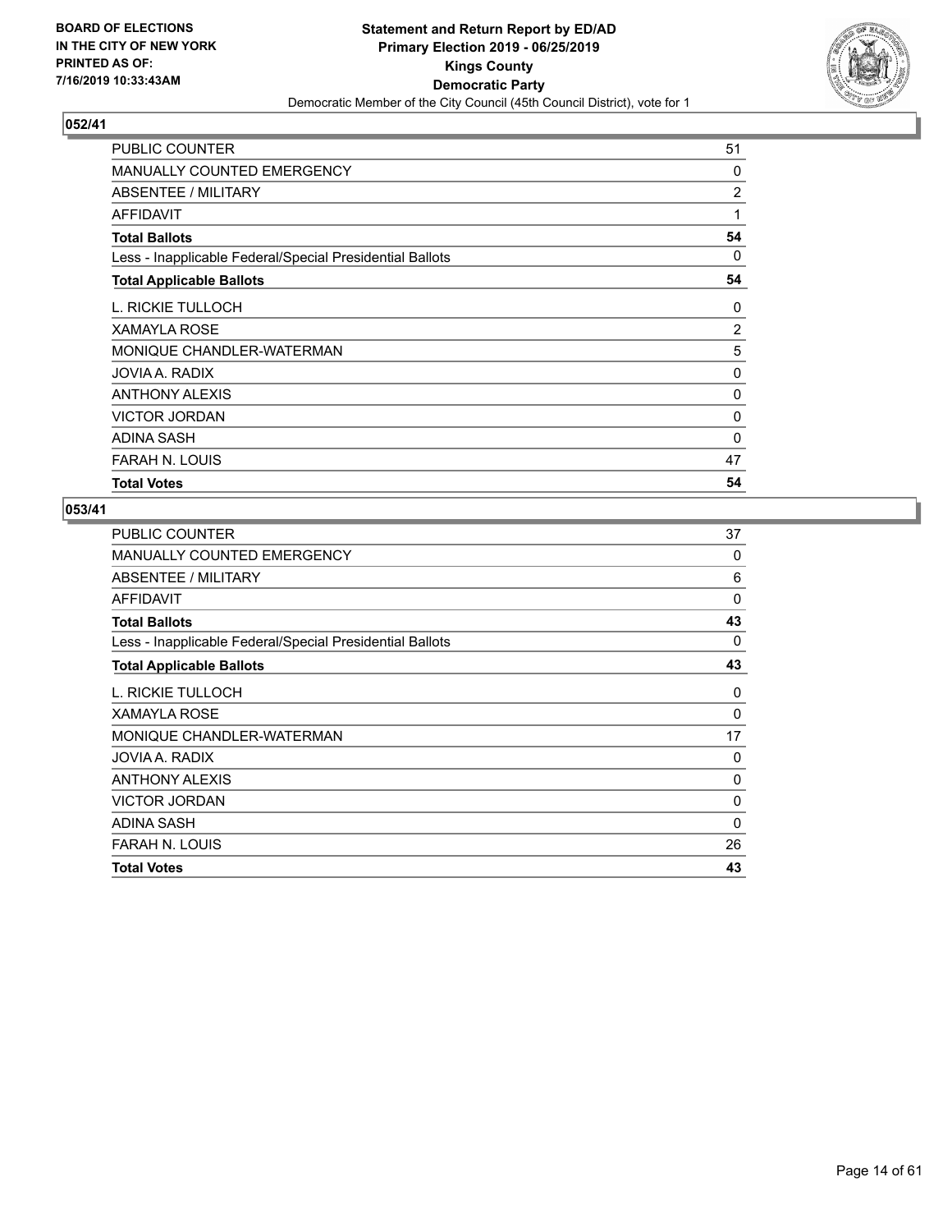**BOARD OF ELECTIONS IN THE CITY OF NEW YORK PRINTED AS OF: 7/16/2019 10:33:43AM**

**Statement and Return Report by ED/AD**
**Primary Election 2019 - 06/25/2019**
**Kings County**
**Democratic Party**
Democratic Member of the City Council (45th Council District), vote for 1

### 052/41

| | |
|---|---|
| PUBLIC COUNTER | 51 |
| MANUALLY COUNTED EMERGENCY | 0 |
| ABSENTEE / MILITARY | 2 |
| AFFIDAVIT | 1 |
| **Total Ballots** | **54** |
| Less - Inapplicable Federal/Special Presidential Ballots | 0 |
| **Total Applicable Ballots** | **54** |
| L. RICKIE TULLOCH | 0 |
| XAMAYLA ROSE | 2 |
| MONIQUE CHANDLER-WATERMAN | 5 |
| JOVIA A. RADIX | 0 |
| ANTHONY ALEXIS | 0 |
| VICTOR JORDAN | 0 |
| ADINA SASH | 0 |
| FARAH N. LOUIS | 47 |
| **Total Votes** | **54** |

### 053/41

| | |
|---|---|
| PUBLIC COUNTER | 37 |
| MANUALLY COUNTED EMERGENCY | 0 |
| ABSENTEE / MILITARY | 6 |
| AFFIDAVIT | 0 |
| **Total Ballots** | **43** |
| Less - Inapplicable Federal/Special Presidential Ballots | 0 |
| **Total Applicable Ballots** | **43** |
| L. RICKIE TULLOCH | 0 |
| XAMAYLA ROSE | 0 |
| MONIQUE CHANDLER-WATERMAN | 17 |
| JOVIA A. RADIX | 0 |
| ANTHONY ALEXIS | 0 |
| VICTOR JORDAN | 0 |
| ADINA SASH | 0 |
| FARAH N. LOUIS | 26 |
| **Total Votes** | **43** |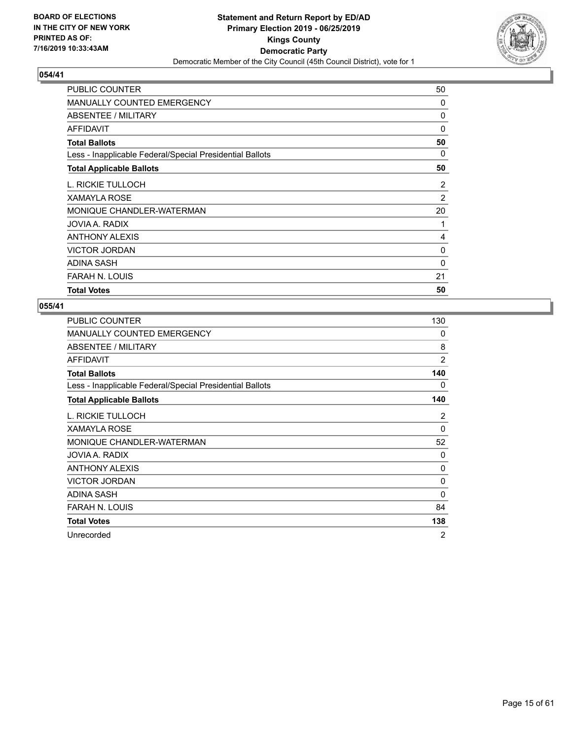BOARD OF ELECTIONS
IN THE CITY OF NEW YORK
PRINTED AS OF:
7/16/2019 10:33:43AM

**Statement and Return Report by ED/AD**
**Primary Election 2019 - 06/25/2019**
**Kings County**
**Democratic Party**
Democratic Member of the City Council (45th Council District), vote for 1

## 054/41

| | |
|---|---|
| PUBLIC COUNTER | 50 |
| MANUALLY COUNTED EMERGENCY | 0 |
| ABSENTEE / MILITARY | 0 |
| AFFIDAVIT | 0 |
| **Total Ballots** | **50** |
| Less - Inapplicable Federal/Special Presidential Ballots | 0 |
| **Total Applicable Ballots** | **50** |
| L. RICKIE TULLOCH | 2 |
| XAMAYLA ROSE | 2 |
| MONIQUE CHANDLER-WATERMAN | 20 |
| JOVIA A. RADIX | 1 |
| ANTHONY ALEXIS | 4 |
| VICTOR JORDAN | 0 |
| ADINA SASH | 0 |
| FARAH N. LOUIS | 21 |
| **Total Votes** | **50** |

## 055/41

| | |
|---|---|
| PUBLIC COUNTER | 130 |
| MANUALLY COUNTED EMERGENCY | 0 |
| ABSENTEE / MILITARY | 8 |
| AFFIDAVIT | 2 |
| **Total Ballots** | **140** |
| Less - Inapplicable Federal/Special Presidential Ballots | 0 |
| **Total Applicable Ballots** | **140** |
| L. RICKIE TULLOCH | 2 |
| XAMAYLA ROSE | 0 |
| MONIQUE CHANDLER-WATERMAN | 52 |
| JOVIA A. RADIX | 0 |
| ANTHONY ALEXIS | 0 |
| VICTOR JORDAN | 0 |
| ADINA SASH | 0 |
| FARAH N. LOUIS | 84 |
| **Total Votes** | **138** |
| Unrecorded | 2 |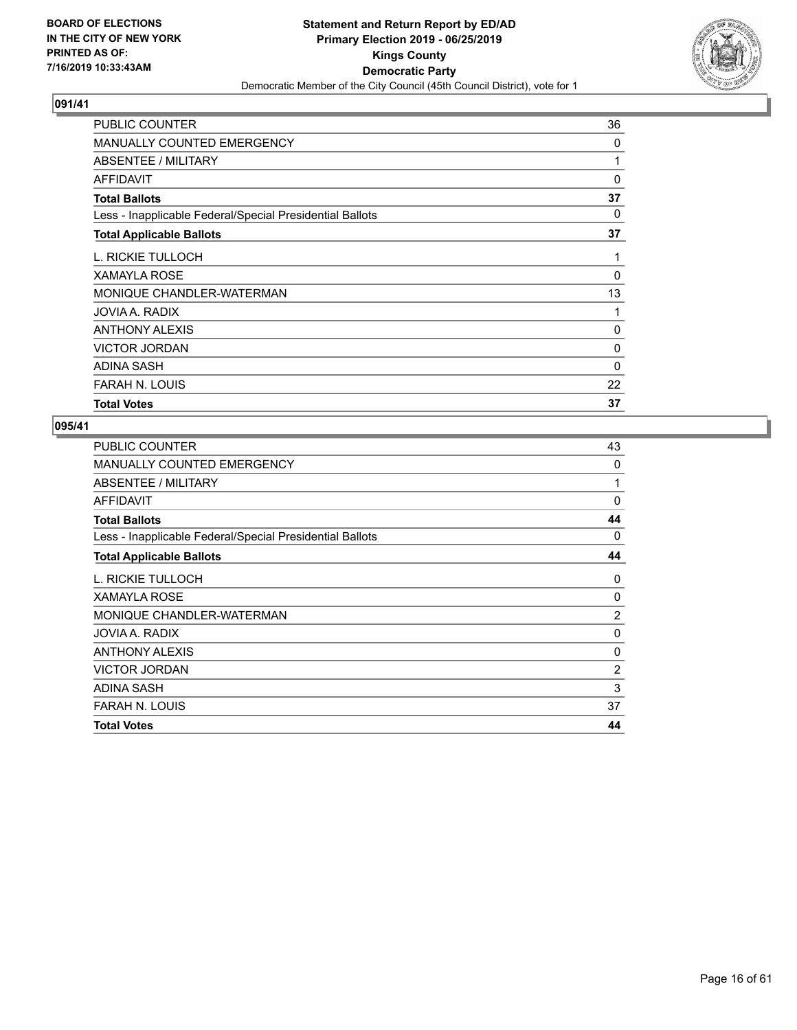**BOARD OF ELECTIONS IN THE CITY OF NEW YORK PRINTED AS OF: 7/16/2019 10:33:43AM**

**Statement and Return Report by ED/AD**
**Primary Election 2019 - 06/25/2019**
**Kings County**
**Democratic Party**
Democratic Member of the City Council (45th Council District), vote for 1

## 091/41

| | |
|---|---|
| PUBLIC COUNTER | 36 |
| MANUALLY COUNTED EMERGENCY | 0 |
| ABSENTEE / MILITARY | 1 |
| AFFIDAVIT | 0 |
| **Total Ballots** | **37** |
| Less - Inapplicable Federal/Special Presidential Ballots | 0 |
| **Total Applicable Ballots** | **37** |
| L. RICKIE TULLOCH | 1 |
| XAMAYLA ROSE | 0 |
| MONIQUE CHANDLER-WATERMAN | 13 |
| JOVIA A. RADIX | 1 |
| ANTHONY ALEXIS | 0 |
| VICTOR JORDAN | 0 |
| ADINA SASH | 0 |
| FARAH N. LOUIS | 22 |
| **Total Votes** | **37** |

## 095/41

| | |
|---|---|
| PUBLIC COUNTER | 43 |
| MANUALLY COUNTED EMERGENCY | 0 |
| ABSENTEE / MILITARY | 1 |
| AFFIDAVIT | 0 |
| **Total Ballots** | **44** |
| Less - Inapplicable Federal/Special Presidential Ballots | 0 |
| **Total Applicable Ballots** | **44** |
| L. RICKIE TULLOCH | 0 |
| XAMAYLA ROSE | 0 |
| MONIQUE CHANDLER-WATERMAN | 2 |
| JOVIA A. RADIX | 0 |
| ANTHONY ALEXIS | 0 |
| VICTOR JORDAN | 2 |
| ADINA SASH | 3 |
| FARAH N. LOUIS | 37 |
| **Total Votes** | **44** |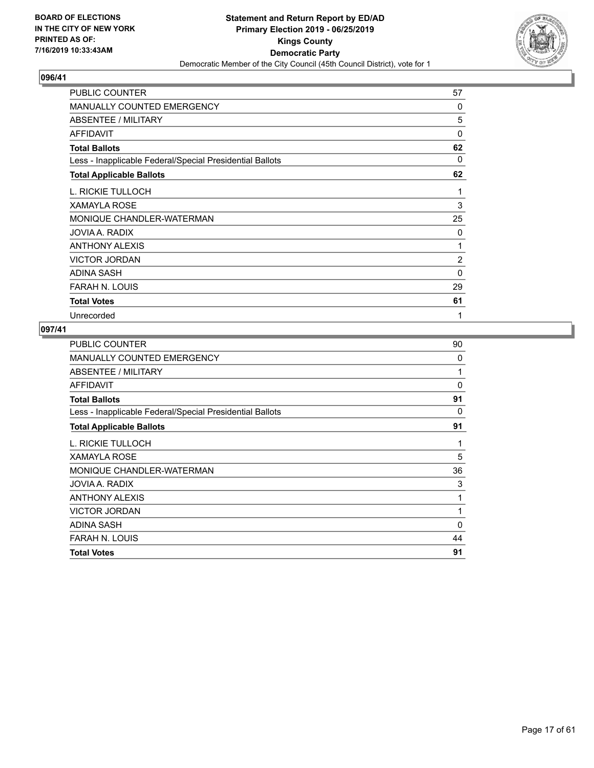## 096/41

| | |
|---|---|
| PUBLIC COUNTER | 57 |
| MANUALLY COUNTED EMERGENCY | 0 |
| ABSENTEE / MILITARY | 5 |
| AFFIDAVIT | 0 |
| **Total Ballots** | **62** |
| Less - Inapplicable Federal/Special Presidential Ballots | 0 |
| **Total Applicable Ballots** | **62** |
| L. RICKIE TULLOCH | 1 |
| XAMAYLA ROSE | 3 |
| MONIQUE CHANDLER-WATERMAN | 25 |
| JOVIA A. RADIX | 0 |
| ANTHONY ALEXIS | 1 |
| VICTOR JORDAN | 2 |
| ADINA SASH | 0 |
| FARAH N. LOUIS | 29 |
| **Total Votes** | **61** |
| Unrecorded | 1 |

## 097/41

| | |
|---|---|
| PUBLIC COUNTER | 90 |
| MANUALLY COUNTED EMERGENCY | 0 |
| ABSENTEE / MILITARY | 1 |
| AFFIDAVIT | 0 |
| **Total Ballots** | **91** |
| Less - Inapplicable Federal/Special Presidential Ballots | 0 |
| **Total Applicable Ballots** | **91** |
| L. RICKIE TULLOCH | 1 |
| XAMAYLA ROSE | 5 |
| MONIQUE CHANDLER-WATERMAN | 36 |
| JOVIA A. RADIX | 3 |
| ANTHONY ALEXIS | 1 |
| VICTOR JORDAN | 1 |
| ADINA SASH | 0 |
| FARAH N. LOUIS | 44 |
| **Total Votes** | **91** |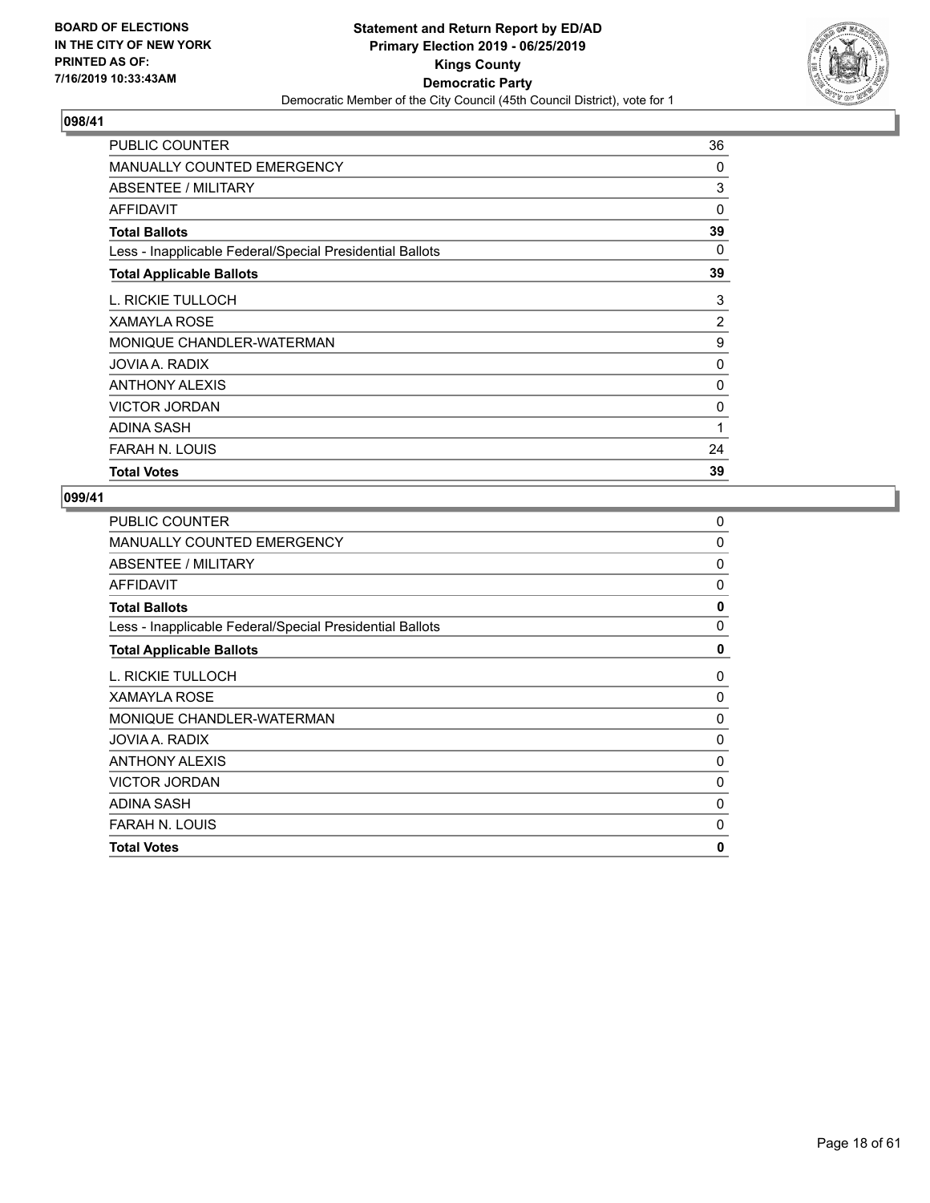**BOARD OF ELECTIONS IN THE CITY OF NEW YORK PRINTED AS OF: 7/16/2019 10:33:43AM**

**Statement and Return Report by ED/AD**
**Primary Election 2019 - 06/25/2019**
**Kings County**
**Democratic Party**
Democratic Member of the City Council (45th Council District), vote for 1

### 098/41

| | |
|---|---|
| PUBLIC COUNTER | 36 |
| MANUALLY COUNTED EMERGENCY | 0 |
| ABSENTEE / MILITARY | 3 |
| AFFIDAVIT | 0 |
| **Total Ballots** | **39** |
| Less - Inapplicable Federal/Special Presidential Ballots | 0 |
| **Total Applicable Ballots** | **39** |
| L. RICKIE TULLOCH | 3 |
| XAMAYLA ROSE | 2 |
| MONIQUE CHANDLER-WATERMAN | 9 |
| JOVIA A. RADIX | 0 |
| ANTHONY ALEXIS | 0 |
| VICTOR JORDAN | 0 |
| ADINA SASH | 1 |
| FARAH N. LOUIS | 24 |
| **Total Votes** | **39** |

### 099/41

| | |
|---|---|
| PUBLIC COUNTER | 0 |
| MANUALLY COUNTED EMERGENCY | 0 |
| ABSENTEE / MILITARY | 0 |
| AFFIDAVIT | 0 |
| **Total Ballots** | **0** |
| Less - Inapplicable Federal/Special Presidential Ballots | 0 |
| **Total Applicable Ballots** | **0** |
| L. RICKIE TULLOCH | 0 |
| XAMAYLA ROSE | 0 |
| MONIQUE CHANDLER-WATERMAN | 0 |
| JOVIA A. RADIX | 0 |
| ANTHONY ALEXIS | 0 |
| VICTOR JORDAN | 0 |
| ADINA SASH | 0 |
| FARAH N. LOUIS | 0 |
| **Total Votes** | **0** |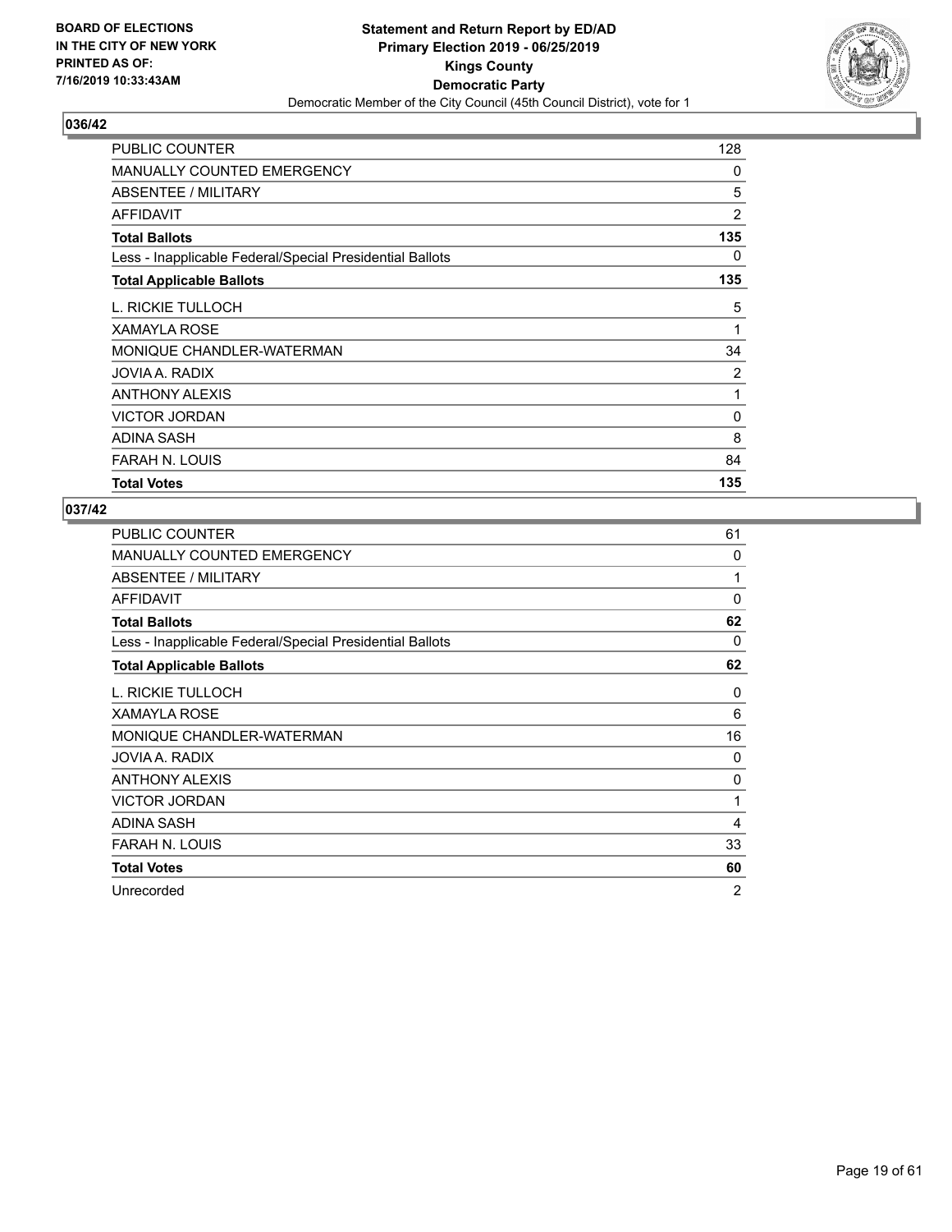**Statement and Return Report by ED/AD**
**Primary Election 2019 - 06/25/2019**
**Kings County**
**Democratic Party**
Democratic Member of the City Council (45th Council District), vote for 1

BOARD OF ELECTIONS
IN THE CITY OF NEW YORK
PRINTED AS OF:
7/16/2019 10:33:43AM

## 036/42

| | |
|---|---|
| PUBLIC COUNTER | 128 |
| MANUALLY COUNTED EMERGENCY | 0 |
| ABSENTEE / MILITARY | 5 |
| AFFIDAVIT | 2 |
| **Total Ballots** | **135** |
| Less - Inapplicable Federal/Special Presidential Ballots | 0 |
| **Total Applicable Ballots** | **135** |
| L. RICKIE TULLOCH | 5 |
| XAMAYLA ROSE | 1 |
| MONIQUE CHANDLER-WATERMAN | 34 |
| JOVIA A. RADIX | 2 |
| ANTHONY ALEXIS | 1 |
| VICTOR JORDAN | 0 |
| ADINA SASH | 8 |
| FARAH N. LOUIS | 84 |
| **Total Votes** | **135** |

## 037/42

| | |
|---|---|
| PUBLIC COUNTER | 61 |
| MANUALLY COUNTED EMERGENCY | 0 |
| ABSENTEE / MILITARY | 1 |
| AFFIDAVIT | 0 |
| **Total Ballots** | **62** |
| Less - Inapplicable Federal/Special Presidential Ballots | 0 |
| **Total Applicable Ballots** | **62** |
| L. RICKIE TULLOCH | 0 |
| XAMAYLA ROSE | 6 |
| MONIQUE CHANDLER-WATERMAN | 16 |
| JOVIA A. RADIX | 0 |
| ANTHONY ALEXIS | 0 |
| VICTOR JORDAN | 1 |
| ADINA SASH | 4 |
| FARAH N. LOUIS | 33 |
| **Total Votes** | **60** |
| Unrecorded | 2 |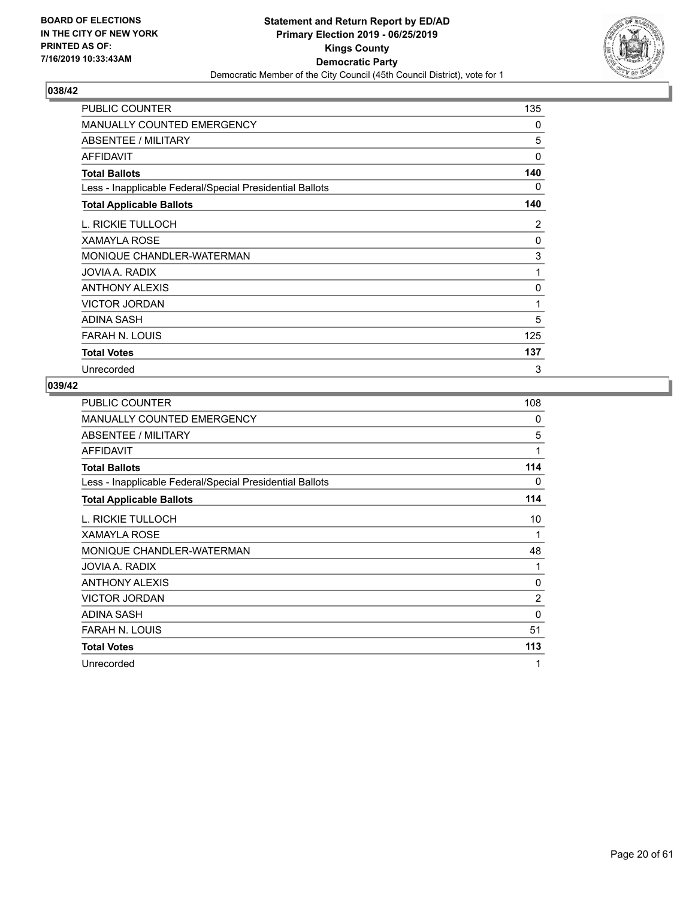## 038/42

| | |
|---|---|
| PUBLIC COUNTER | 135 |
| MANUALLY COUNTED EMERGENCY | 0 |
| ABSENTEE / MILITARY | 5 |
| AFFIDAVIT | 0 |
| **Total Ballots** | **140** |
| Less - Inapplicable Federal/Special Presidential Ballots | 0 |
| **Total Applicable Ballots** | **140** |
| L. RICKIE TULLOCH | 2 |
| XAMAYLA ROSE | 0 |
| MONIQUE CHANDLER-WATERMAN | 3 |
| JOVIA A. RADIX | 1 |
| ANTHONY ALEXIS | 0 |
| VICTOR JORDAN | 1 |
| ADINA SASH | 5 |
| FARAH N. LOUIS | 125 |
| **Total Votes** | **137** |
| Unrecorded | 3 |

## 039/42

| | |
|---|---|
| PUBLIC COUNTER | 108 |
| MANUALLY COUNTED EMERGENCY | 0 |
| ABSENTEE / MILITARY | 5 |
| AFFIDAVIT | 1 |
| **Total Ballots** | **114** |
| Less - Inapplicable Federal/Special Presidential Ballots | 0 |
| **Total Applicable Ballots** | **114** |
| L. RICKIE TULLOCH | 10 |
| XAMAYLA ROSE | 1 |
| MONIQUE CHANDLER-WATERMAN | 48 |
| JOVIA A. RADIX | 1 |
| ANTHONY ALEXIS | 0 |
| VICTOR JORDAN | 2 |
| ADINA SASH | 0 |
| FARAH N. LOUIS | 51 |
| **Total Votes** | **113** |
| Unrecorded | 1 |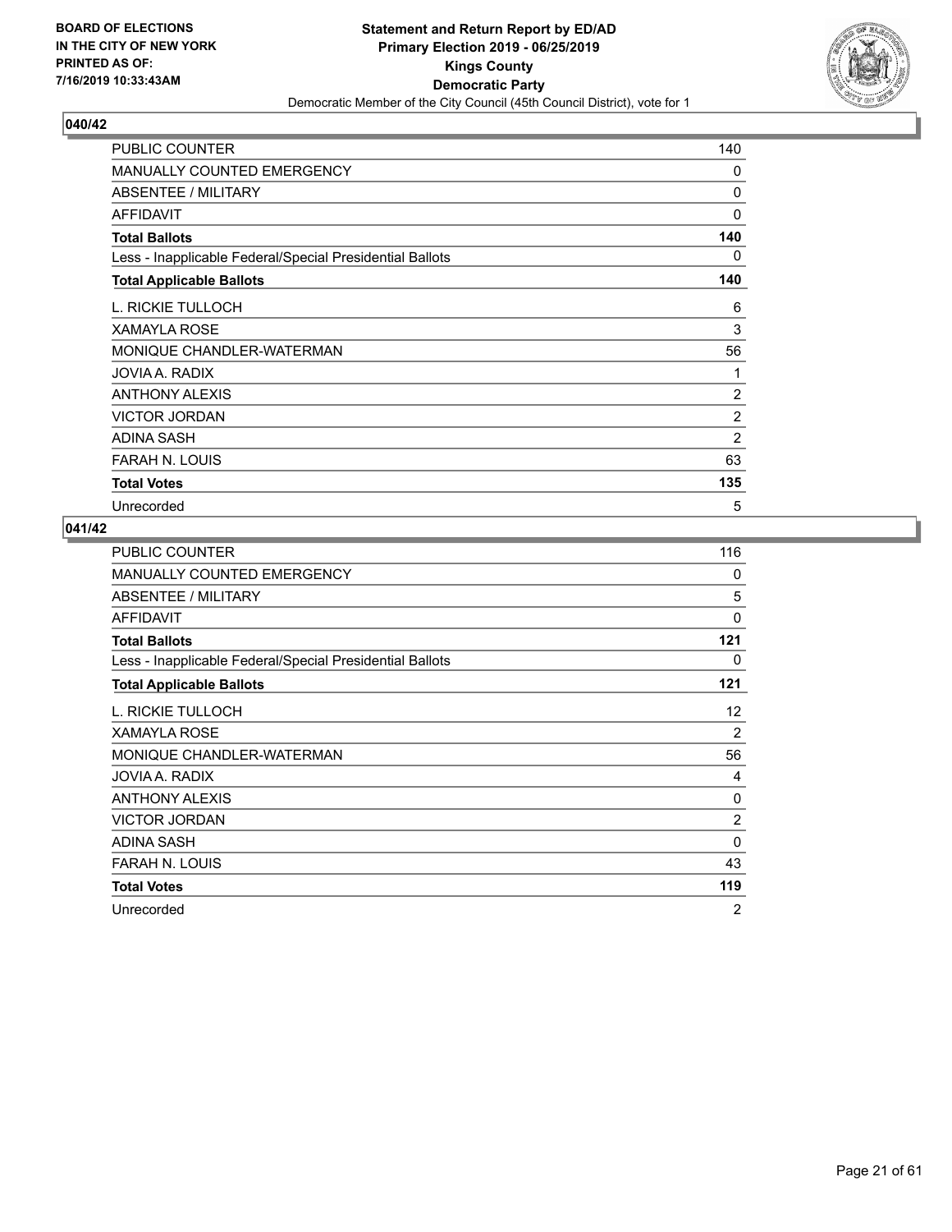**BOARD OF ELECTIONS IN THE CITY OF NEW YORK PRINTED AS OF: 7/16/2019 10:33:43AM**

**Statement and Return Report by ED/AD Primary Election 2019 - 06/25/2019 Kings County Democratic Party**

Democratic Member of the City Council (45th Council District), vote for 1

## 040/42

| | |
|---|---|
| PUBLIC COUNTER | 140 |
| MANUALLY COUNTED EMERGENCY | 0 |
| ABSENTEE / MILITARY | 0 |
| AFFIDAVIT | 0 |
| **Total Ballots** | **140** |
| Less - Inapplicable Federal/Special Presidential Ballots | 0 |
| **Total Applicable Ballots** | **140** |
| L. RICKIE TULLOCH | 6 |
| XAMAYLA ROSE | 3 |
| MONIQUE CHANDLER-WATERMAN | 56 |
| JOVIA A. RADIX | 1 |
| ANTHONY ALEXIS | 2 |
| VICTOR JORDAN | 2 |
| ADINA SASH | 2 |
| FARAH N. LOUIS | 63 |
| **Total Votes** | **135** |
| Unrecorded | 5 |

## 041/42

| | |
|---|---|
| PUBLIC COUNTER | 116 |
| MANUALLY COUNTED EMERGENCY | 0 |
| ABSENTEE / MILITARY | 5 |
| AFFIDAVIT | 0 |
| **Total Ballots** | **121** |
| Less - Inapplicable Federal/Special Presidential Ballots | 0 |
| **Total Applicable Ballots** | **121** |
| L. RICKIE TULLOCH | 12 |
| XAMAYLA ROSE | 2 |
| MONIQUE CHANDLER-WATERMAN | 56 |
| JOVIA A. RADIX | 4 |
| ANTHONY ALEXIS | 0 |
| VICTOR JORDAN | 2 |
| ADINA SASH | 0 |
| FARAH N. LOUIS | 43 |
| **Total Votes** | **119** |
| Unrecorded | 2 |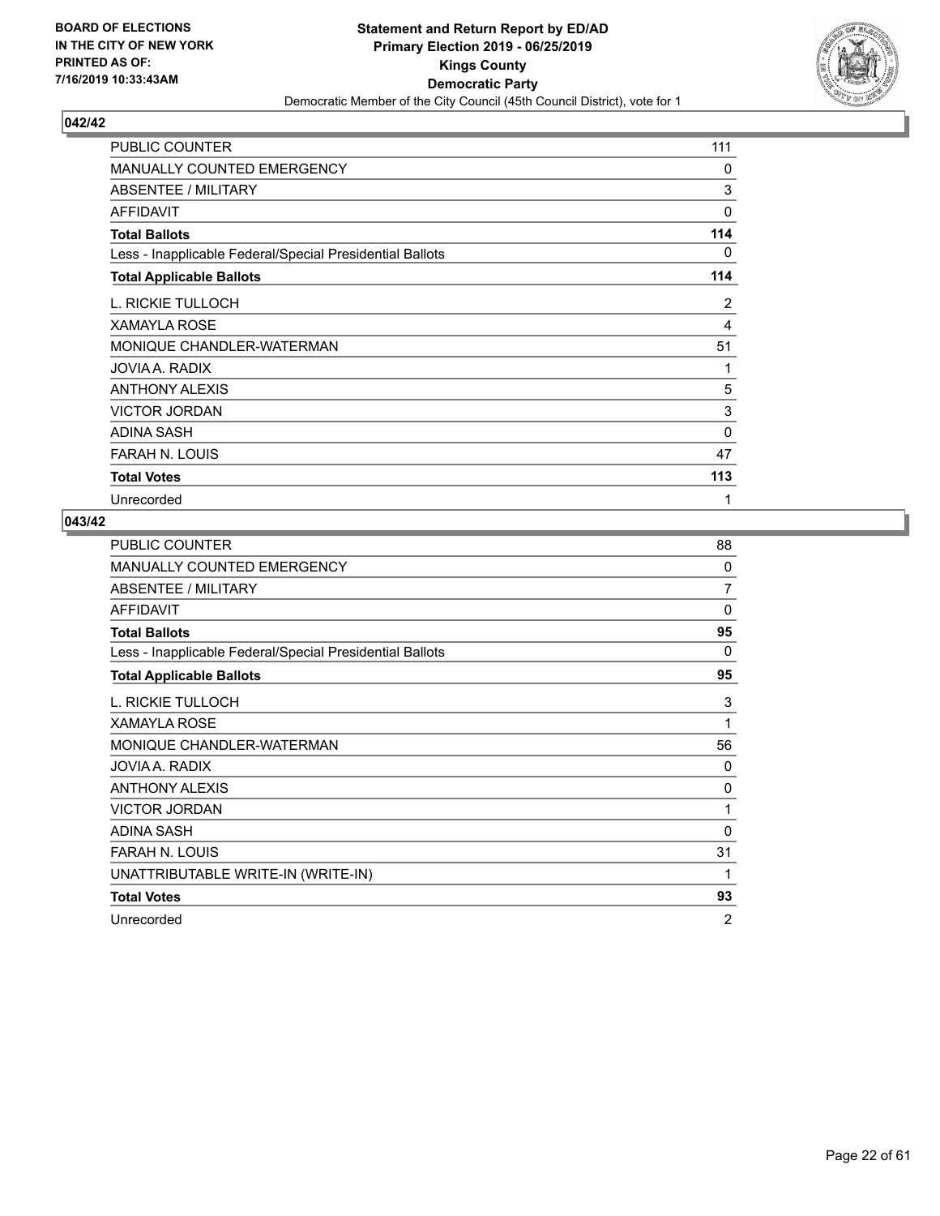## 042/42

| | |
|---|---|
| PUBLIC COUNTER | 111 |
| MANUALLY COUNTED EMERGENCY | 0 |
| ABSENTEE / MILITARY | 3 |
| AFFIDAVIT | 0 |
| **Total Ballots** | **114** |
| Less - Inapplicable Federal/Special Presidential Ballots | 0 |
| **Total Applicable Ballots** | **114** |
| L. RICKIE TULLOCH | 2 |
| XAMAYLA ROSE | 4 |
| MONIQUE CHANDLER-WATERMAN | 51 |
| JOVIA A. RADIX | 1 |
| ANTHONY ALEXIS | 5 |
| VICTOR JORDAN | 3 |
| ADINA SASH | 0 |
| FARAH N. LOUIS | 47 |
| **Total Votes** | **113** |
| Unrecorded | 1 |

## 043/42

| | |
|---|---|
| PUBLIC COUNTER | 88 |
| MANUALLY COUNTED EMERGENCY | 0 |
| ABSENTEE / MILITARY | 7 |
| AFFIDAVIT | 0 |
| **Total Ballots** | **95** |
| Less - Inapplicable Federal/Special Presidential Ballots | 0 |
| **Total Applicable Ballots** | **95** |
| L. RICKIE TULLOCH | 3 |
| XAMAYLA ROSE | 1 |
| MONIQUE CHANDLER-WATERMAN | 56 |
| JOVIA A. RADIX | 0 |
| ANTHONY ALEXIS | 0 |
| VICTOR JORDAN | 1 |
| ADINA SASH | 0 |
| FARAH N. LOUIS | 31 |
| UNATTRIBUTABLE WRITE-IN (WRITE-IN) | 1 |
| **Total Votes** | **93** |
| Unrecorded | 2 |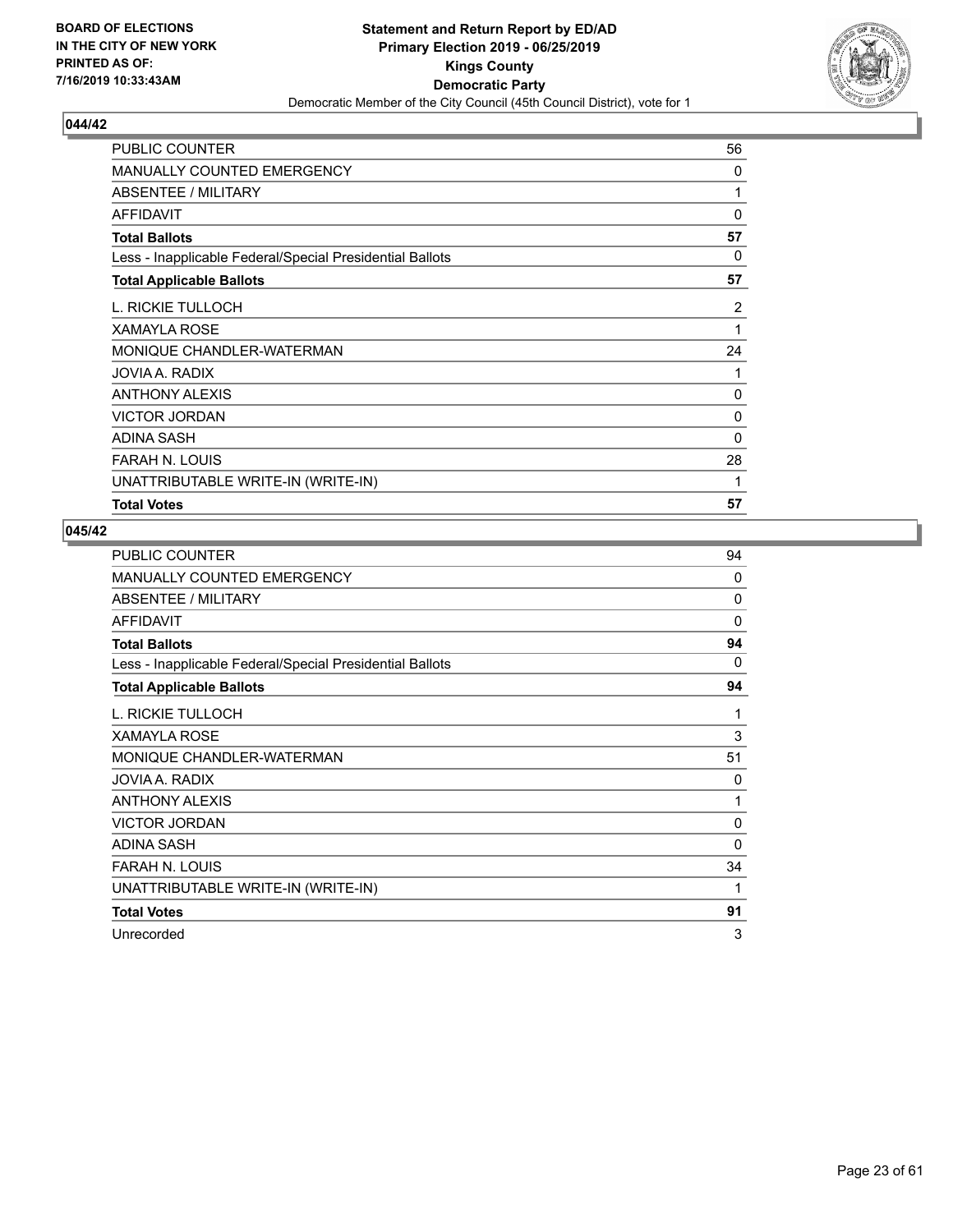BOARD OF ELECTIONS
IN THE CITY OF NEW YORK
PRINTED AS OF:
7/16/2019 10:33:43AM

**Statement and Return Report by ED/AD**
**Primary Election 2019 - 06/25/2019**
**Kings County**
**Democratic Party**
Democratic Member of the City Council (45th Council District), vote for 1

### 044/42

| | |
|---|---|
| PUBLIC COUNTER | 56 |
| MANUALLY COUNTED EMERGENCY | 0 |
| ABSENTEE / MILITARY | 1 |
| AFFIDAVIT | 0 |
| **Total Ballots** | **57** |
| Less - Inapplicable Federal/Special Presidential Ballots | 0 |
| **Total Applicable Ballots** | **57** |
| L. RICKIE TULLOCH | 2 |
| XAMAYLA ROSE | 1 |
| MONIQUE CHANDLER-WATERMAN | 24 |
| JOVIA A. RADIX | 1 |
| ANTHONY ALEXIS | 0 |
| VICTOR JORDAN | 0 |
| ADINA SASH | 0 |
| FARAH N. LOUIS | 28 |
| UNATTRIBUTABLE WRITE-IN (WRITE-IN) | 1 |
| **Total Votes** | **57** |

### 045/42

| | |
|---|---|
| PUBLIC COUNTER | 94 |
| MANUALLY COUNTED EMERGENCY | 0 |
| ABSENTEE / MILITARY | 0 |
| AFFIDAVIT | 0 |
| **Total Ballots** | **94** |
| Less - Inapplicable Federal/Special Presidential Ballots | 0 |
| **Total Applicable Ballots** | **94** |
| L. RICKIE TULLOCH | 1 |
| XAMAYLA ROSE | 3 |
| MONIQUE CHANDLER-WATERMAN | 51 |
| JOVIA A. RADIX | 0 |
| ANTHONY ALEXIS | 1 |
| VICTOR JORDAN | 0 |
| ADINA SASH | 0 |
| FARAH N. LOUIS | 34 |
| UNATTRIBUTABLE WRITE-IN (WRITE-IN) | 1 |
| **Total Votes** | **91** |
| Unrecorded | 3 |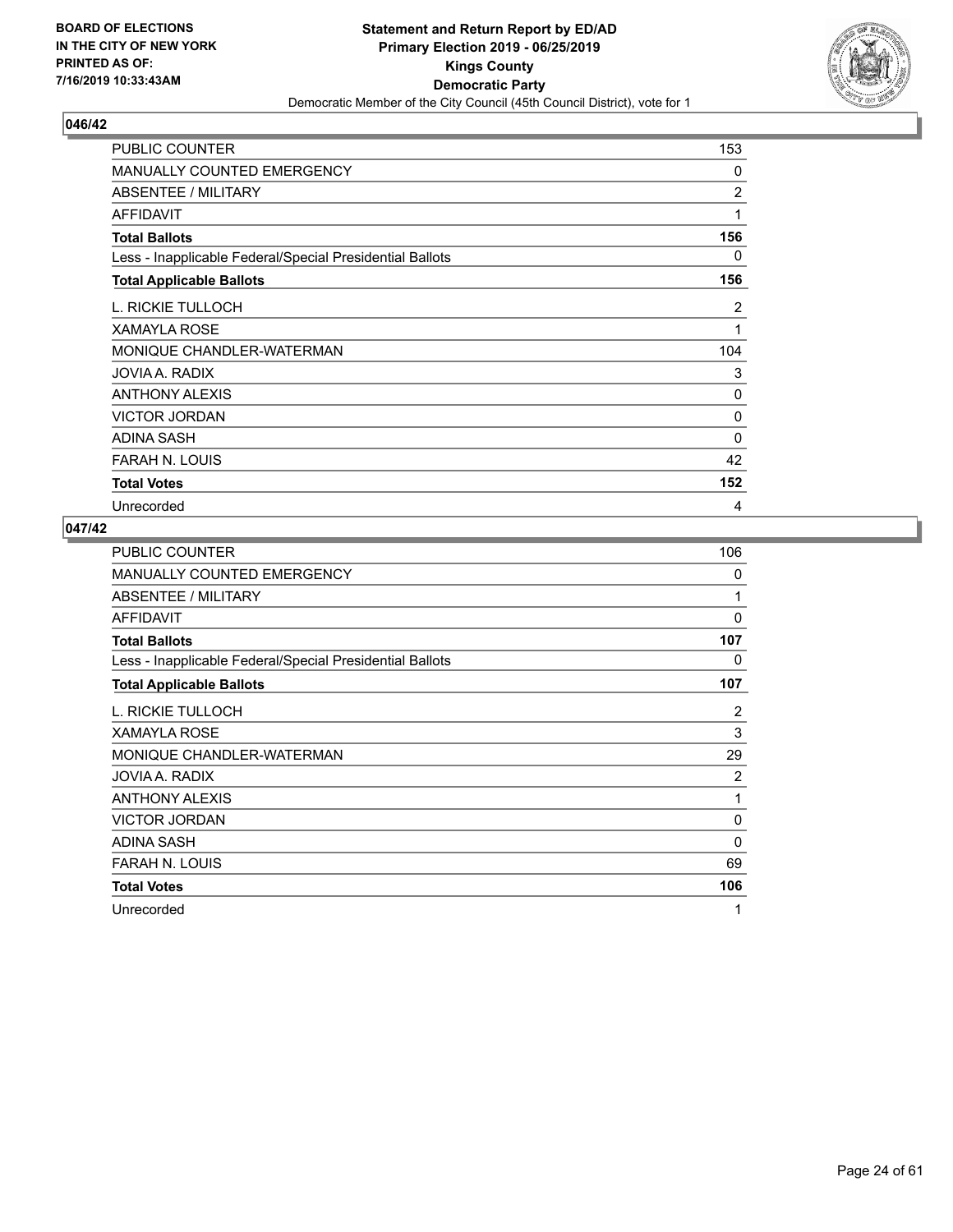**BOARD OF ELECTIONS IN THE CITY OF NEW YORK PRINTED AS OF: 7/16/2019 10:33:43AM**

**Statement and Return Report by ED/AD**
**Primary Election 2019 - 06/25/2019**
**Kings County**
**Democratic Party**
Democratic Member of the City Council (45th Council District), vote for 1

## 046/42

| | |
|---|---|
| PUBLIC COUNTER | 153 |
| MANUALLY COUNTED EMERGENCY | 0 |
| ABSENTEE / MILITARY | 2 |
| AFFIDAVIT | 1 |
| **Total Ballots** | **156** |
| Less - Inapplicable Federal/Special Presidential Ballots | 0 |
| **Total Applicable Ballots** | **156** |
| L. RICKIE TULLOCH | 2 |
| XAMAYLA ROSE | 1 |
| MONIQUE CHANDLER-WATERMAN | 104 |
| JOVIA A. RADIX | 3 |
| ANTHONY ALEXIS | 0 |
| VICTOR JORDAN | 0 |
| ADINA SASH | 0 |
| FARAH N. LOUIS | 42 |
| **Total Votes** | **152** |
| Unrecorded | 4 |

## 047/42

| | |
|---|---|
| PUBLIC COUNTER | 106 |
| MANUALLY COUNTED EMERGENCY | 0 |
| ABSENTEE / MILITARY | 1 |
| AFFIDAVIT | 0 |
| **Total Ballots** | **107** |
| Less - Inapplicable Federal/Special Presidential Ballots | 0 |
| **Total Applicable Ballots** | **107** |
| L. RICKIE TULLOCH | 2 |
| XAMAYLA ROSE | 3 |
| MONIQUE CHANDLER-WATERMAN | 29 |
| JOVIA A. RADIX | 2 |
| ANTHONY ALEXIS | 1 |
| VICTOR JORDAN | 0 |
| ADINA SASH | 0 |
| FARAH N. LOUIS | 69 |
| **Total Votes** | **106** |
| Unrecorded | 1 |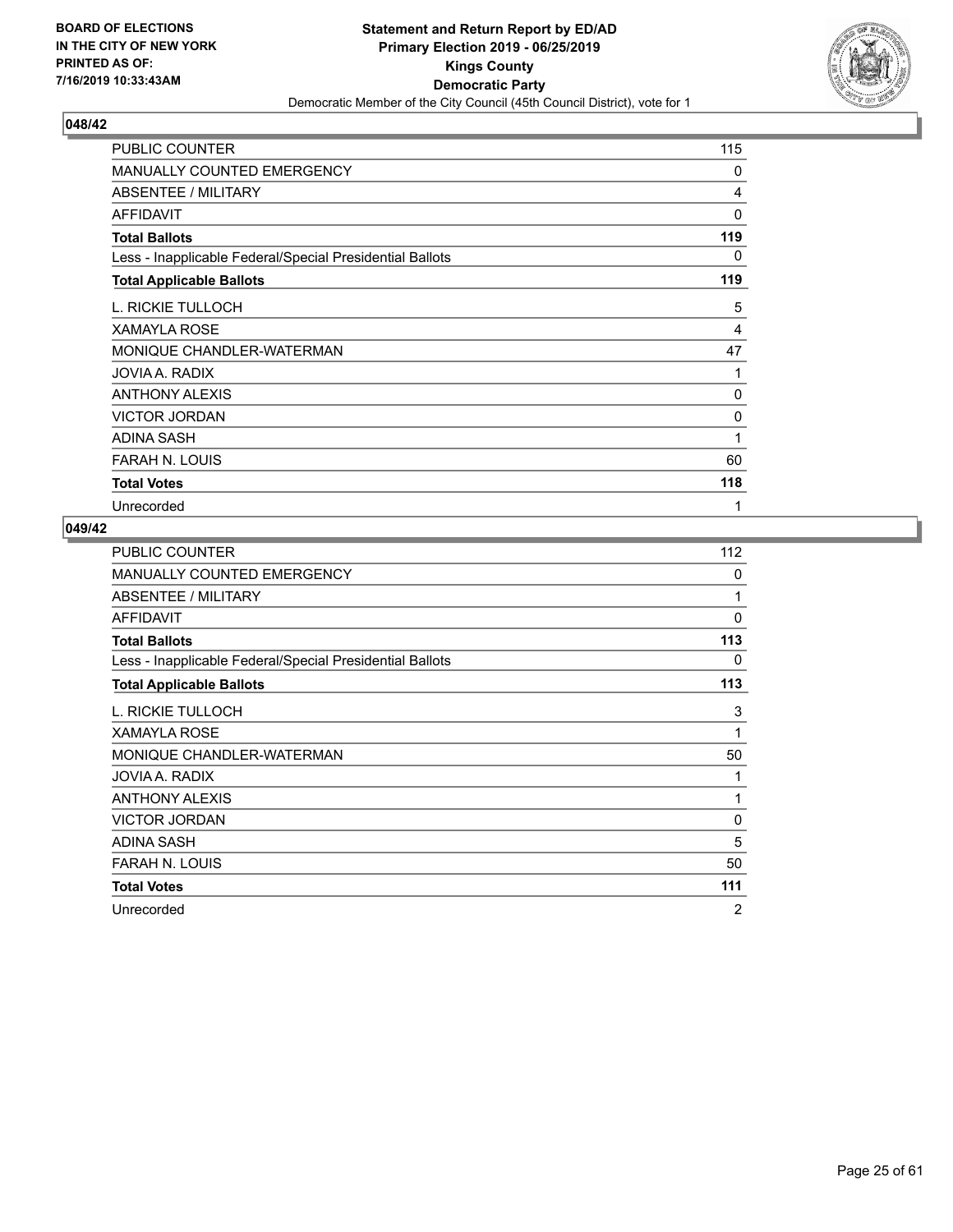**BOARD OF ELECTIONS IN THE CITY OF NEW YORK PRINTED AS OF: 7/16/2019 10:33:43AM**

**Statement and Return Report by ED/AD**
**Primary Election 2019 - 06/25/2019**
**Kings County**
**Democratic Party**
Democratic Member of the City Council (45th Council District), vote for 1

### 048/42

| | |
|---|---|
| PUBLIC COUNTER | 115 |
| MANUALLY COUNTED EMERGENCY | 0 |
| ABSENTEE / MILITARY | 4 |
| AFFIDAVIT | 0 |
| **Total Ballots** | **119** |
| Less - Inapplicable Federal/Special Presidential Ballots | 0 |
| **Total Applicable Ballots** | **119** |
| L. RICKIE TULLOCH | 5 |
| XAMAYLA ROSE | 4 |
| MONIQUE CHANDLER-WATERMAN | 47 |
| JOVIA A. RADIX | 1 |
| ANTHONY ALEXIS | 0 |
| VICTOR JORDAN | 0 |
| ADINA SASH | 1 |
| FARAH N. LOUIS | 60 |
| **Total Votes** | **118** |
| Unrecorded | 1 |

### 049/42

| | |
|---|---|
| PUBLIC COUNTER | 112 |
| MANUALLY COUNTED EMERGENCY | 0 |
| ABSENTEE / MILITARY | 1 |
| AFFIDAVIT | 0 |
| **Total Ballots** | **113** |
| Less - Inapplicable Federal/Special Presidential Ballots | 0 |
| **Total Applicable Ballots** | **113** |
| L. RICKIE TULLOCH | 3 |
| XAMAYLA ROSE | 1 |
| MONIQUE CHANDLER-WATERMAN | 50 |
| JOVIA A. RADIX | 1 |
| ANTHONY ALEXIS | 1 |
| VICTOR JORDAN | 0 |
| ADINA SASH | 5 |
| FARAH N. LOUIS | 50 |
| **Total Votes** | **111** |
| Unrecorded | 2 |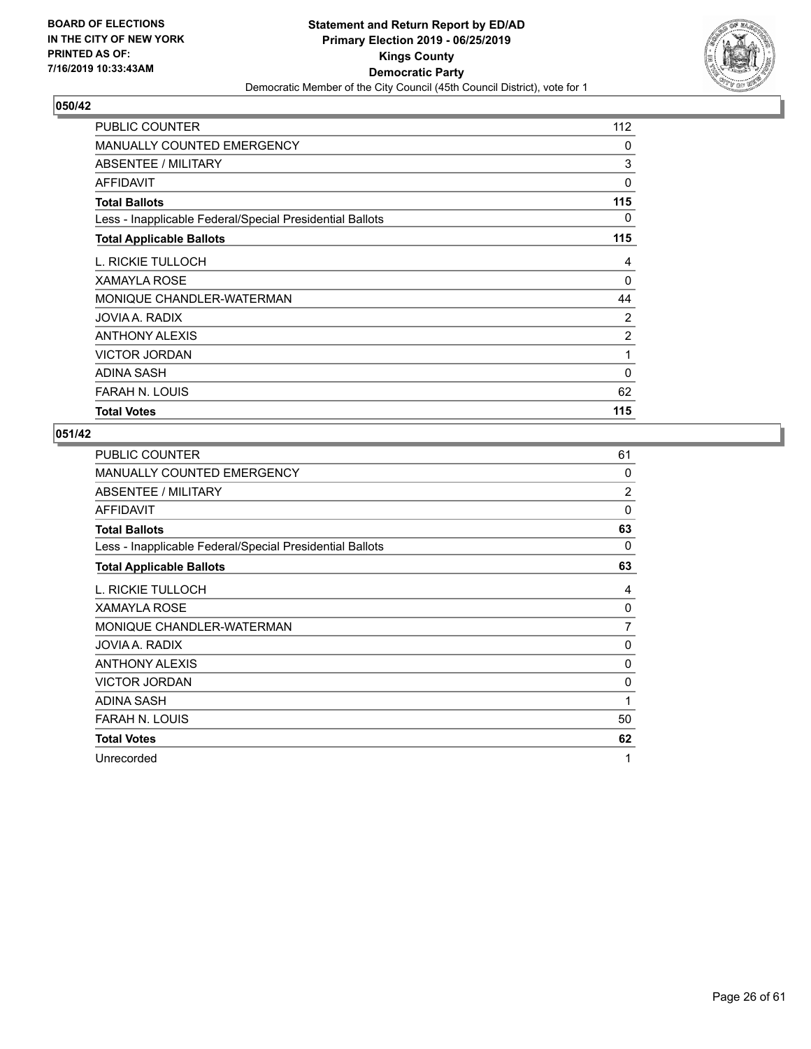BOARD OF ELECTIONS
IN THE CITY OF NEW YORK
PRINTED AS OF:
7/16/2019 10:33:43AM

**Statement and Return Report by ED/AD**
**Primary Election 2019 - 06/25/2019**
**Kings County**
**Democratic Party**
Democratic Member of the City Council (45th Council District), vote for 1

## 050/42

| | |
|---|---|
| PUBLIC COUNTER | 112 |
| MANUALLY COUNTED EMERGENCY | 0 |
| ABSENTEE / MILITARY | 3 |
| AFFIDAVIT | 0 |
| **Total Ballots** | **115** |
| Less - Inapplicable Federal/Special Presidential Ballots | 0 |
| **Total Applicable Ballots** | **115** |
| L. RICKIE TULLOCH | 4 |
| XAMAYLA ROSE | 0 |
| MONIQUE CHANDLER-WATERMAN | 44 |
| JOVIA A. RADIX | 2 |
| ANTHONY ALEXIS | 2 |
| VICTOR JORDAN | 1 |
| ADINA SASH | 0 |
| FARAH N. LOUIS | 62 |
| **Total Votes** | **115** |

## 051/42

| | |
|---|---|
| PUBLIC COUNTER | 61 |
| MANUALLY COUNTED EMERGENCY | 0 |
| ABSENTEE / MILITARY | 2 |
| AFFIDAVIT | 0 |
| **Total Ballots** | **63** |
| Less - Inapplicable Federal/Special Presidential Ballots | 0 |
| **Total Applicable Ballots** | **63** |
| L. RICKIE TULLOCH | 4 |
| XAMAYLA ROSE | 0 |
| MONIQUE CHANDLER-WATERMAN | 7 |
| JOVIA A. RADIX | 0 |
| ANTHONY ALEXIS | 0 |
| VICTOR JORDAN | 0 |
| ADINA SASH | 1 |
| FARAH N. LOUIS | 50 |
| **Total Votes** | **62** |
| Unrecorded | 1 |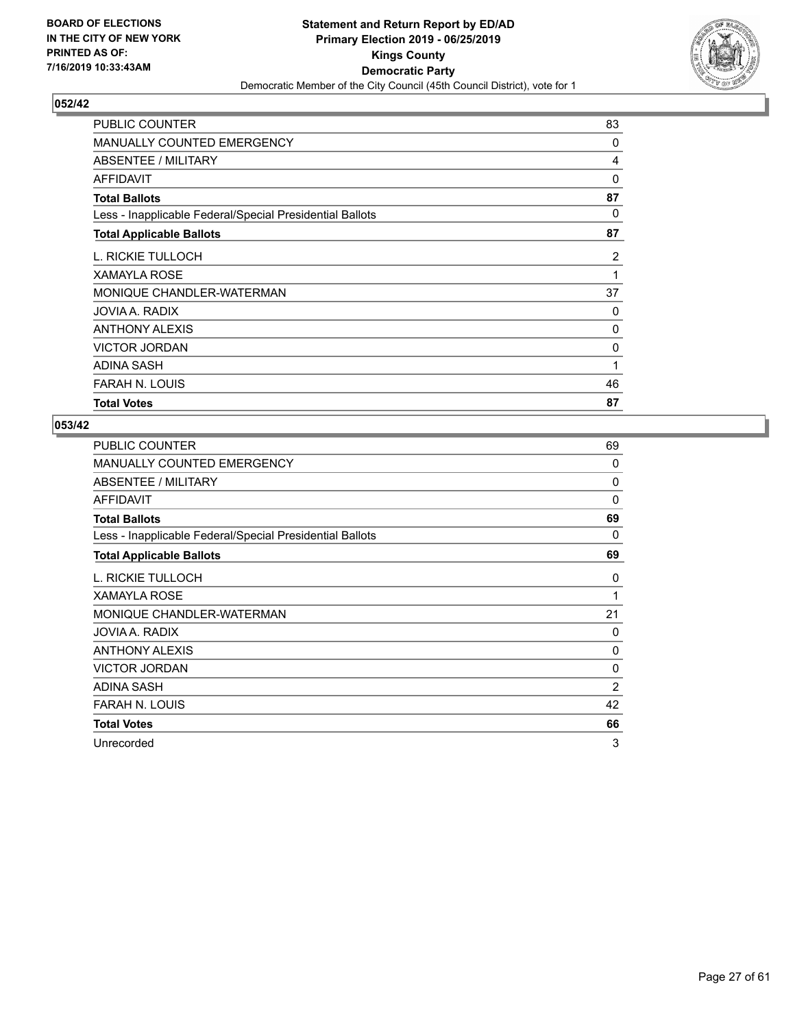BOARD OF ELECTIONS
IN THE CITY OF NEW YORK
PRINTED AS OF:
7/16/2019 10:33:43AM

**Statement and Return Report by ED/AD**
**Primary Election 2019 - 06/25/2019**
**Kings County**
**Democratic Party**
Democratic Member of the City Council (45th Council District), vote for 1

## 052/42

| | |
|---|---|
| PUBLIC COUNTER | 83 |
| MANUALLY COUNTED EMERGENCY | 0 |
| ABSENTEE / MILITARY | 4 |
| AFFIDAVIT | 0 |
| **Total Ballots** | **87** |
| Less - Inapplicable Federal/Special Presidential Ballots | 0 |
| **Total Applicable Ballots** | **87** |
| L. RICKIE TULLOCH | 2 |
| XAMAYLA ROSE | 1 |
| MONIQUE CHANDLER-WATERMAN | 37 |
| JOVIA A. RADIX | 0 |
| ANTHONY ALEXIS | 0 |
| VICTOR JORDAN | 0 |
| ADINA SASH | 1 |
| FARAH N. LOUIS | 46 |
| **Total Votes** | **87** |

## 053/42

| | |
|---|---|
| PUBLIC COUNTER | 69 |
| MANUALLY COUNTED EMERGENCY | 0 |
| ABSENTEE / MILITARY | 0 |
| AFFIDAVIT | 0 |
| **Total Ballots** | **69** |
| Less - Inapplicable Federal/Special Presidential Ballots | 0 |
| **Total Applicable Ballots** | **69** |
| L. RICKIE TULLOCH | 0 |
| XAMAYLA ROSE | 1 |
| MONIQUE CHANDLER-WATERMAN | 21 |
| JOVIA A. RADIX | 0 |
| ANTHONY ALEXIS | 0 |
| VICTOR JORDAN | 0 |
| ADINA SASH | 2 |
| FARAH N. LOUIS | 42 |
| **Total Votes** | **66** |
| Unrecorded | 3 |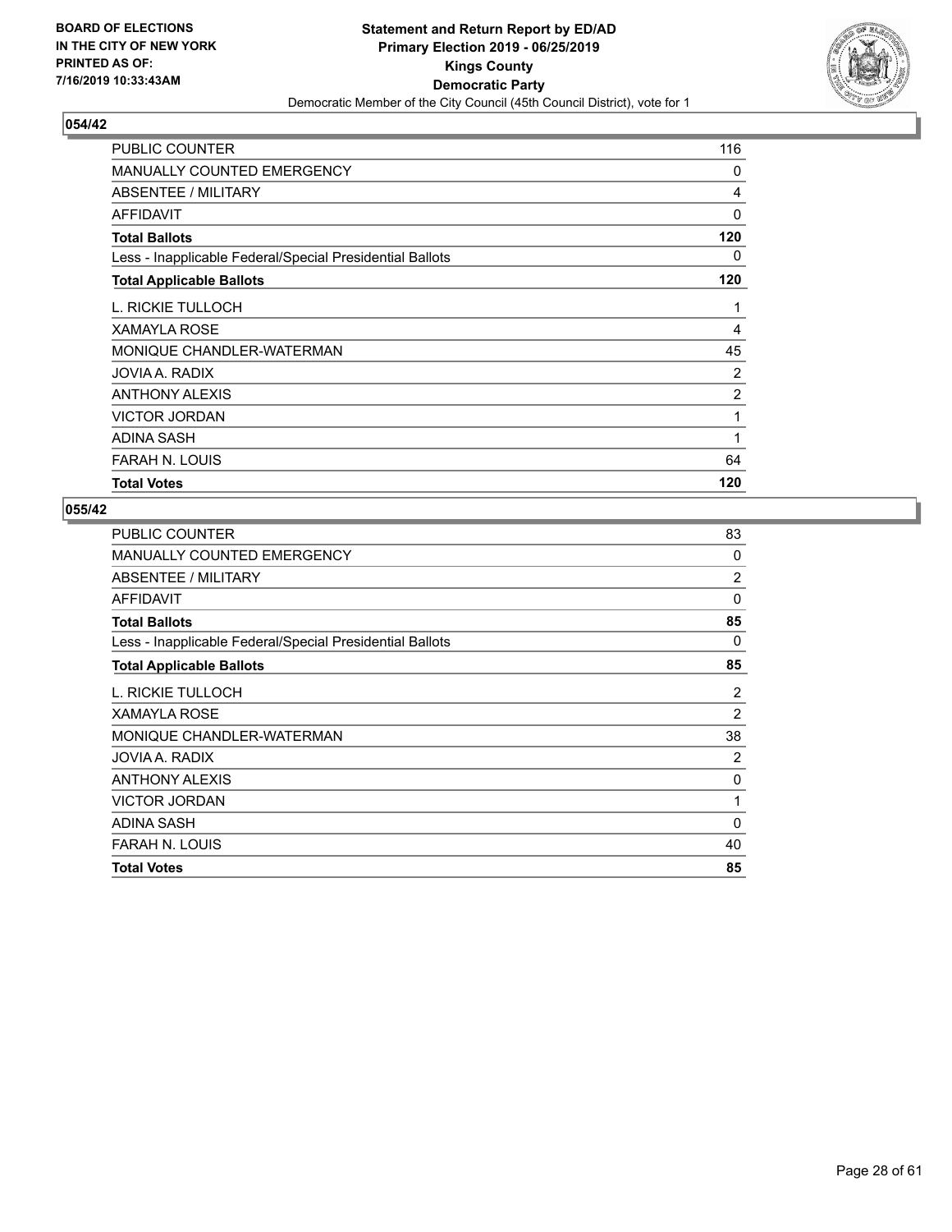**BOARD OF ELECTIONS IN THE CITY OF NEW YORK PRINTED AS OF: 7/16/2019 10:33:43AM**

**Statement and Return Report by ED/AD**
**Primary Election 2019 - 06/25/2019**
**Kings County**
**Democratic Party**
Democratic Member of the City Council (45th Council District), vote for 1

### 054/42

| | |
|---|---|
| PUBLIC COUNTER | 116 |
| MANUALLY COUNTED EMERGENCY | 0 |
| ABSENTEE / MILITARY | 4 |
| AFFIDAVIT | 0 |
| **Total Ballots** | **120** |
| Less - Inapplicable Federal/Special Presidential Ballots | 0 |
| **Total Applicable Ballots** | **120** |
| L. RICKIE TULLOCH | 1 |
| XAMAYLA ROSE | 4 |
| MONIQUE CHANDLER-WATERMAN | 45 |
| JOVIA A. RADIX | 2 |
| ANTHONY ALEXIS | 2 |
| VICTOR JORDAN | 1 |
| ADINA SASH | 1 |
| FARAH N. LOUIS | 64 |
| **Total Votes** | **120** |

### 055/42

| | |
|---|---|
| PUBLIC COUNTER | 83 |
| MANUALLY COUNTED EMERGENCY | 0 |
| ABSENTEE / MILITARY | 2 |
| AFFIDAVIT | 0 |
| **Total Ballots** | **85** |
| Less - Inapplicable Federal/Special Presidential Ballots | 0 |
| **Total Applicable Ballots** | **85** |
| L. RICKIE TULLOCH | 2 |
| XAMAYLA ROSE | 2 |
| MONIQUE CHANDLER-WATERMAN | 38 |
| JOVIA A. RADIX | 2 |
| ANTHONY ALEXIS | 0 |
| VICTOR JORDAN | 1 |
| ADINA SASH | 0 |
| FARAH N. LOUIS | 40 |
| **Total Votes** | **85** |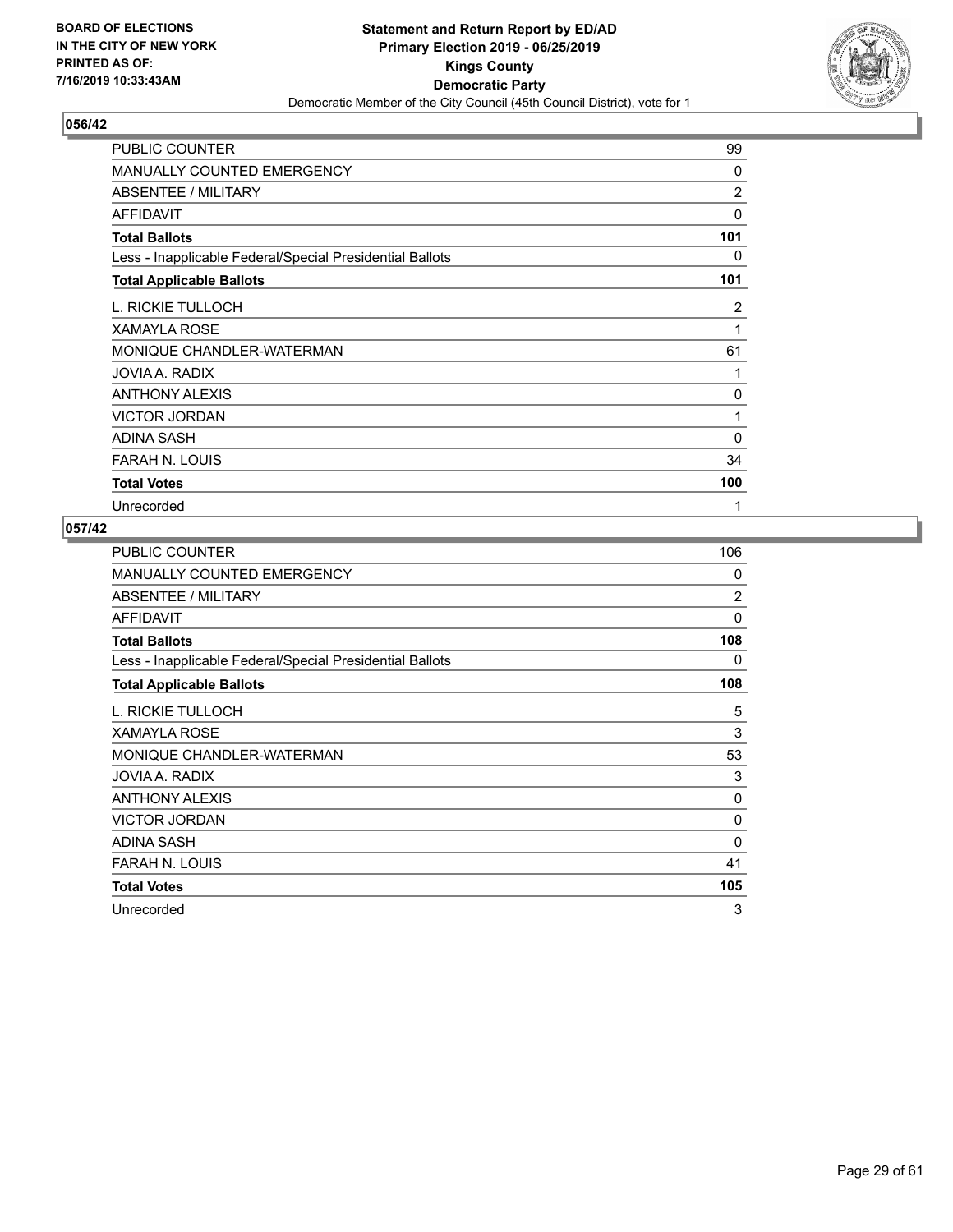**BOARD OF ELECTIONS IN THE CITY OF NEW YORK PRINTED AS OF: 7/16/2019 10:33:43AM**

**Statement and Return Report by ED/AD Primary Election 2019 - 06/25/2019 Kings County Democratic Party**

Democratic Member of the City Council (45th Council District), vote for 1

## 056/42

| | |
|---|---|
| PUBLIC COUNTER | 99 |
| MANUALLY COUNTED EMERGENCY | 0 |
| ABSENTEE / MILITARY | 2 |
| AFFIDAVIT | 0 |
| **Total Ballots** | **101** |
| Less - Inapplicable Federal/Special Presidential Ballots | 0 |
| **Total Applicable Ballots** | **101** |
| L. RICKIE TULLOCH | 2 |
| XAMAYLA ROSE | 1 |
| MONIQUE CHANDLER-WATERMAN | 61 |
| JOVIA A. RADIX | 1 |
| ANTHONY ALEXIS | 0 |
| VICTOR JORDAN | 1 |
| ADINA SASH | 0 |
| FARAH N. LOUIS | 34 |
| **Total Votes** | **100** |
| Unrecorded | 1 |

## 057/42

| | |
|---|---|
| PUBLIC COUNTER | 106 |
| MANUALLY COUNTED EMERGENCY | 0 |
| ABSENTEE / MILITARY | 2 |
| AFFIDAVIT | 0 |
| **Total Ballots** | **108** |
| Less - Inapplicable Federal/Special Presidential Ballots | 0 |
| **Total Applicable Ballots** | **108** |
| L. RICKIE TULLOCH | 5 |
| XAMAYLA ROSE | 3 |
| MONIQUE CHANDLER-WATERMAN | 53 |
| JOVIA A. RADIX | 3 |
| ANTHONY ALEXIS | 0 |
| VICTOR JORDAN | 0 |
| ADINA SASH | 0 |
| FARAH N. LOUIS | 41 |
| **Total Votes** | **105** |
| Unrecorded | 3 |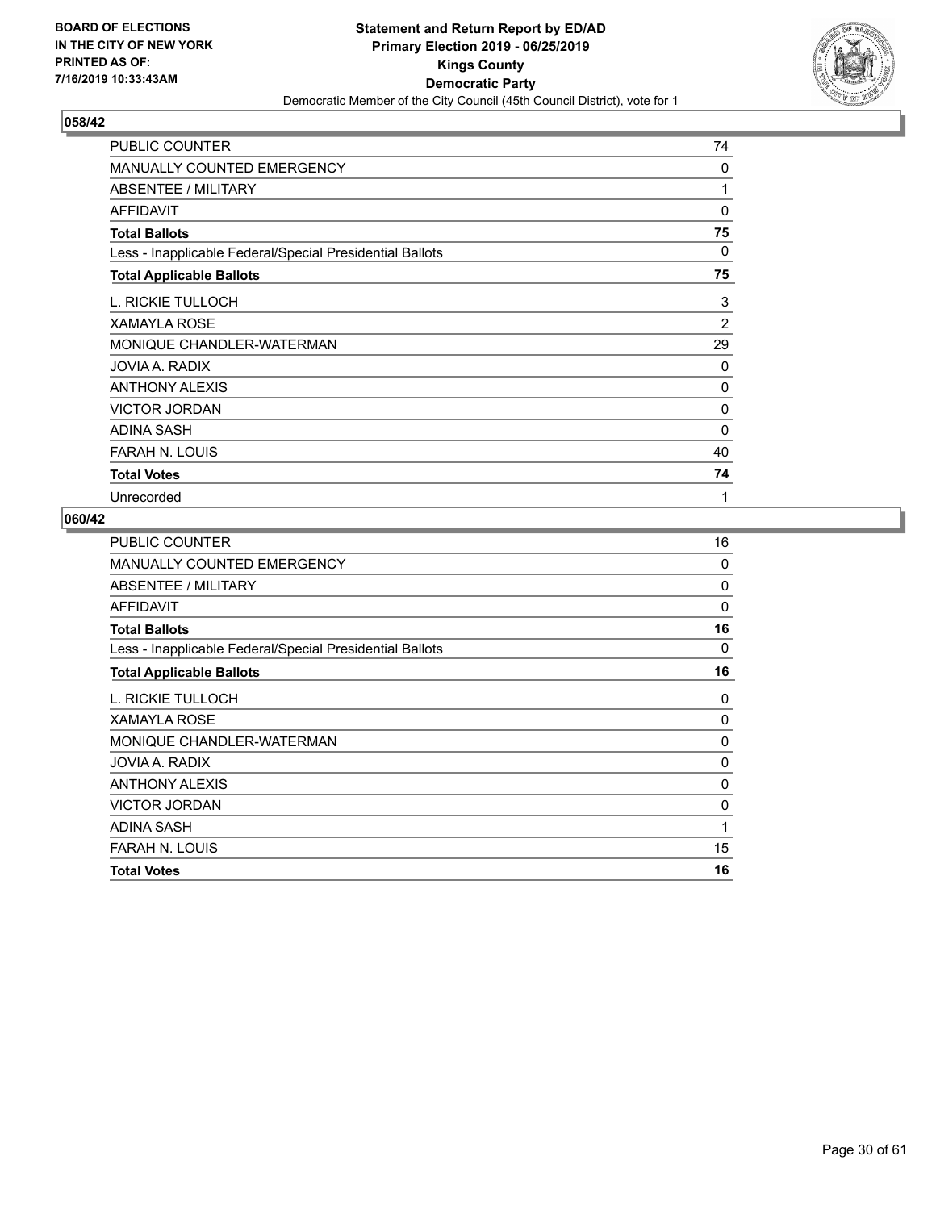BOARD OF ELECTIONS
IN THE CITY OF NEW YORK
PRINTED AS OF:
7/16/2019 10:33:43AM

**Statement and Return Report by ED/AD**
**Primary Election 2019 - 06/25/2019**
**Kings County**
**Democratic Party**
Democratic Member of the City Council (45th Council District), vote for 1

## 058/42

| | |
|---|---|
| PUBLIC COUNTER | 74 |
| MANUALLY COUNTED EMERGENCY | 0 |
| ABSENTEE / MILITARY | 1 |
| AFFIDAVIT | 0 |
| **Total Ballots** | **75** |
| Less - Inapplicable Federal/Special Presidential Ballots | 0 |
| **Total Applicable Ballots** | **75** |
| L. RICKIE TULLOCH | 3 |
| XAMAYLA ROSE | 2 |
| MONIQUE CHANDLER-WATERMAN | 29 |
| JOVIA A. RADIX | 0 |
| ANTHONY ALEXIS | 0 |
| VICTOR JORDAN | 0 |
| ADINA SASH | 0 |
| FARAH N. LOUIS | 40 |
| **Total Votes** | **74** |
| Unrecorded | 1 |

## 060/42

| | |
|---|---|
| PUBLIC COUNTER | 16 |
| MANUALLY COUNTED EMERGENCY | 0 |
| ABSENTEE / MILITARY | 0 |
| AFFIDAVIT | 0 |
| **Total Ballots** | **16** |
| Less - Inapplicable Federal/Special Presidential Ballots | 0 |
| **Total Applicable Ballots** | **16** |
| L. RICKIE TULLOCH | 0 |
| XAMAYLA ROSE | 0 |
| MONIQUE CHANDLER-WATERMAN | 0 |
| JOVIA A. RADIX | 0 |
| ANTHONY ALEXIS | 0 |
| VICTOR JORDAN | 0 |
| ADINA SASH | 1 |
| FARAH N. LOUIS | 15 |
| **Total Votes** | **16** |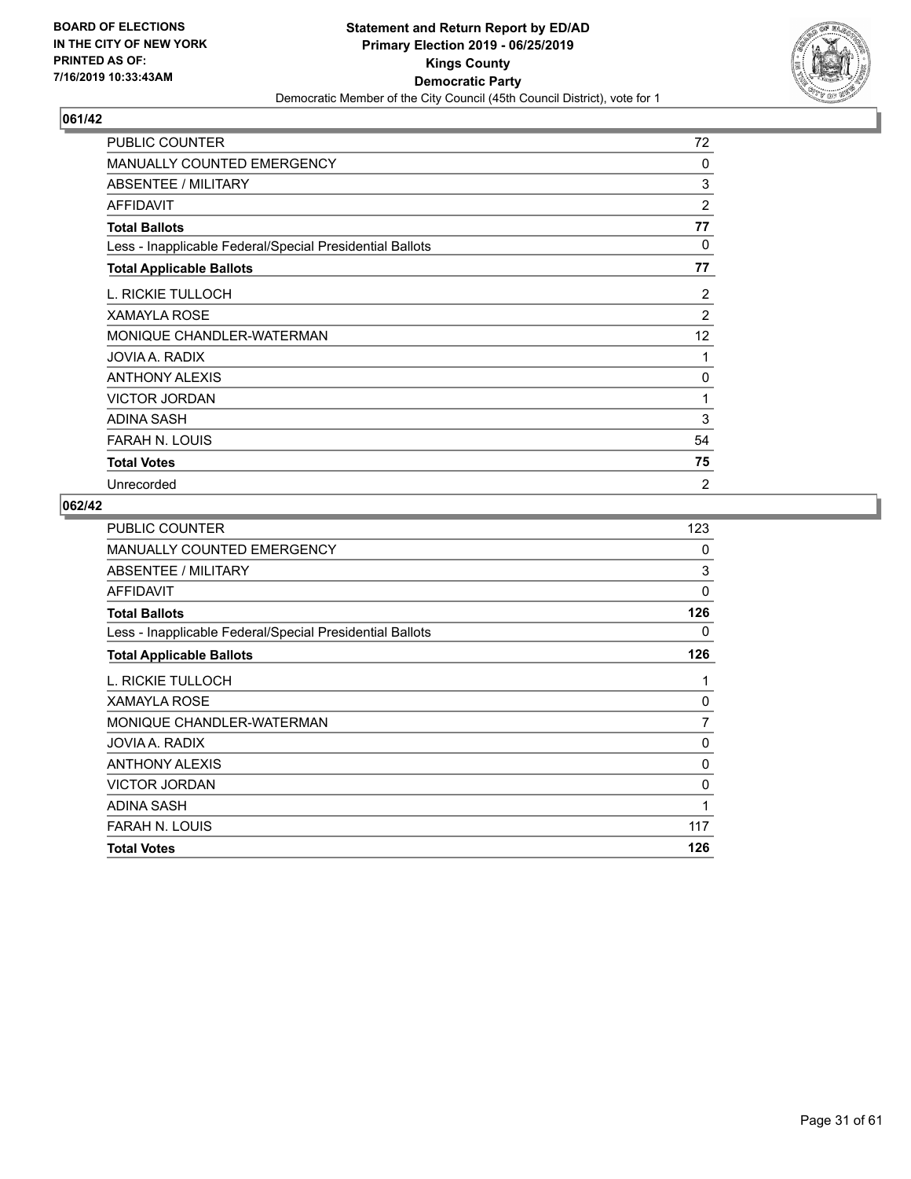**BOARD OF ELECTIONS IN THE CITY OF NEW YORK PRINTED AS OF: 7/16/2019 10:33:43AM**

**Statement and Return Report by ED/AD Primary Election 2019 - 06/25/2019 Kings County Democratic Party**

Democratic Member of the City Council (45th Council District), vote for 1

## 061/42

| | |
|---|---|
| PUBLIC COUNTER | 72 |
| MANUALLY COUNTED EMERGENCY | 0 |
| ABSENTEE / MILITARY | 3 |
| AFFIDAVIT | 2 |
| **Total Ballots** | **77** |
| Less - Inapplicable Federal/Special Presidential Ballots | 0 |
| **Total Applicable Ballots** | **77** |
| L. RICKIE TULLOCH | 2 |
| XAMAYLA ROSE | 2 |
| MONIQUE CHANDLER-WATERMAN | 12 |
| JOVIA A. RADIX | 1 |
| ANTHONY ALEXIS | 0 |
| VICTOR JORDAN | 1 |
| ADINA SASH | 3 |
| FARAH N. LOUIS | 54 |
| **Total Votes** | **75** |
| Unrecorded | 2 |

## 062/42

| | |
|---|---|
| PUBLIC COUNTER | 123 |
| MANUALLY COUNTED EMERGENCY | 0 |
| ABSENTEE / MILITARY | 3 |
| AFFIDAVIT | 0 |
| **Total Ballots** | **126** |
| Less - Inapplicable Federal/Special Presidential Ballots | 0 |
| **Total Applicable Ballots** | **126** |
| L. RICKIE TULLOCH | 1 |
| XAMAYLA ROSE | 0 |
| MONIQUE CHANDLER-WATERMAN | 7 |
| JOVIA A. RADIX | 0 |
| ANTHONY ALEXIS | 0 |
| VICTOR JORDAN | 0 |
| ADINA SASH | 1 |
| FARAH N. LOUIS | 117 |
| **Total Votes** | **126** |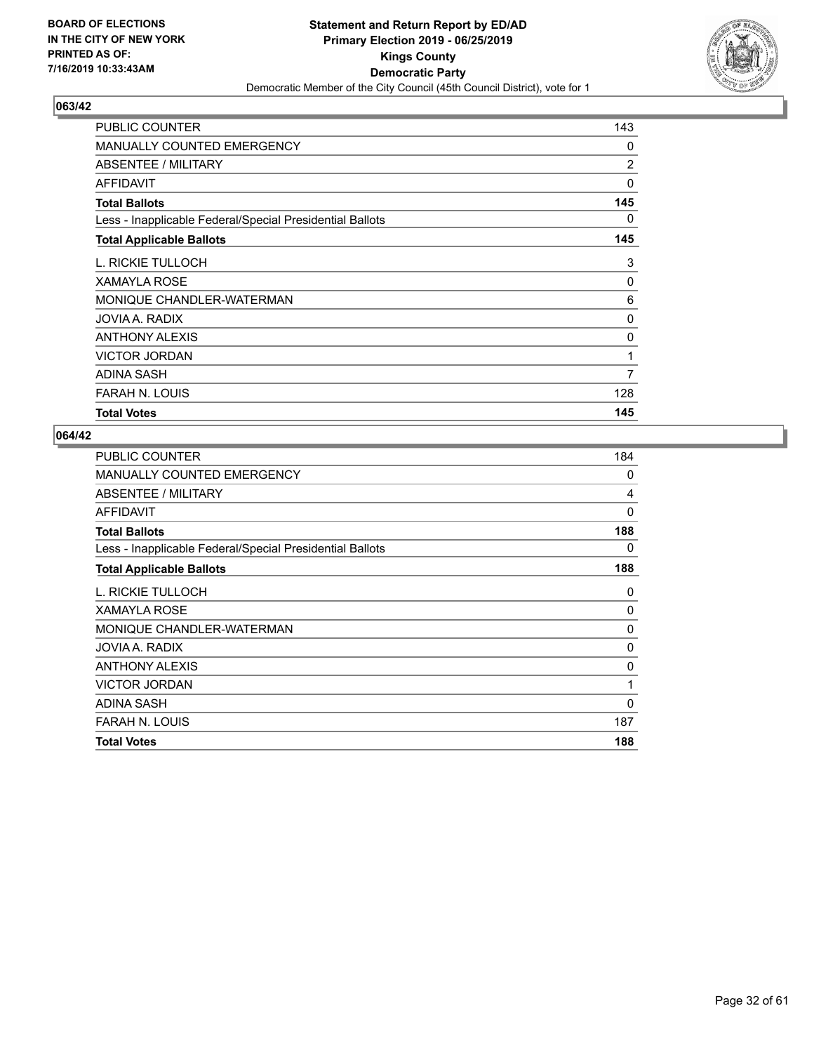**BOARD OF ELECTIONS IN THE CITY OF NEW YORK PRINTED AS OF: 7/16/2019 10:33:43AM**

**Statement and Return Report by ED/AD**
**Primary Election 2019 - 06/25/2019**
**Kings County**
**Democratic Party**
Democratic Member of the City Council (45th Council District), vote for 1

## 063/42

| | |
|---|---|
| PUBLIC COUNTER | 143 |
| MANUALLY COUNTED EMERGENCY | 0 |
| ABSENTEE / MILITARY | 2 |
| AFFIDAVIT | 0 |
| **Total Ballots** | **145** |
| Less - Inapplicable Federal/Special Presidential Ballots | 0 |
| **Total Applicable Ballots** | **145** |
| L. RICKIE TULLOCH | 3 |
| XAMAYLA ROSE | 0 |
| MONIQUE CHANDLER-WATERMAN | 6 |
| JOVIA A. RADIX | 0 |
| ANTHONY ALEXIS | 0 |
| VICTOR JORDAN | 1 |
| ADINA SASH | 7 |
| FARAH N. LOUIS | 128 |
| **Total Votes** | **145** |

## 064/42

| | |
|---|---|
| PUBLIC COUNTER | 184 |
| MANUALLY COUNTED EMERGENCY | 0 |
| ABSENTEE / MILITARY | 4 |
| AFFIDAVIT | 0 |
| **Total Ballots** | **188** |
| Less - Inapplicable Federal/Special Presidential Ballots | 0 |
| **Total Applicable Ballots** | **188** |
| L. RICKIE TULLOCH | 0 |
| XAMAYLA ROSE | 0 |
| MONIQUE CHANDLER-WATERMAN | 0 |
| JOVIA A. RADIX | 0 |
| ANTHONY ALEXIS | 0 |
| VICTOR JORDAN | 1 |
| ADINA SASH | 0 |
| FARAH N. LOUIS | 187 |
| **Total Votes** | **188** |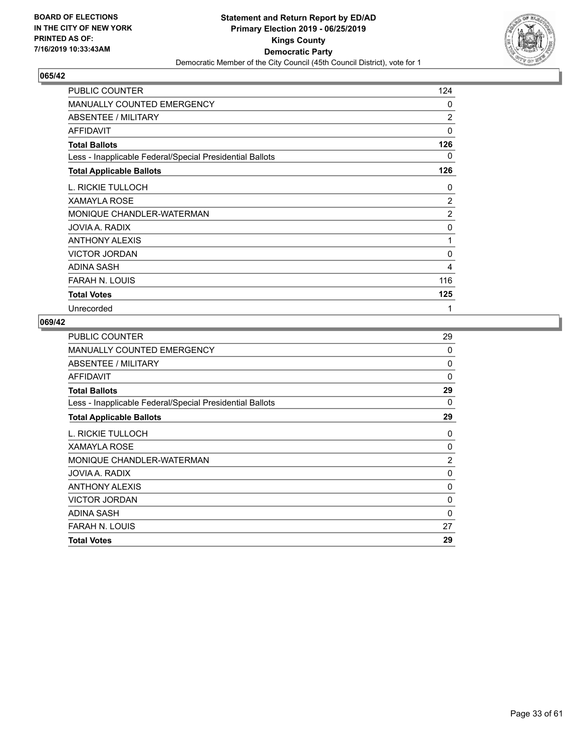BOARD OF ELECTIONS
IN THE CITY OF NEW YORK
PRINTED AS OF:
7/16/2019 10:33:43AM

**Statement and Return Report by ED/AD**
**Primary Election 2019 - 06/25/2019**
**Kings County**
**Democratic Party**
Democratic Member of the City Council (45th Council District), vote for 1

### 065/42

| | |
|---|---|
| PUBLIC COUNTER | 124 |
| MANUALLY COUNTED EMERGENCY | 0 |
| ABSENTEE / MILITARY | 2 |
| AFFIDAVIT | 0 |
| **Total Ballots** | **126** |
| Less - Inapplicable Federal/Special Presidential Ballots | 0 |
| **Total Applicable Ballots** | **126** |
| L. RICKIE TULLOCH | 0 |
| XAMAYLA ROSE | 2 |
| MONIQUE CHANDLER-WATERMAN | 2 |
| JOVIA A. RADIX | 0 |
| ANTHONY ALEXIS | 1 |
| VICTOR JORDAN | 0 |
| ADINA SASH | 4 |
| FARAH N. LOUIS | 116 |
| **Total Votes** | **125** |
| Unrecorded | 1 |

### 069/42

| | |
|---|---|
| PUBLIC COUNTER | 29 |
| MANUALLY COUNTED EMERGENCY | 0 |
| ABSENTEE / MILITARY | 0 |
| AFFIDAVIT | 0 |
| **Total Ballots** | **29** |
| Less - Inapplicable Federal/Special Presidential Ballots | 0 |
| **Total Applicable Ballots** | **29** |
| L. RICKIE TULLOCH | 0 |
| XAMAYLA ROSE | 0 |
| MONIQUE CHANDLER-WATERMAN | 2 |
| JOVIA A. RADIX | 0 |
| ANTHONY ALEXIS | 0 |
| VICTOR JORDAN | 0 |
| ADINA SASH | 0 |
| FARAH N. LOUIS | 27 |
| **Total Votes** | **29** |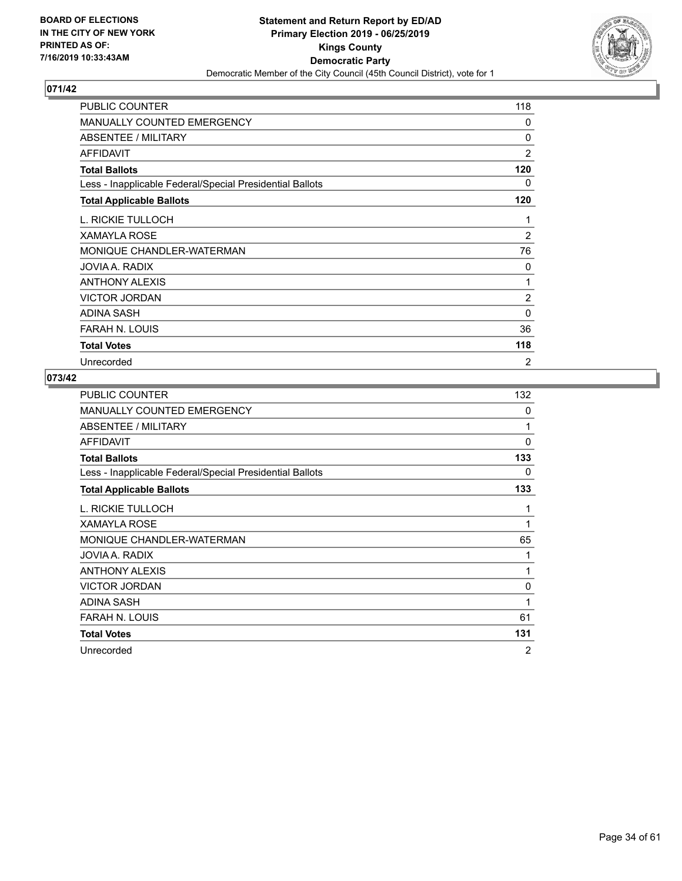**BOARD OF ELECTIONS IN THE CITY OF NEW YORK PRINTED AS OF: 7/16/2019 10:33:43AM**

**Statement and Return Report by ED/AD**
**Primary Election 2019 - 06/25/2019**
**Kings County**
**Democratic Party**
Democratic Member of the City Council (45th Council District), vote for 1

## 071/42

| | |
|---|---|
| PUBLIC COUNTER | 118 |
| MANUALLY COUNTED EMERGENCY | 0 |
| ABSENTEE / MILITARY | 0 |
| AFFIDAVIT | 2 |
| **Total Ballots** | **120** |
| Less - Inapplicable Federal/Special Presidential Ballots | 0 |
| **Total Applicable Ballots** | **120** |
| L. RICKIE TULLOCH | 1 |
| XAMAYLA ROSE | 2 |
| MONIQUE CHANDLER-WATERMAN | 76 |
| JOVIA A. RADIX | 0 |
| ANTHONY ALEXIS | 1 |
| VICTOR JORDAN | 2 |
| ADINA SASH | 0 |
| FARAH N. LOUIS | 36 |
| **Total Votes** | **118** |
| Unrecorded | 2 |

## 073/42

| | |
|---|---|
| PUBLIC COUNTER | 132 |
| MANUALLY COUNTED EMERGENCY | 0 |
| ABSENTEE / MILITARY | 1 |
| AFFIDAVIT | 0 |
| **Total Ballots** | **133** |
| Less - Inapplicable Federal/Special Presidential Ballots | 0 |
| **Total Applicable Ballots** | **133** |
| L. RICKIE TULLOCH | 1 |
| XAMAYLA ROSE | 1 |
| MONIQUE CHANDLER-WATERMAN | 65 |
| JOVIA A. RADIX | 1 |
| ANTHONY ALEXIS | 1 |
| VICTOR JORDAN | 0 |
| ADINA SASH | 1 |
| FARAH N. LOUIS | 61 |
| **Total Votes** | **131** |
| Unrecorded | 2 |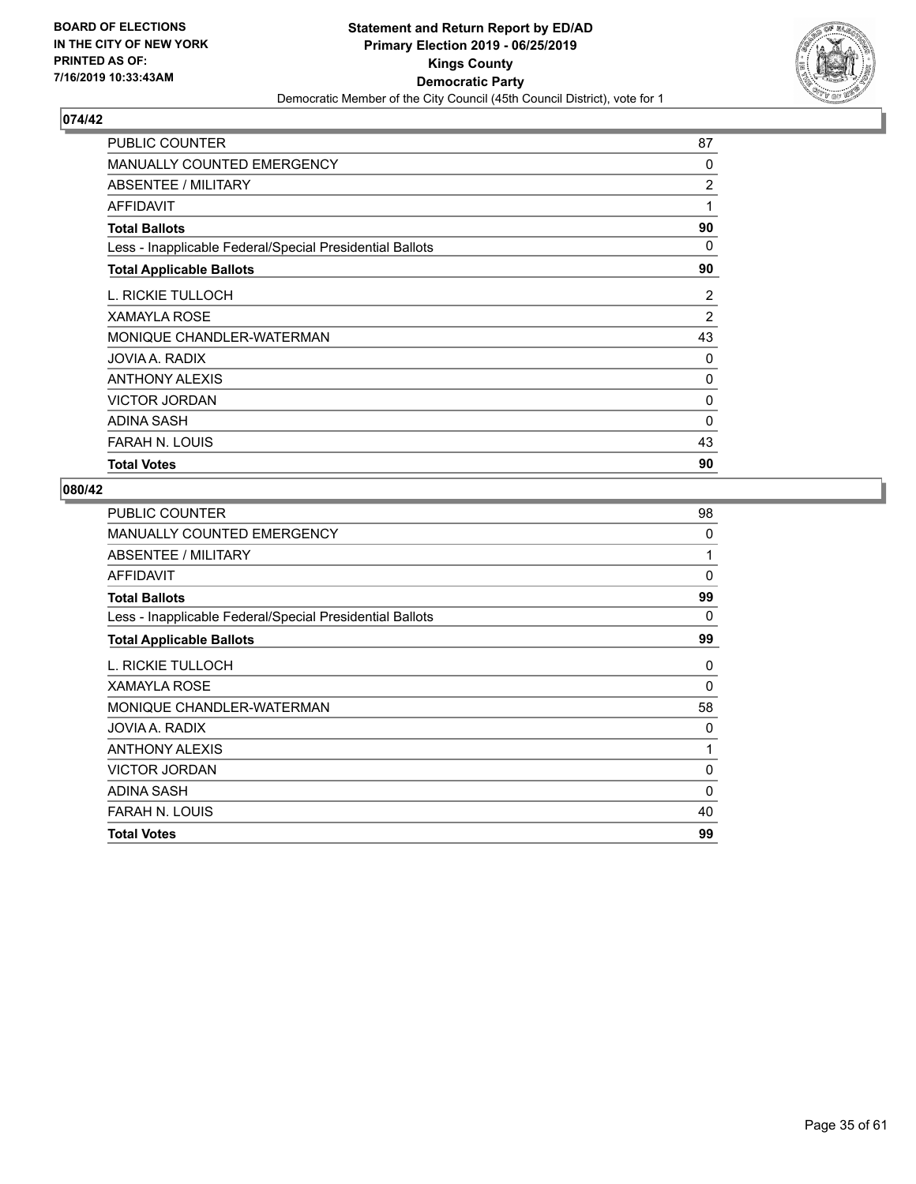**BOARD OF ELECTIONS IN THE CITY OF NEW YORK PRINTED AS OF: 7/16/2019 10:33:43AM**

**Statement and Return Report by ED/AD**
**Primary Election 2019 - 06/25/2019**
**Kings County**
**Democratic Party**
Democratic Member of the City Council (45th Council District), vote for 1

## 074/42

| | |
|---|---|
| PUBLIC COUNTER | 87 |
| MANUALLY COUNTED EMERGENCY | 0 |
| ABSENTEE / MILITARY | 2 |
| AFFIDAVIT | 1 |
| **Total Ballots** | **90** |
| Less - Inapplicable Federal/Special Presidential Ballots | 0 |
| **Total Applicable Ballots** | **90** |
| L. RICKIE TULLOCH | 2 |
| XAMAYLA ROSE | 2 |
| MONIQUE CHANDLER-WATERMAN | 43 |
| JOVIA A. RADIX | 0 |
| ANTHONY ALEXIS | 0 |
| VICTOR JORDAN | 0 |
| ADINA SASH | 0 |
| FARAH N. LOUIS | 43 |
| **Total Votes** | **90** |

## 080/42

| | |
|---|---|
| PUBLIC COUNTER | 98 |
| MANUALLY COUNTED EMERGENCY | 0 |
| ABSENTEE / MILITARY | 1 |
| AFFIDAVIT | 0 |
| **Total Ballots** | **99** |
| Less - Inapplicable Federal/Special Presidential Ballots | 0 |
| **Total Applicable Ballots** | **99** |
| L. RICKIE TULLOCH | 0 |
| XAMAYLA ROSE | 0 |
| MONIQUE CHANDLER-WATERMAN | 58 |
| JOVIA A. RADIX | 0 |
| ANTHONY ALEXIS | 1 |
| VICTOR JORDAN | 0 |
| ADINA SASH | 0 |
| FARAH N. LOUIS | 40 |
| **Total Votes** | **99** |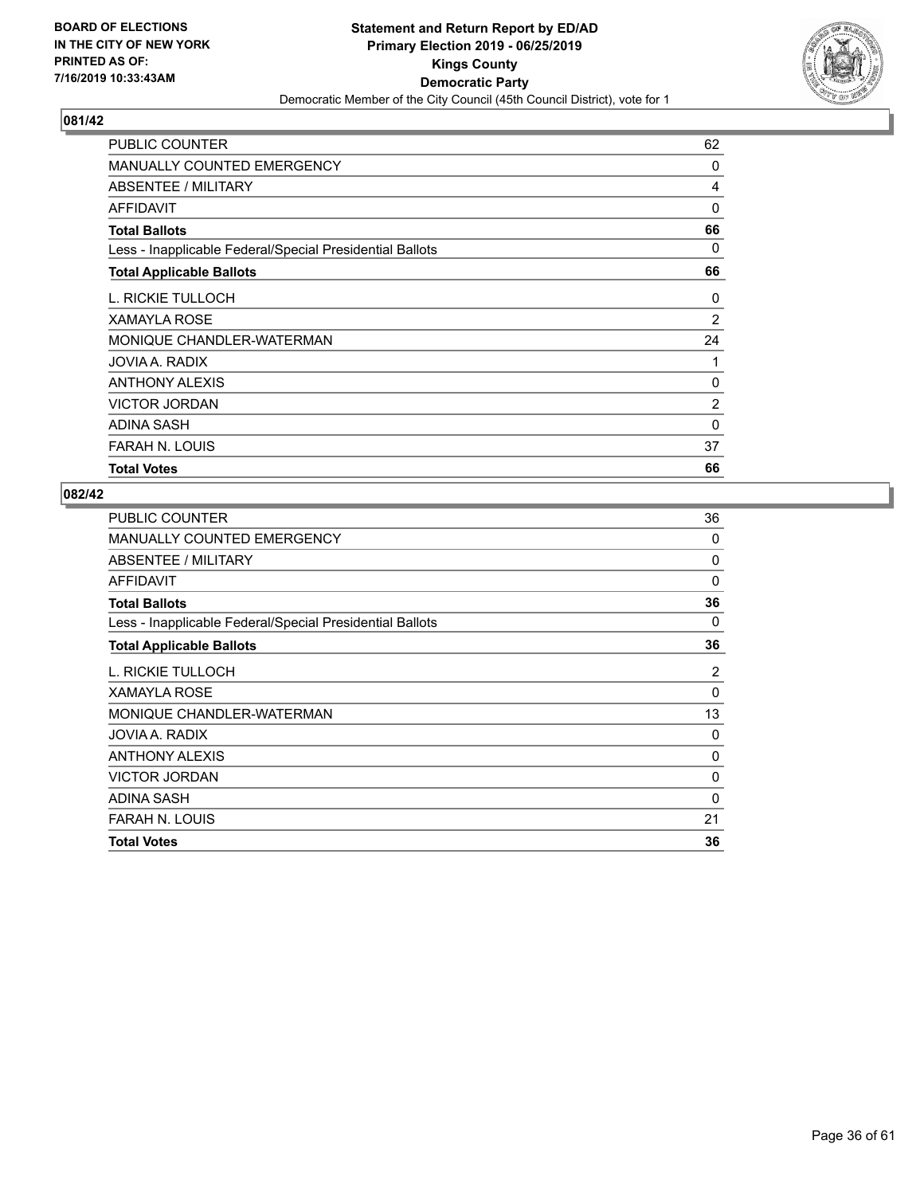BOARD OF ELECTIONS
IN THE CITY OF NEW YORK
PRINTED AS OF:
7/16/2019 10:33:43AM

**Statement and Return Report by ED/AD**
**Primary Election 2019 - 06/25/2019**
**Kings County**
**Democratic Party**
Democratic Member of the City Council (45th Council District), vote for 1

## 081/42

| | |
|---|---|
| PUBLIC COUNTER | 62 |
| MANUALLY COUNTED EMERGENCY | 0 |
| ABSENTEE / MILITARY | 4 |
| AFFIDAVIT | 0 |
| **Total Ballots** | **66** |
| Less - Inapplicable Federal/Special Presidential Ballots | 0 |
| **Total Applicable Ballots** | **66** |
| L. RICKIE TULLOCH | 0 |
| XAMAYLA ROSE | 2 |
| MONIQUE CHANDLER-WATERMAN | 24 |
| JOVIA A. RADIX | 1 |
| ANTHONY ALEXIS | 0 |
| VICTOR JORDAN | 2 |
| ADINA SASH | 0 |
| FARAH N. LOUIS | 37 |
| **Total Votes** | **66** |

## 082/42

| | |
|---|---|
| PUBLIC COUNTER | 36 |
| MANUALLY COUNTED EMERGENCY | 0 |
| ABSENTEE / MILITARY | 0 |
| AFFIDAVIT | 0 |
| **Total Ballots** | **36** |
| Less - Inapplicable Federal/Special Presidential Ballots | 0 |
| **Total Applicable Ballots** | **36** |
| L. RICKIE TULLOCH | 2 |
| XAMAYLA ROSE | 0 |
| MONIQUE CHANDLER-WATERMAN | 13 |
| JOVIA A. RADIX | 0 |
| ANTHONY ALEXIS | 0 |
| VICTOR JORDAN | 0 |
| ADINA SASH | 0 |
| FARAH N. LOUIS | 21 |
| **Total Votes** | **36** |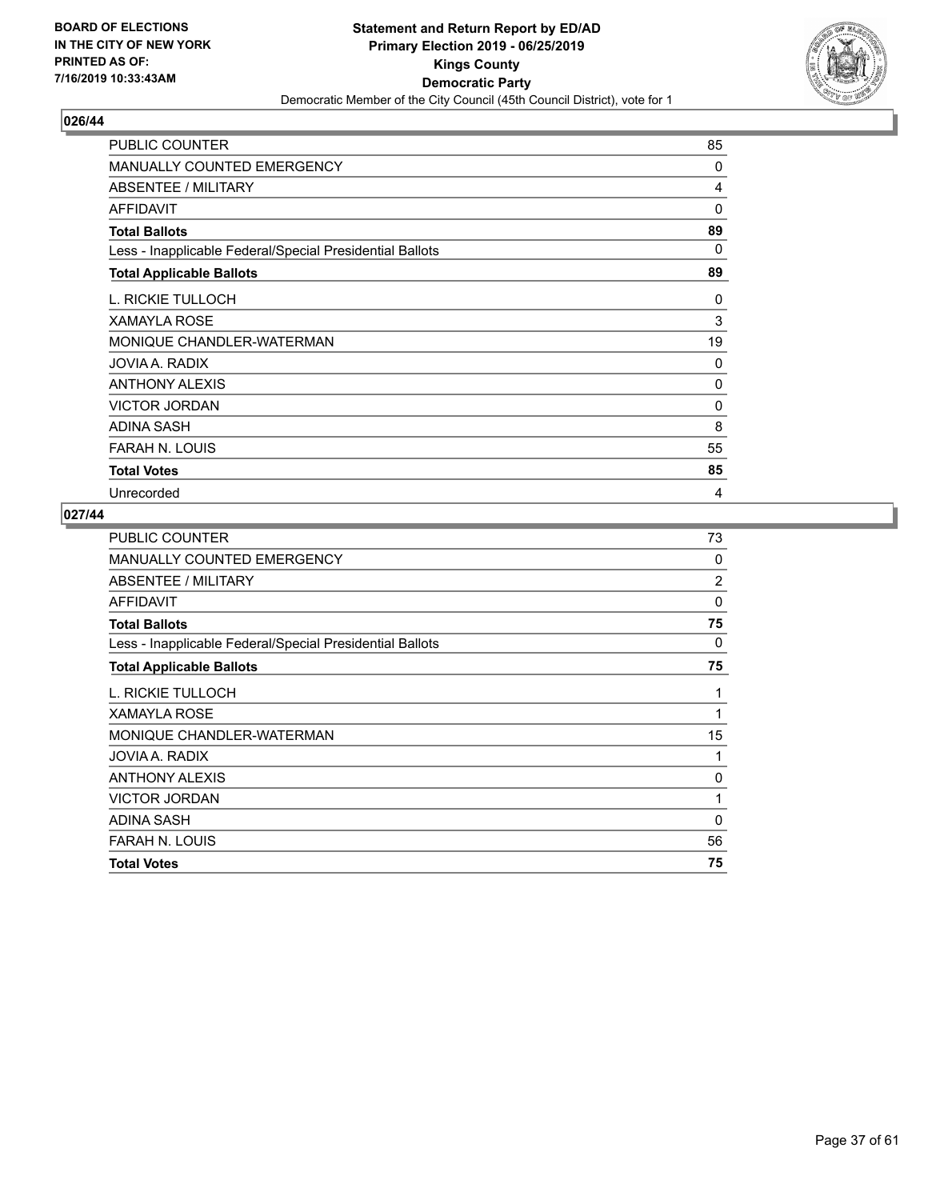**BOARD OF ELECTIONS IN THE CITY OF NEW YORK PRINTED AS OF: 7/16/2019 10:33:43AM**

**Statement and Return Report by ED/AD Primary Election 2019 - 06/25/2019 Kings County Democratic Party**

Democratic Member of the City Council (45th Council District), vote for 1

## 026/44

| | |
|---|---|
| PUBLIC COUNTER | 85 |
| MANUALLY COUNTED EMERGENCY | 0 |
| ABSENTEE / MILITARY | 4 |
| AFFIDAVIT | 0 |
| **Total Ballots** | **89** |
| Less - Inapplicable Federal/Special Presidential Ballots | 0 |
| **Total Applicable Ballots** | **89** |
| L. RICKIE TULLOCH | 0 |
| XAMAYLA ROSE | 3 |
| MONIQUE CHANDLER-WATERMAN | 19 |
| JOVIA A. RADIX | 0 |
| ANTHONY ALEXIS | 0 |
| VICTOR JORDAN | 0 |
| ADINA SASH | 8 |
| FARAH N. LOUIS | 55 |
| **Total Votes** | **85** |
| Unrecorded | 4 |

## 027/44

| | |
|---|---|
| PUBLIC COUNTER | 73 |
| MANUALLY COUNTED EMERGENCY | 0 |
| ABSENTEE / MILITARY | 2 |
| AFFIDAVIT | 0 |
| **Total Ballots** | **75** |
| Less - Inapplicable Federal/Special Presidential Ballots | 0 |
| **Total Applicable Ballots** | **75** |
| L. RICKIE TULLOCH | 1 |
| XAMAYLA ROSE | 1 |
| MONIQUE CHANDLER-WATERMAN | 15 |
| JOVIA A. RADIX | 1 |
| ANTHONY ALEXIS | 0 |
| VICTOR JORDAN | 1 |
| ADINA SASH | 0 |
| FARAH N. LOUIS | 56 |
| **Total Votes** | **75** |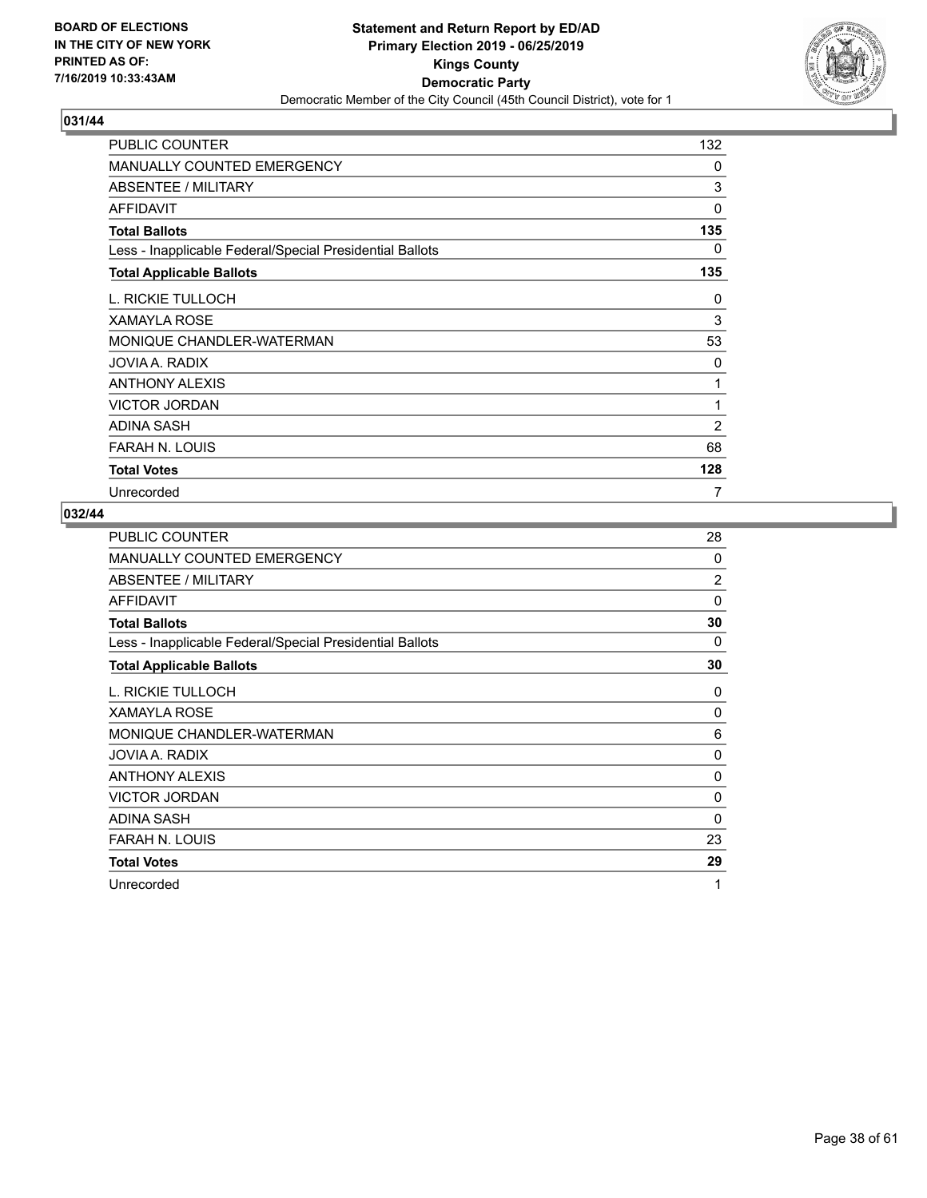BOARD OF ELECTIONS
IN THE CITY OF NEW YORK
PRINTED AS OF:
7/16/2019 10:33:43AM

**Statement and Return Report by ED/AD**
**Primary Election 2019 - 06/25/2019**
**Kings County**
**Democratic Party**
Democratic Member of the City Council (45th Council District), vote for 1

## 031/44

| | |
|---|---|
| PUBLIC COUNTER | 132 |
| MANUALLY COUNTED EMERGENCY | 0 |
| ABSENTEE / MILITARY | 3 |
| AFFIDAVIT | 0 |
| **Total Ballots** | **135** |
| Less - Inapplicable Federal/Special Presidential Ballots | 0 |
| **Total Applicable Ballots** | **135** |
| L. RICKIE TULLOCH | 0 |
| XAMAYLA ROSE | 3 |
| MONIQUE CHANDLER-WATERMAN | 53 |
| JOVIA A. RADIX | 0 |
| ANTHONY ALEXIS | 1 |
| VICTOR JORDAN | 1 |
| ADINA SASH | 2 |
| FARAH N. LOUIS | 68 |
| **Total Votes** | **128** |
| Unrecorded | 7 |

## 032/44

| | |
|---|---|
| PUBLIC COUNTER | 28 |
| MANUALLY COUNTED EMERGENCY | 0 |
| ABSENTEE / MILITARY | 2 |
| AFFIDAVIT | 0 |
| **Total Ballots** | **30** |
| Less - Inapplicable Federal/Special Presidential Ballots | 0 |
| **Total Applicable Ballots** | **30** |
| L. RICKIE TULLOCH | 0 |
| XAMAYLA ROSE | 0 |
| MONIQUE CHANDLER-WATERMAN | 6 |
| JOVIA A. RADIX | 0 |
| ANTHONY ALEXIS | 0 |
| VICTOR JORDAN | 0 |
| ADINA SASH | 0 |
| FARAH N. LOUIS | 23 |
| **Total Votes** | **29** |
| Unrecorded | 1 |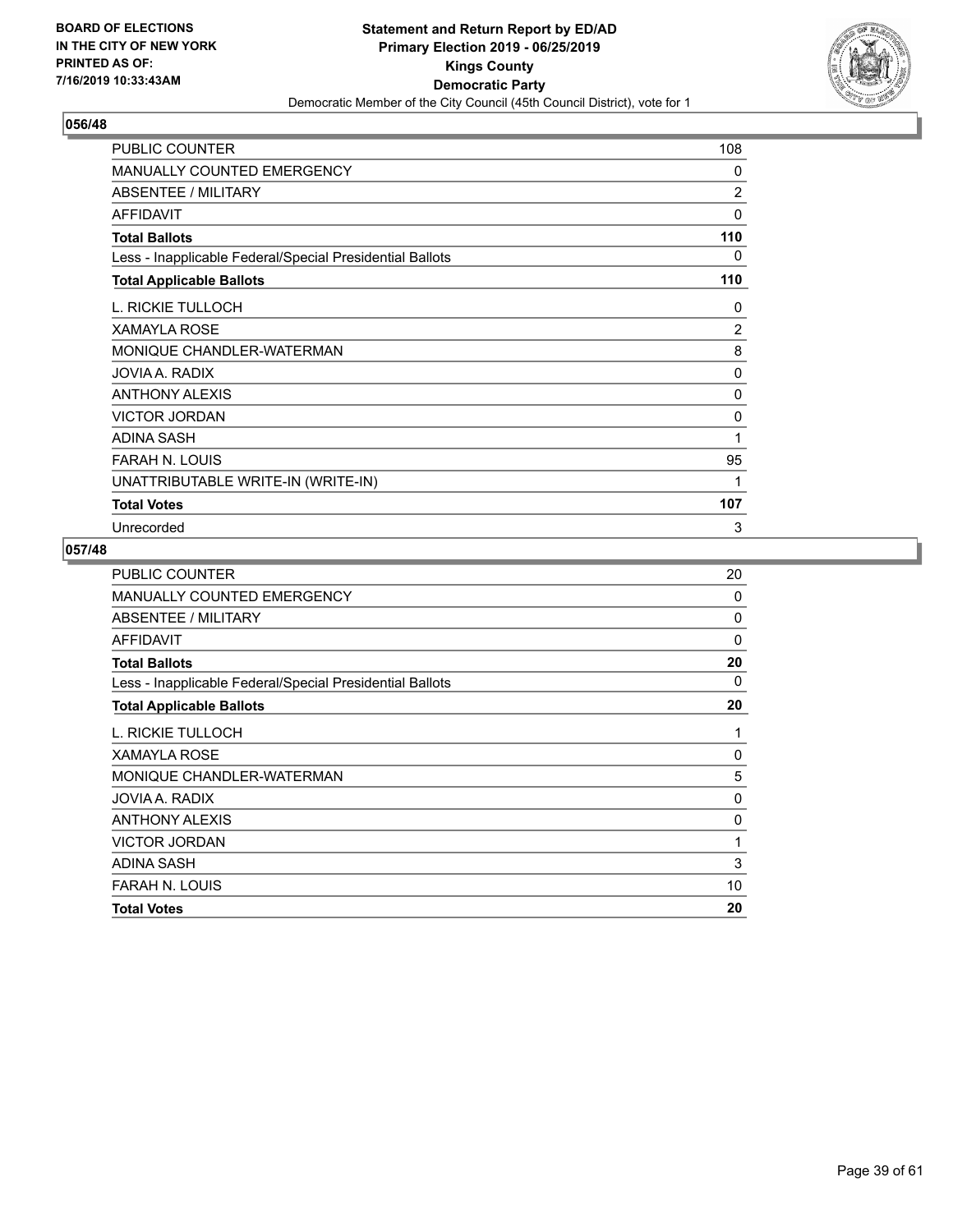**BOARD OF ELECTIONS IN THE CITY OF NEW YORK PRINTED AS OF: 7/16/2019 10:33:43AM**

**Statement and Return Report by ED/AD Primary Election 2019 - 06/25/2019 Kings County Democratic Party**

Democratic Member of the City Council (45th Council District), vote for 1

## 056/48

| | |
|---|---|
| PUBLIC COUNTER | 108 |
| MANUALLY COUNTED EMERGENCY | 0 |
| ABSENTEE / MILITARY | 2 |
| AFFIDAVIT | 0 |
| **Total Ballots** | **110** |
| Less - Inapplicable Federal/Special Presidential Ballots | 0 |
| **Total Applicable Ballots** | **110** |
| L. RICKIE TULLOCH | 0 |
| XAMAYLA ROSE | 2 |
| MONIQUE CHANDLER-WATERMAN | 8 |
| JOVIA A. RADIX | 0 |
| ANTHONY ALEXIS | 0 |
| VICTOR JORDAN | 0 |
| ADINA SASH | 1 |
| FARAH N. LOUIS | 95 |
| UNATTRIBUTABLE WRITE-IN (WRITE-IN) | 1 |
| **Total Votes** | **107** |
| Unrecorded | 3 |

## 057/48

| | |
|---|---|
| PUBLIC COUNTER | 20 |
| MANUALLY COUNTED EMERGENCY | 0 |
| ABSENTEE / MILITARY | 0 |
| AFFIDAVIT | 0 |
| **Total Ballots** | **20** |
| Less - Inapplicable Federal/Special Presidential Ballots | 0 |
| **Total Applicable Ballots** | **20** |
| L. RICKIE TULLOCH | 1 |
| XAMAYLA ROSE | 0 |
| MONIQUE CHANDLER-WATERMAN | 5 |
| JOVIA A. RADIX | 0 |
| ANTHONY ALEXIS | 0 |
| VICTOR JORDAN | 1 |
| ADINA SASH | 3 |
| FARAH N. LOUIS | 10 |
| **Total Votes** | **20** |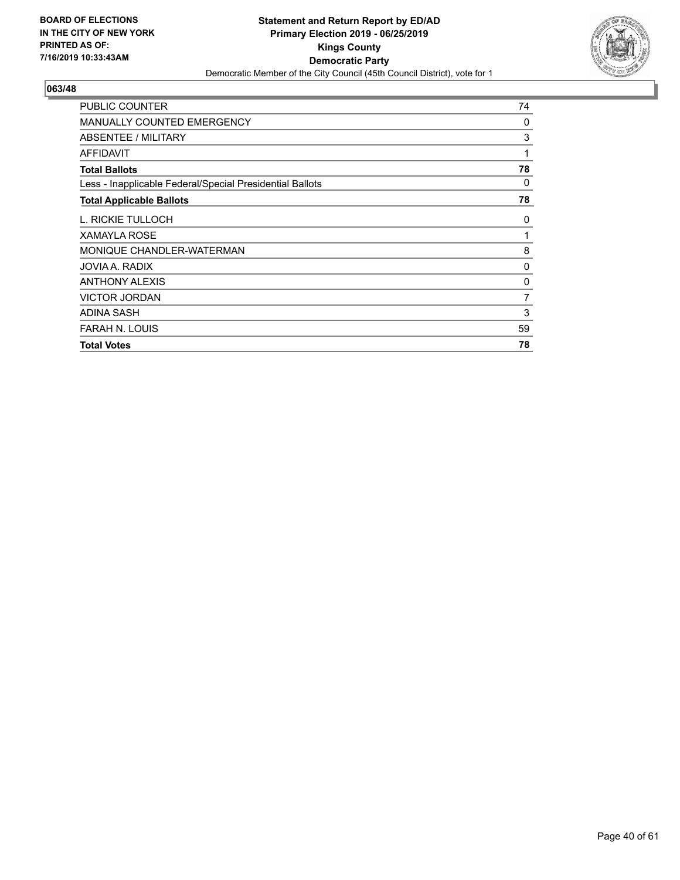**BOARD OF ELECTIONS IN THE CITY OF NEW YORK PRINTED AS OF: 7/16/2019 10:33:43AM**

**Statement and Return Report by ED/AD**
**Primary Election 2019 - 06/25/2019**
**Kings County**
**Democratic Party**
Democratic Member of the City Council (45th Council District), vote for 1

**063/48**

| | |
|---|---|
| PUBLIC COUNTER | 74 |
| MANUALLY COUNTED EMERGENCY | 0 |
| ABSENTEE / MILITARY | 3 |
| AFFIDAVIT | 1 |
| **Total Ballots** | **78** |
| Less - Inapplicable Federal/Special Presidential Ballots | 0 |
| **Total Applicable Ballots** | **78** |
| L. RICKIE TULLOCH | 0 |
| XAMAYLA ROSE | 1 |
| MONIQUE CHANDLER-WATERMAN | 8 |
| JOVIA A. RADIX | 0 |
| ANTHONY ALEXIS | 0 |
| VICTOR JORDAN | 7 |
| ADINA SASH | 3 |
| FARAH N. LOUIS | 59 |
| **Total Votes** | **78** |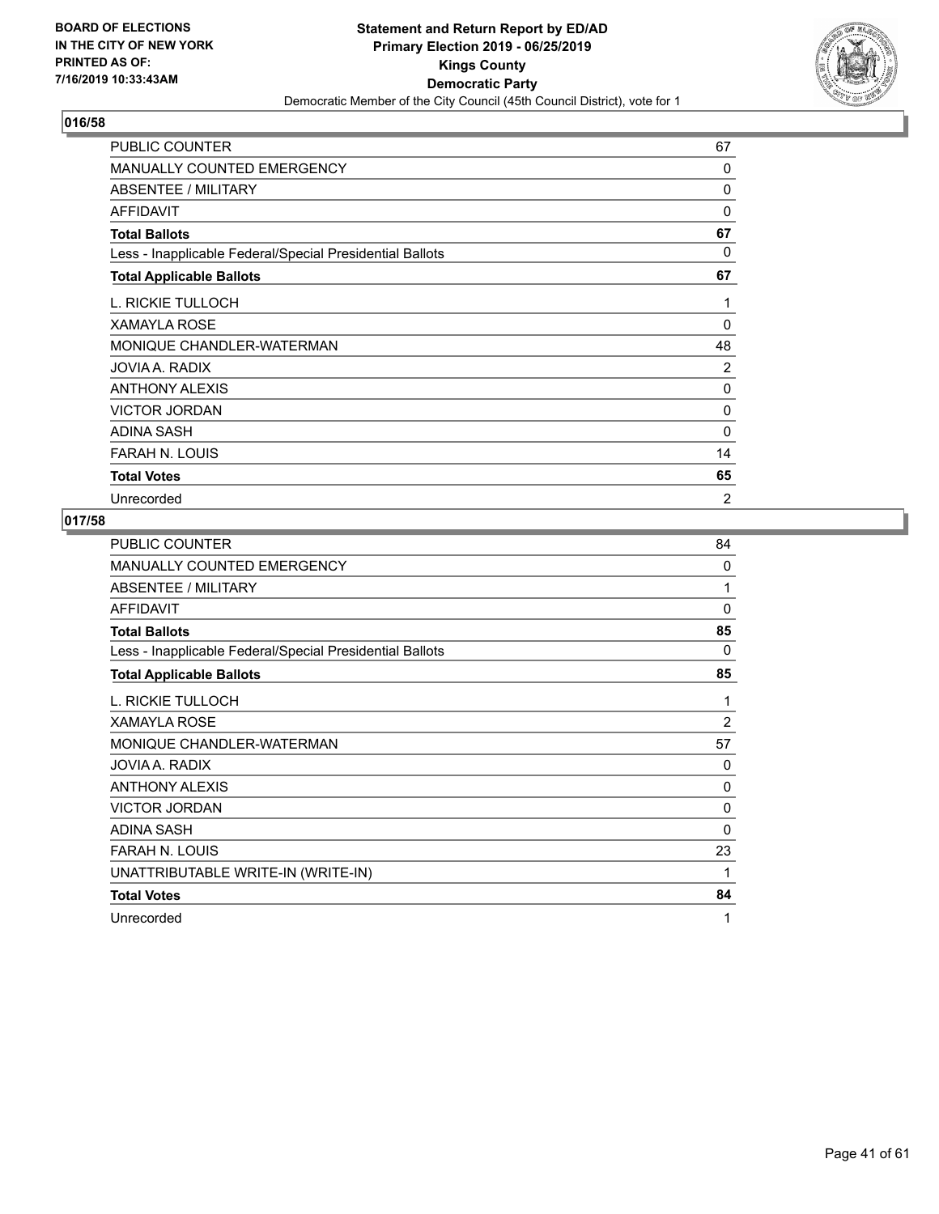BOARD OF ELECTIONS IN THE CITY OF NEW YORK PRINTED AS OF: 7/16/2019 10:33:43AM

**Statement and Return Report by ED/AD**
**Primary Election 2019 - 06/25/2019**
**Kings County**
**Democratic Party**
Democratic Member of the City Council (45th Council District), vote for 1

## 016/58

| | |
|---|---|
| PUBLIC COUNTER | 67 |
| MANUALLY COUNTED EMERGENCY | 0 |
| ABSENTEE / MILITARY | 0 |
| AFFIDAVIT | 0 |
| **Total Ballots** | **67** |
| Less - Inapplicable Federal/Special Presidential Ballots | 0 |
| **Total Applicable Ballots** | **67** |
| L. RICKIE TULLOCH | 1 |
| XAMAYLA ROSE | 0 |
| MONIQUE CHANDLER-WATERMAN | 48 |
| JOVIA A. RADIX | 2 |
| ANTHONY ALEXIS | 0 |
| VICTOR JORDAN | 0 |
| ADINA SASH | 0 |
| FARAH N. LOUIS | 14 |
| **Total Votes** | **65** |
| Unrecorded | 2 |

## 017/58

| | |
|---|---|
| PUBLIC COUNTER | 84 |
| MANUALLY COUNTED EMERGENCY | 0 |
| ABSENTEE / MILITARY | 1 |
| AFFIDAVIT | 0 |
| **Total Ballots** | **85** |
| Less - Inapplicable Federal/Special Presidential Ballots | 0 |
| **Total Applicable Ballots** | **85** |
| L. RICKIE TULLOCH | 1 |
| XAMAYLA ROSE | 2 |
| MONIQUE CHANDLER-WATERMAN | 57 |
| JOVIA A. RADIX | 0 |
| ANTHONY ALEXIS | 0 |
| VICTOR JORDAN | 0 |
| ADINA SASH | 0 |
| FARAH N. LOUIS | 23 |
| UNATTRIBUTABLE WRITE-IN (WRITE-IN) | 1 |
| **Total Votes** | **84** |
| Unrecorded | 1 |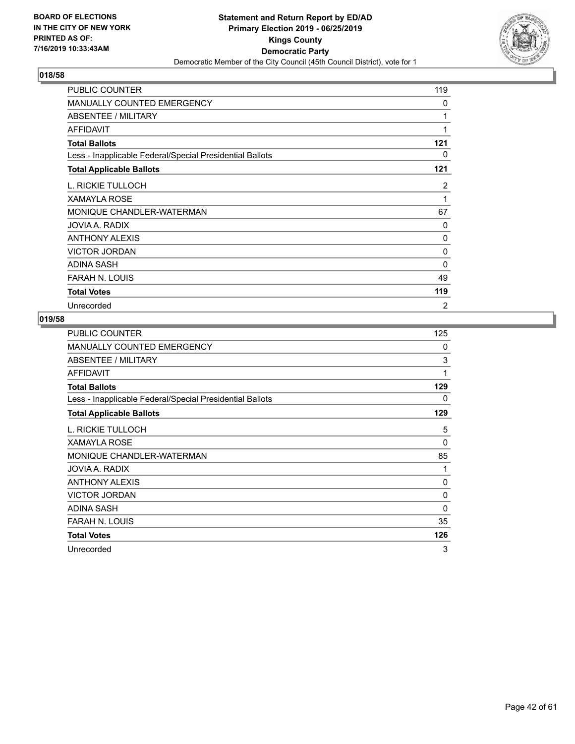BOARD OF ELECTIONS
IN THE CITY OF NEW YORK
PRINTED AS OF:
7/16/2019 10:33:43AM

**Statement and Return Report by ED/AD**
**Primary Election 2019 - 06/25/2019**
**Kings County**
**Democratic Party**
Democratic Member of the City Council (45th Council District), vote for 1

## 018/58

| | |
|---|---|
| PUBLIC COUNTER | 119 |
| MANUALLY COUNTED EMERGENCY | 0 |
| ABSENTEE / MILITARY | 1 |
| AFFIDAVIT | 1 |
| **Total Ballots** | **121** |
| Less - Inapplicable Federal/Special Presidential Ballots | 0 |
| **Total Applicable Ballots** | **121** |
| L. RICKIE TULLOCH | 2 |
| XAMAYLA ROSE | 1 |
| MONIQUE CHANDLER-WATERMAN | 67 |
| JOVIA A. RADIX | 0 |
| ANTHONY ALEXIS | 0 |
| VICTOR JORDAN | 0 |
| ADINA SASH | 0 |
| FARAH N. LOUIS | 49 |
| **Total Votes** | **119** |
| Unrecorded | 2 |

## 019/58

| | |
|---|---|
| PUBLIC COUNTER | 125 |
| MANUALLY COUNTED EMERGENCY | 0 |
| ABSENTEE / MILITARY | 3 |
| AFFIDAVIT | 1 |
| **Total Ballots** | **129** |
| Less - Inapplicable Federal/Special Presidential Ballots | 0 |
| **Total Applicable Ballots** | **129** |
| L. RICKIE TULLOCH | 5 |
| XAMAYLA ROSE | 0 |
| MONIQUE CHANDLER-WATERMAN | 85 |
| JOVIA A. RADIX | 1 |
| ANTHONY ALEXIS | 0 |
| VICTOR JORDAN | 0 |
| ADINA SASH | 0 |
| FARAH N. LOUIS | 35 |
| **Total Votes** | **126** |
| Unrecorded | 3 |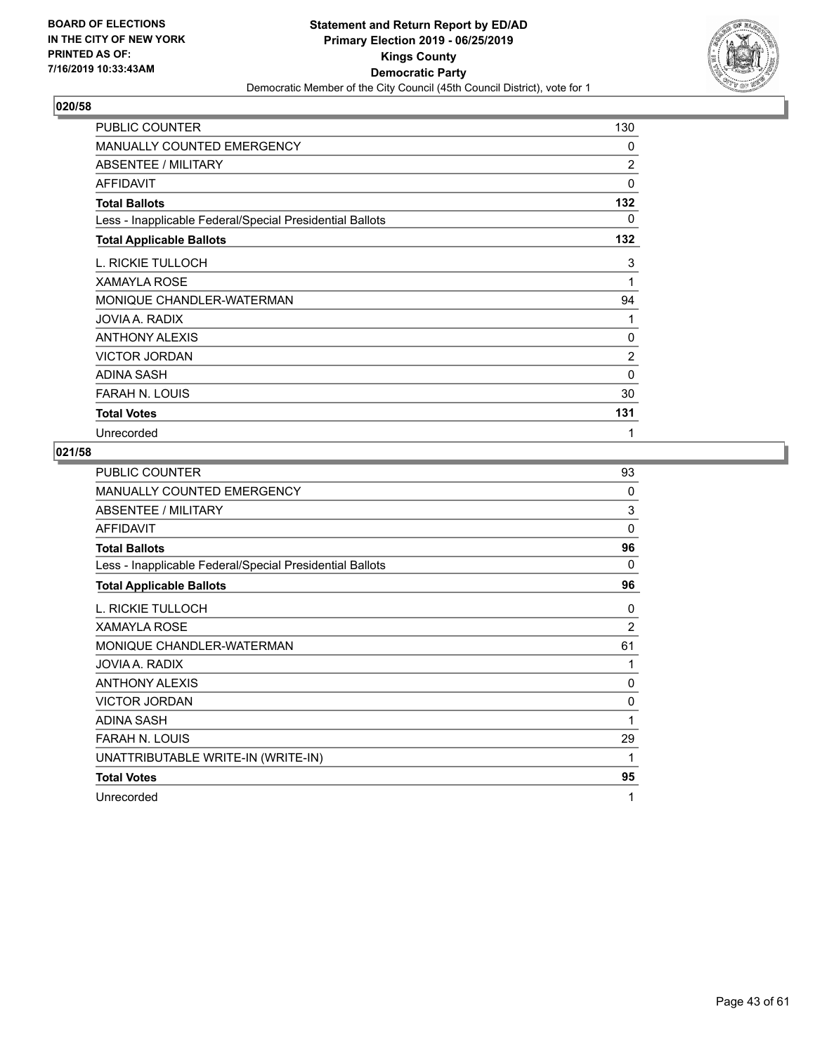BOARD OF ELECTIONS
IN THE CITY OF NEW YORK
PRINTED AS OF:
7/16/2019 10:33:43AM

**Statement and Return Report by ED/AD**
**Primary Election 2019 - 06/25/2019**
**Kings County**
**Democratic Party**
Democratic Member of the City Council (45th Council District), vote for 1

### 020/58

| | |
|---|---|
| PUBLIC COUNTER | 130 |
| MANUALLY COUNTED EMERGENCY | 0 |
| ABSENTEE / MILITARY | 2 |
| AFFIDAVIT | 0 |
| **Total Ballots** | **132** |
| Less - Inapplicable Federal/Special Presidential Ballots | 0 |
| **Total Applicable Ballots** | **132** |
| L. RICKIE TULLOCH | 3 |
| XAMAYLA ROSE | 1 |
| MONIQUE CHANDLER-WATERMAN | 94 |
| JOVIA A. RADIX | 1 |
| ANTHONY ALEXIS | 0 |
| VICTOR JORDAN | 2 |
| ADINA SASH | 0 |
| FARAH N. LOUIS | 30 |
| **Total Votes** | **131** |
| Unrecorded | 1 |

### 021/58

| | |
|---|---|
| PUBLIC COUNTER | 93 |
| MANUALLY COUNTED EMERGENCY | 0 |
| ABSENTEE / MILITARY | 3 |
| AFFIDAVIT | 0 |
| **Total Ballots** | **96** |
| Less - Inapplicable Federal/Special Presidential Ballots | 0 |
| **Total Applicable Ballots** | **96** |
| L. RICKIE TULLOCH | 0 |
| XAMAYLA ROSE | 2 |
| MONIQUE CHANDLER-WATERMAN | 61 |
| JOVIA A. RADIX | 1 |
| ANTHONY ALEXIS | 0 |
| VICTOR JORDAN | 0 |
| ADINA SASH | 1 |
| FARAH N. LOUIS | 29 |
| UNATTRIBUTABLE WRITE-IN (WRITE-IN) | 1 |
| **Total Votes** | **95** |
| Unrecorded | 1 |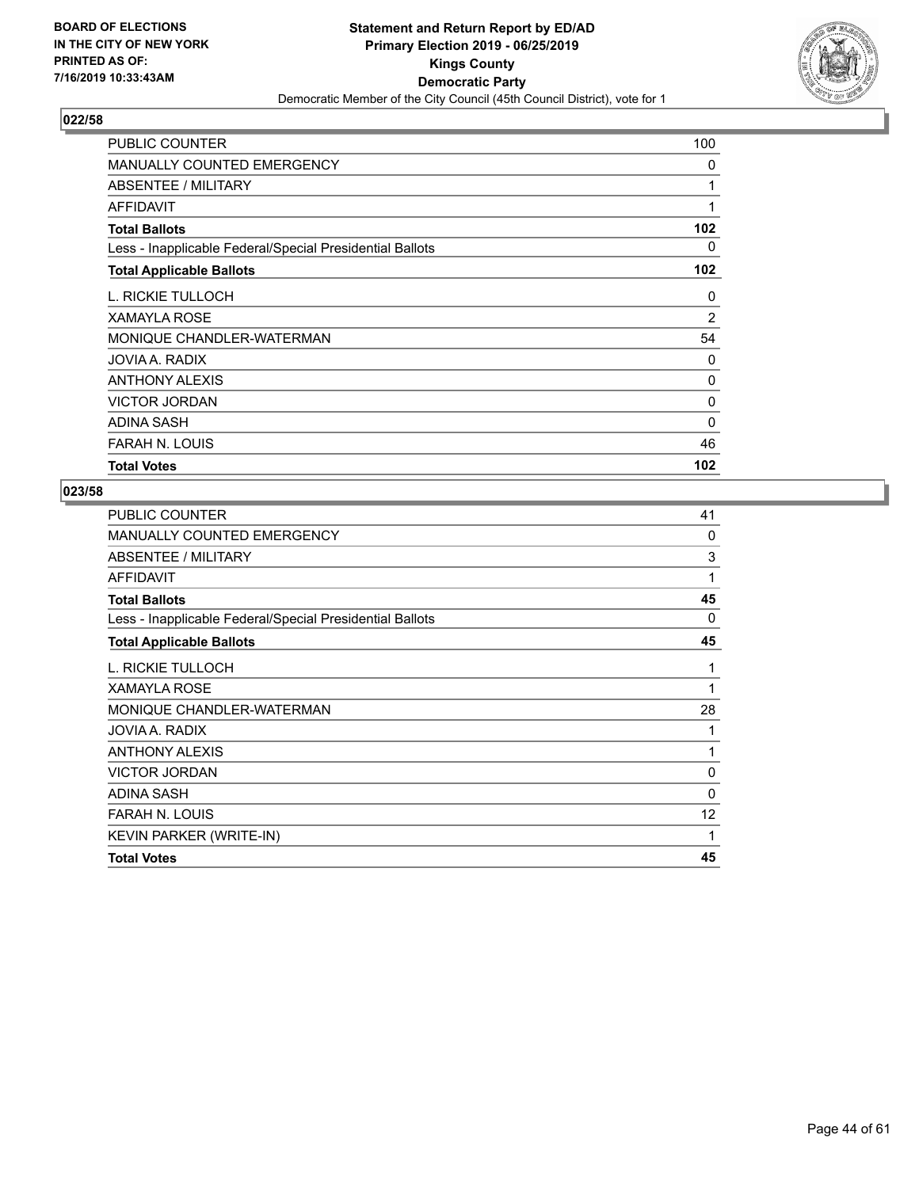BOARD OF ELECTIONS
IN THE CITY OF NEW YORK
PRINTED AS OF:
7/16/2019 10:33:43AM

**Statement and Return Report by ED/AD**
**Primary Election 2019 - 06/25/2019**
**Kings County**
**Democratic Party**
Democratic Member of the City Council (45th Council District), vote for 1

### 022/58

| | |
|---|---|
| PUBLIC COUNTER | 100 |
| MANUALLY COUNTED EMERGENCY | 0 |
| ABSENTEE / MILITARY | 1 |
| AFFIDAVIT | 1 |
| **Total Ballots** | **102** |
| Less - Inapplicable Federal/Special Presidential Ballots | 0 |
| **Total Applicable Ballots** | **102** |
| L. RICKIE TULLOCH | 0 |
| XAMAYLA ROSE | 2 |
| MONIQUE CHANDLER-WATERMAN | 54 |
| JOVIA A. RADIX | 0 |
| ANTHONY ALEXIS | 0 |
| VICTOR JORDAN | 0 |
| ADINA SASH | 0 |
| FARAH N. LOUIS | 46 |
| **Total Votes** | **102** |

### 023/58

| | |
|---|---|
| PUBLIC COUNTER | 41 |
| MANUALLY COUNTED EMERGENCY | 0 |
| ABSENTEE / MILITARY | 3 |
| AFFIDAVIT | 1 |
| **Total Ballots** | **45** |
| Less - Inapplicable Federal/Special Presidential Ballots | 0 |
| **Total Applicable Ballots** | **45** |
| L. RICKIE TULLOCH | 1 |
| XAMAYLA ROSE | 1 |
| MONIQUE CHANDLER-WATERMAN | 28 |
| JOVIA A. RADIX | 1 |
| ANTHONY ALEXIS | 1 |
| VICTOR JORDAN | 0 |
| ADINA SASH | 0 |
| FARAH N. LOUIS | 12 |
| KEVIN PARKER (WRITE-IN) | 1 |
| **Total Votes** | **45** |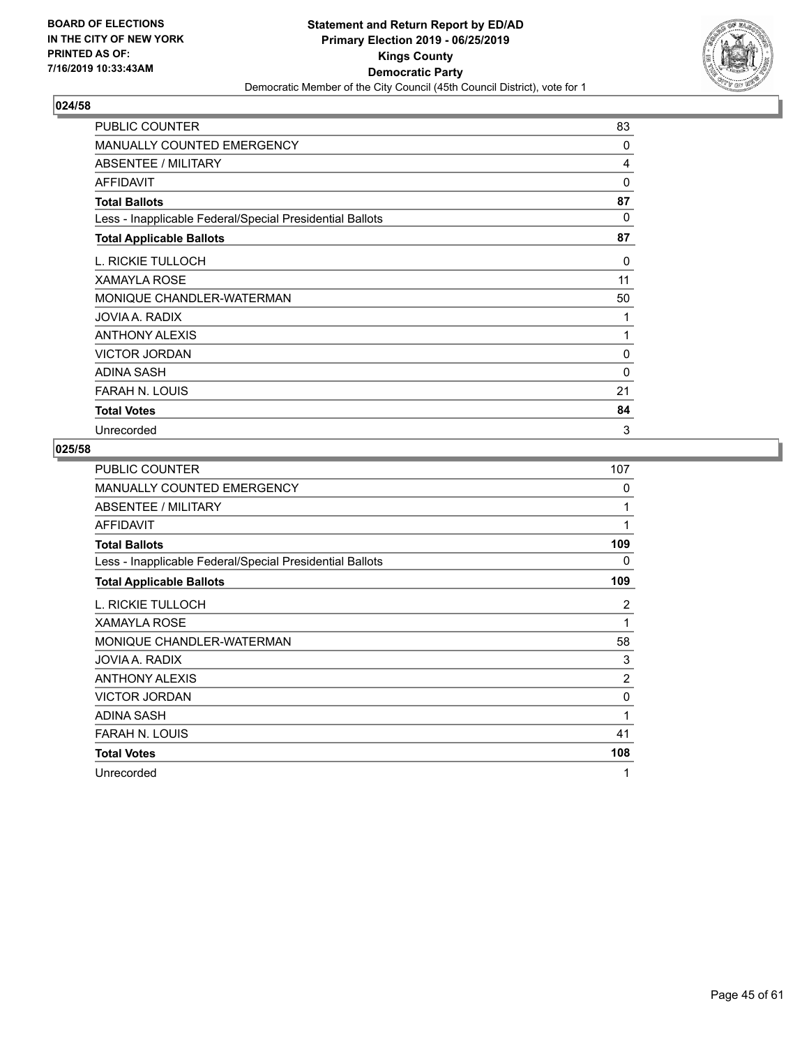BOARD OF ELECTIONS
IN THE CITY OF NEW YORK
PRINTED AS OF:
7/16/2019 10:33:43AM

**Statement and Return Report by ED/AD**
**Primary Election 2019 - 06/25/2019**
**Kings County**
**Democratic Party**
Democratic Member of the City Council (45th Council District), vote for 1

## 024/58

| | |
|---|---|
| PUBLIC COUNTER | 83 |
| MANUALLY COUNTED EMERGENCY | 0 |
| ABSENTEE / MILITARY | 4 |
| AFFIDAVIT | 0 |
| **Total Ballots** | **87** |
| Less - Inapplicable Federal/Special Presidential Ballots | 0 |
| **Total Applicable Ballots** | **87** |
| L. RICKIE TULLOCH | 0 |
| XAMAYLA ROSE | 11 |
| MONIQUE CHANDLER-WATERMAN | 50 |
| JOVIA A. RADIX | 1 |
| ANTHONY ALEXIS | 1 |
| VICTOR JORDAN | 0 |
| ADINA SASH | 0 |
| FARAH N. LOUIS | 21 |
| **Total Votes** | **84** |
| Unrecorded | 3 |

## 025/58

| | |
|---|---|
| PUBLIC COUNTER | 107 |
| MANUALLY COUNTED EMERGENCY | 0 |
| ABSENTEE / MILITARY | 1 |
| AFFIDAVIT | 1 |
| **Total Ballots** | **109** |
| Less - Inapplicable Federal/Special Presidential Ballots | 0 |
| **Total Applicable Ballots** | **109** |
| L. RICKIE TULLOCH | 2 |
| XAMAYLA ROSE | 1 |
| MONIQUE CHANDLER-WATERMAN | 58 |
| JOVIA A. RADIX | 3 |
| ANTHONY ALEXIS | 2 |
| VICTOR JORDAN | 0 |
| ADINA SASH | 1 |
| FARAH N. LOUIS | 41 |
| **Total Votes** | **108** |
| Unrecorded | 1 |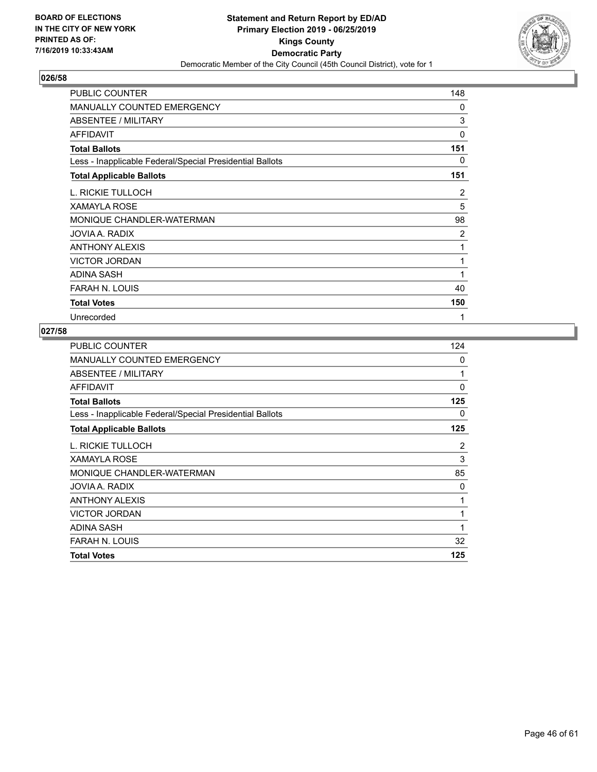**BOARD OF ELECTIONS IN THE CITY OF NEW YORK PRINTED AS OF: 7/16/2019 10:33:43AM**

**Statement and Return Report by ED/AD Primary Election 2019 - 06/25/2019 Kings County Democratic Party**

Democratic Member of the City Council (45th Council District), vote for 1

### 026/58

| | |
|---|---|
| PUBLIC COUNTER | 148 |
| MANUALLY COUNTED EMERGENCY | 0 |
| ABSENTEE / MILITARY | 3 |
| AFFIDAVIT | 0 |
| **Total Ballots** | **151** |
| Less - Inapplicable Federal/Special Presidential Ballots | 0 |
| **Total Applicable Ballots** | **151** |
| L. RICKIE TULLOCH | 2 |
| XAMAYLA ROSE | 5 |
| MONIQUE CHANDLER-WATERMAN | 98 |
| JOVIA A. RADIX | 2 |
| ANTHONY ALEXIS | 1 |
| VICTOR JORDAN | 1 |
| ADINA SASH | 1 |
| FARAH N. LOUIS | 40 |
| **Total Votes** | **150** |
| Unrecorded | 1 |

### 027/58

| | |
|---|---|
| PUBLIC COUNTER | 124 |
| MANUALLY COUNTED EMERGENCY | 0 |
| ABSENTEE / MILITARY | 1 |
| AFFIDAVIT | 0 |
| **Total Ballots** | **125** |
| Less - Inapplicable Federal/Special Presidential Ballots | 0 |
| **Total Applicable Ballots** | **125** |
| L. RICKIE TULLOCH | 2 |
| XAMAYLA ROSE | 3 |
| MONIQUE CHANDLER-WATERMAN | 85 |
| JOVIA A. RADIX | 0 |
| ANTHONY ALEXIS | 1 |
| VICTOR JORDAN | 1 |
| ADINA SASH | 1 |
| FARAH N. LOUIS | 32 |
| **Total Votes** | **125** |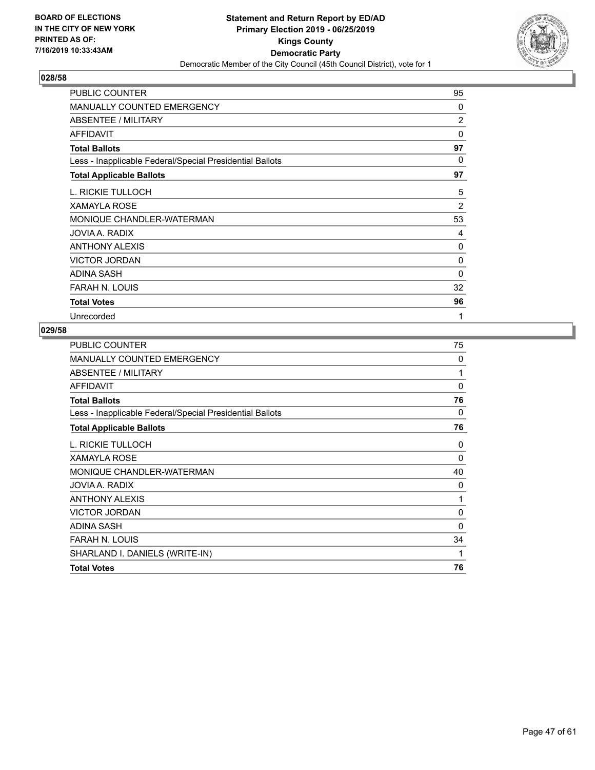BOARD OF ELECTIONS
IN THE CITY OF NEW YORK
PRINTED AS OF:
7/16/2019 10:33:43AM

**Statement and Return Report by ED/AD**
**Primary Election 2019 - 06/25/2019**
**Kings County**
**Democratic Party**
Democratic Member of the City Council (45th Council District), vote for 1

### 028/58

| | |
|---|---|
| PUBLIC COUNTER | 95 |
| MANUALLY COUNTED EMERGENCY | 0 |
| ABSENTEE / MILITARY | 2 |
| AFFIDAVIT | 0 |
| **Total Ballots** | **97** |
| Less - Inapplicable Federal/Special Presidential Ballots | 0 |
| **Total Applicable Ballots** | **97** |
| L. RICKIE TULLOCH | 5 |
| XAMAYLA ROSE | 2 |
| MONIQUE CHANDLER-WATERMAN | 53 |
| JOVIA A. RADIX | 4 |
| ANTHONY ALEXIS | 0 |
| VICTOR JORDAN | 0 |
| ADINA SASH | 0 |
| FARAH N. LOUIS | 32 |
| **Total Votes** | **96** |
| Unrecorded | 1 |

### 029/58

| | |
|---|---|
| PUBLIC COUNTER | 75 |
| MANUALLY COUNTED EMERGENCY | 0 |
| ABSENTEE / MILITARY | 1 |
| AFFIDAVIT | 0 |
| **Total Ballots** | **76** |
| Less - Inapplicable Federal/Special Presidential Ballots | 0 |
| **Total Applicable Ballots** | **76** |
| L. RICKIE TULLOCH | 0 |
| XAMAYLA ROSE | 0 |
| MONIQUE CHANDLER-WATERMAN | 40 |
| JOVIA A. RADIX | 0 |
| ANTHONY ALEXIS | 1 |
| VICTOR JORDAN | 0 |
| ADINA SASH | 0 |
| FARAH N. LOUIS | 34 |
| SHARLAND I. DANIELS (WRITE-IN) | 1 |
| **Total Votes** | **76** |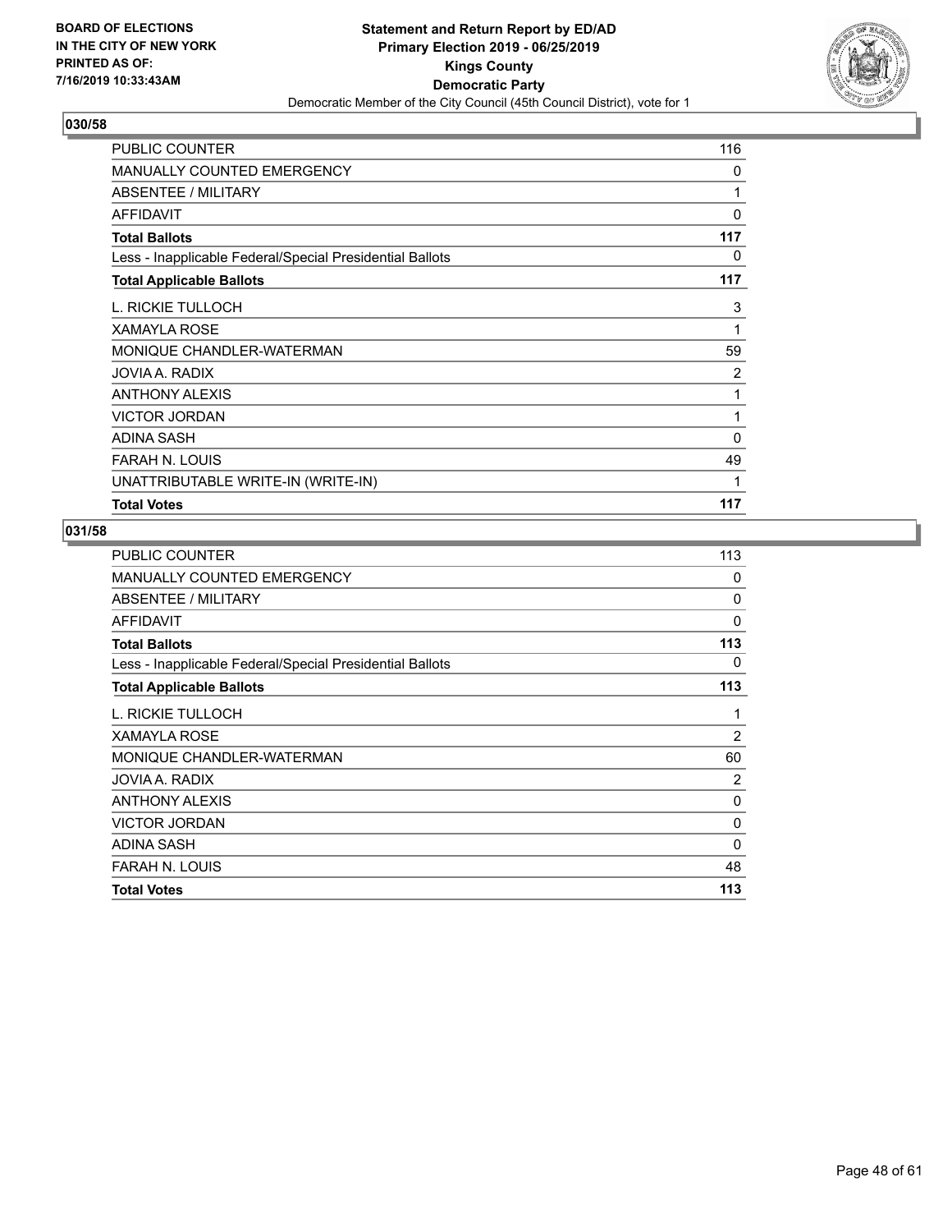BOARD OF ELECTIONS
IN THE CITY OF NEW YORK
PRINTED AS OF:
7/16/2019 10:33:43AM

**Statement and Return Report by ED/AD**
**Primary Election 2019 - 06/25/2019**
**Kings County**
**Democratic Party**
Democratic Member of the City Council (45th Council District), vote for 1

### 030/58

| | |
|---|---|
| PUBLIC COUNTER | 116 |
| MANUALLY COUNTED EMERGENCY | 0 |
| ABSENTEE / MILITARY | 1 |
| AFFIDAVIT | 0 |
| **Total Ballots** | **117** |
| Less - Inapplicable Federal/Special Presidential Ballots | 0 |
| **Total Applicable Ballots** | **117** |
| L. RICKIE TULLOCH | 3 |
| XAMAYLA ROSE | 1 |
| MONIQUE CHANDLER-WATERMAN | 59 |
| JOVIA A. RADIX | 2 |
| ANTHONY ALEXIS | 1 |
| VICTOR JORDAN | 1 |
| ADINA SASH | 0 |
| FARAH N. LOUIS | 49 |
| UNATTRIBUTABLE WRITE-IN (WRITE-IN) | 1 |
| **Total Votes** | **117** |

### 031/58

| | |
|---|---|
| PUBLIC COUNTER | 113 |
| MANUALLY COUNTED EMERGENCY | 0 |
| ABSENTEE / MILITARY | 0 |
| AFFIDAVIT | 0 |
| **Total Ballots** | **113** |
| Less - Inapplicable Federal/Special Presidential Ballots | 0 |
| **Total Applicable Ballots** | **113** |
| L. RICKIE TULLOCH | 1 |
| XAMAYLA ROSE | 2 |
| MONIQUE CHANDLER-WATERMAN | 60 |
| JOVIA A. RADIX | 2 |
| ANTHONY ALEXIS | 0 |
| VICTOR JORDAN | 0 |
| ADINA SASH | 0 |
| FARAH N. LOUIS | 48 |
| **Total Votes** | **113** |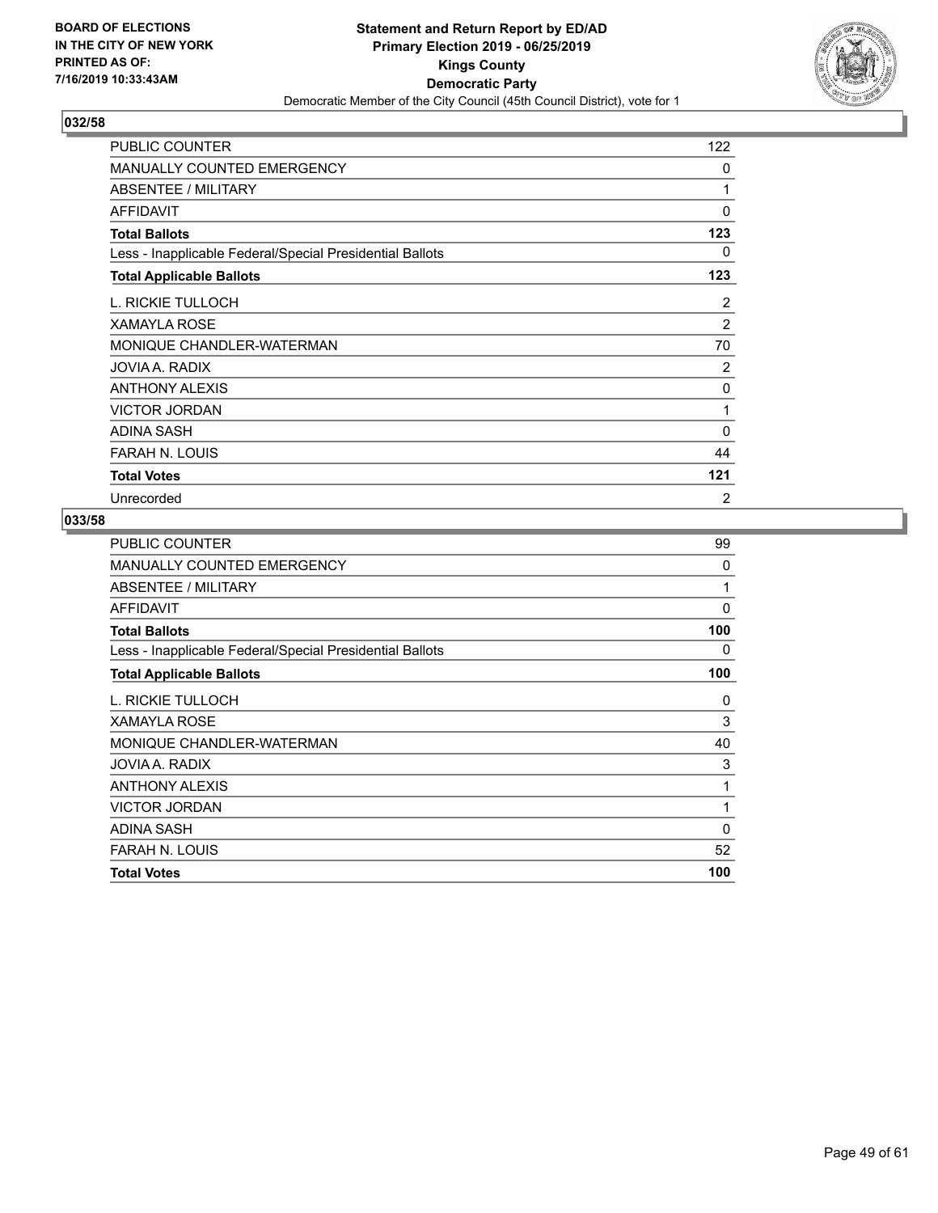## 032/58

| | |
|---|---|
| PUBLIC COUNTER | 122 |
| MANUALLY COUNTED EMERGENCY | 0 |
| ABSENTEE / MILITARY | 1 |
| AFFIDAVIT | 0 |
| **Total Ballots** | **123** |
| Less - Inapplicable Federal/Special Presidential Ballots | 0 |
| **Total Applicable Ballots** | **123** |
| L. RICKIE TULLOCH | 2 |
| XAMAYLA ROSE | 2 |
| MONIQUE CHANDLER-WATERMAN | 70 |
| JOVIA A. RADIX | 2 |
| ANTHONY ALEXIS | 0 |
| VICTOR JORDAN | 1 |
| ADINA SASH | 0 |
| FARAH N. LOUIS | 44 |
| **Total Votes** | **121** |
| Unrecorded | 2 |

## 033/58

| | |
|---|---|
| PUBLIC COUNTER | 99 |
| MANUALLY COUNTED EMERGENCY | 0 |
| ABSENTEE / MILITARY | 1 |
| AFFIDAVIT | 0 |
| **Total Ballots** | **100** |
| Less - Inapplicable Federal/Special Presidential Ballots | 0 |
| **Total Applicable Ballots** | **100** |
| L. RICKIE TULLOCH | 0 |
| XAMAYLA ROSE | 3 |
| MONIQUE CHANDLER-WATERMAN | 40 |
| JOVIA A. RADIX | 3 |
| ANTHONY ALEXIS | 1 |
| VICTOR JORDAN | 1 |
| ADINA SASH | 0 |
| FARAH N. LOUIS | 52 |
| **Total Votes** | **100** |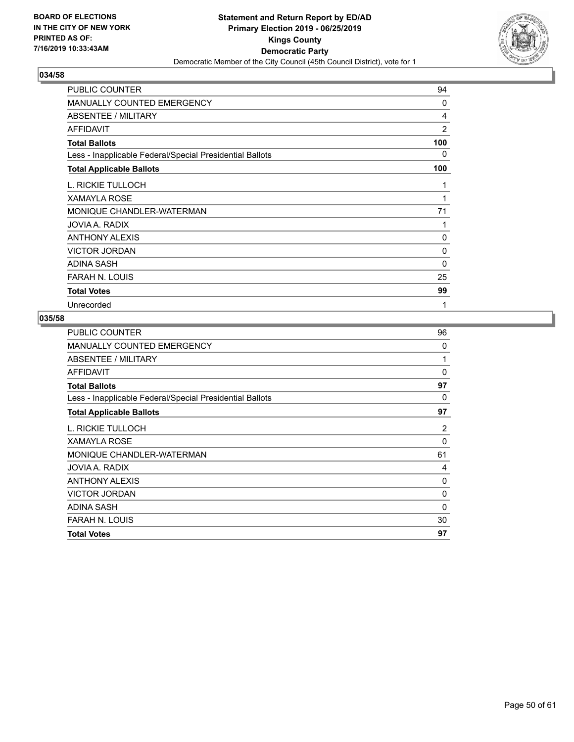**BOARD OF ELECTIONS IN THE CITY OF NEW YORK PRINTED AS OF: 7/16/2019 10:33:43AM**

**Statement and Return Report by ED/AD Primary Election 2019 - 06/25/2019 Kings County Democratic Party**

Democratic Member of the City Council (45th Council District), vote for 1

### 034/58

| | |
|---|---|
| PUBLIC COUNTER | 94 |
| MANUALLY COUNTED EMERGENCY | 0 |
| ABSENTEE / MILITARY | 4 |
| AFFIDAVIT | 2 |
| **Total Ballots** | **100** |
| Less - Inapplicable Federal/Special Presidential Ballots | 0 |
| **Total Applicable Ballots** | **100** |
| L. RICKIE TULLOCH | 1 |
| XAMAYLA ROSE | 1 |
| MONIQUE CHANDLER-WATERMAN | 71 |
| JOVIA A. RADIX | 1 |
| ANTHONY ALEXIS | 0 |
| VICTOR JORDAN | 0 |
| ADINA SASH | 0 |
| FARAH N. LOUIS | 25 |
| **Total Votes** | **99** |
| Unrecorded | 1 |

### 035/58

| | |
|---|---|
| PUBLIC COUNTER | 96 |
| MANUALLY COUNTED EMERGENCY | 0 |
| ABSENTEE / MILITARY | 1 |
| AFFIDAVIT | 0 |
| **Total Ballots** | **97** |
| Less - Inapplicable Federal/Special Presidential Ballots | 0 |
| **Total Applicable Ballots** | **97** |
| L. RICKIE TULLOCH | 2 |
| XAMAYLA ROSE | 0 |
| MONIQUE CHANDLER-WATERMAN | 61 |
| JOVIA A. RADIX | 4 |
| ANTHONY ALEXIS | 0 |
| VICTOR JORDAN | 0 |
| ADINA SASH | 0 |
| FARAH N. LOUIS | 30 |
| **Total Votes** | **97** |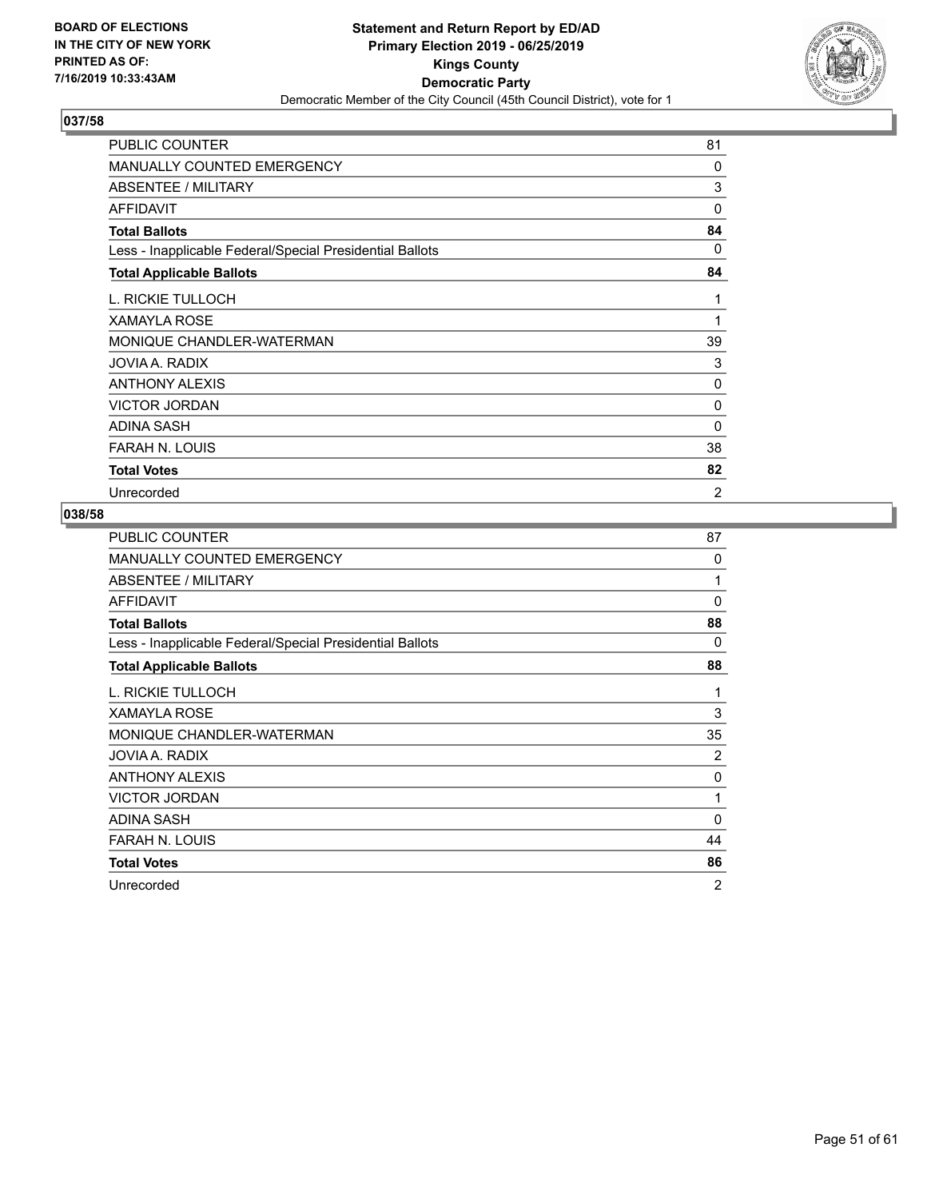**BOARD OF ELECTIONS IN THE CITY OF NEW YORK PRINTED AS OF: 7/16/2019 10:33:43AM**

**Statement and Return Report by ED/AD Primary Election 2019 - 06/25/2019 Kings County Democratic Party**

Democratic Member of the City Council (45th Council District), vote for 1

## 037/58

| | |
|---|---|
| PUBLIC COUNTER | 81 |
| MANUALLY COUNTED EMERGENCY | 0 |
| ABSENTEE / MILITARY | 3 |
| AFFIDAVIT | 0 |
| **Total Ballots** | **84** |
| Less - Inapplicable Federal/Special Presidential Ballots | 0 |
| **Total Applicable Ballots** | **84** |
| L. RICKIE TULLOCH | 1 |
| XAMAYLA ROSE | 1 |
| MONIQUE CHANDLER-WATERMAN | 39 |
| JOVIA A. RADIX | 3 |
| ANTHONY ALEXIS | 0 |
| VICTOR JORDAN | 0 |
| ADINA SASH | 0 |
| FARAH N. LOUIS | 38 |
| **Total Votes** | **82** |
| Unrecorded | 2 |

## 038/58

| | |
|---|---|
| PUBLIC COUNTER | 87 |
| MANUALLY COUNTED EMERGENCY | 0 |
| ABSENTEE / MILITARY | 1 |
| AFFIDAVIT | 0 |
| **Total Ballots** | **88** |
| Less - Inapplicable Federal/Special Presidential Ballots | 0 |
| **Total Applicable Ballots** | **88** |
| L. RICKIE TULLOCH | 1 |
| XAMAYLA ROSE | 3 |
| MONIQUE CHANDLER-WATERMAN | 35 |
| JOVIA A. RADIX | 2 |
| ANTHONY ALEXIS | 0 |
| VICTOR JORDAN | 1 |
| ADINA SASH | 0 |
| FARAH N. LOUIS | 44 |
| **Total Votes** | **86** |
| Unrecorded | 2 |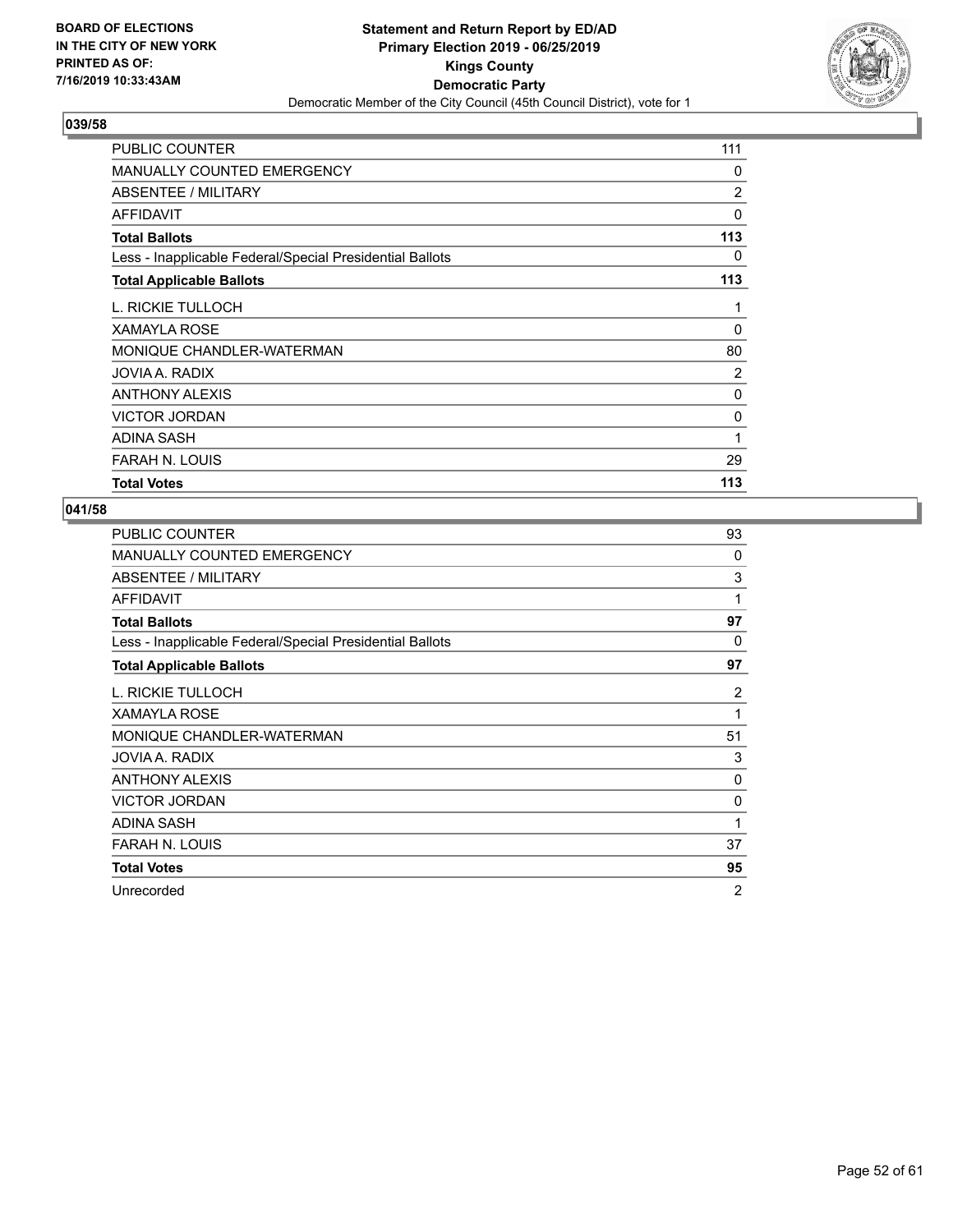**BOARD OF ELECTIONS IN THE CITY OF NEW YORK PRINTED AS OF: 7/16/2019 10:33:43AM**

**Statement and Return Report by ED/AD**
**Primary Election 2019 - 06/25/2019**
**Kings County**
**Democratic Party**
Democratic Member of the City Council (45th Council District), vote for 1

### 039/58

| | |
|---|---|
| PUBLIC COUNTER | 111 |
| MANUALLY COUNTED EMERGENCY | 0 |
| ABSENTEE / MILITARY | 2 |
| AFFIDAVIT | 0 |
| **Total Ballots** | **113** |
| Less - Inapplicable Federal/Special Presidential Ballots | 0 |
| **Total Applicable Ballots** | **113** |
| L. RICKIE TULLOCH | 1 |
| XAMAYLA ROSE | 0 |
| MONIQUE CHANDLER-WATERMAN | 80 |
| JOVIA A. RADIX | 2 |
| ANTHONY ALEXIS | 0 |
| VICTOR JORDAN | 0 |
| ADINA SASH | 1 |
| FARAH N. LOUIS | 29 |
| **Total Votes** | **113** |

### 041/58

| | |
|---|---|
| PUBLIC COUNTER | 93 |
| MANUALLY COUNTED EMERGENCY | 0 |
| ABSENTEE / MILITARY | 3 |
| AFFIDAVIT | 1 |
| **Total Ballots** | **97** |
| Less - Inapplicable Federal/Special Presidential Ballots | 0 |
| **Total Applicable Ballots** | **97** |
| L. RICKIE TULLOCH | 2 |
| XAMAYLA ROSE | 1 |
| MONIQUE CHANDLER-WATERMAN | 51 |
| JOVIA A. RADIX | 3 |
| ANTHONY ALEXIS | 0 |
| VICTOR JORDAN | 0 |
| ADINA SASH | 1 |
| FARAH N. LOUIS | 37 |
| **Total Votes** | **95** |
| Unrecorded | 2 |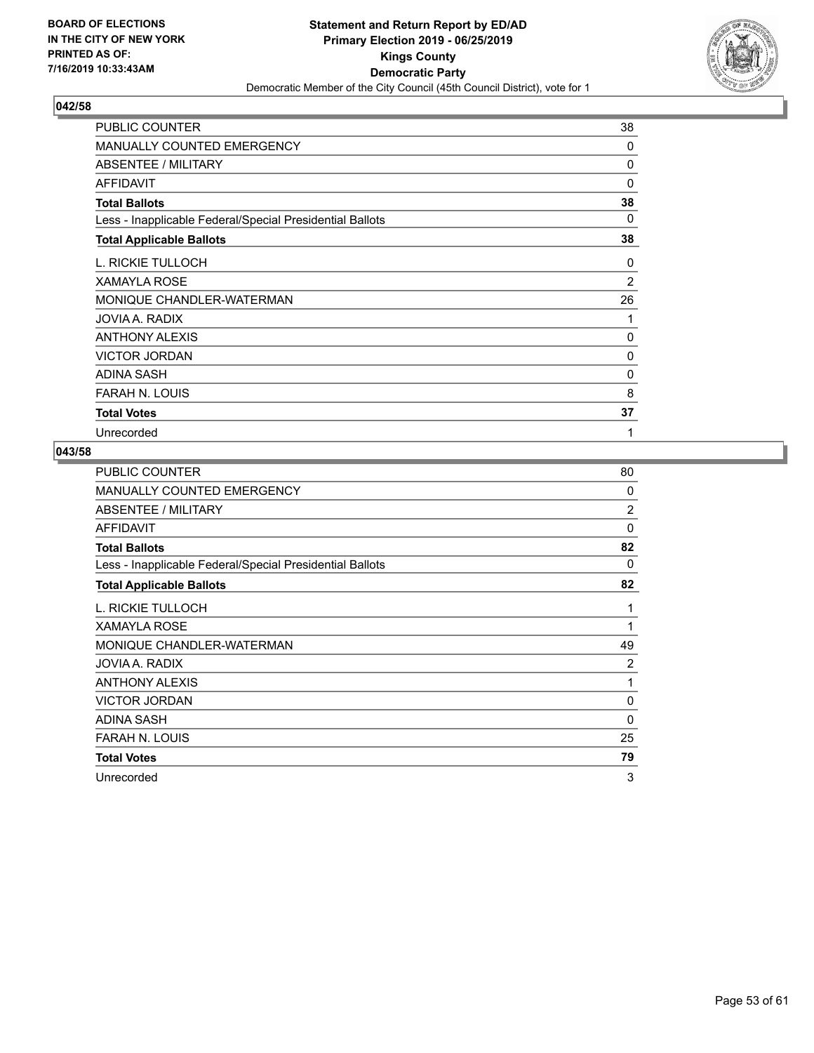**BOARD OF ELECTIONS IN THE CITY OF NEW YORK PRINTED AS OF: 7/16/2019 10:33:43AM**

**Statement and Return Report by ED/AD**
**Primary Election 2019 - 06/25/2019**
**Kings County**
**Democratic Party**
Democratic Member of the City Council (45th Council District), vote for 1

### 042/58

| | |
|---|---|
| PUBLIC COUNTER | 38 |
| MANUALLY COUNTED EMERGENCY | 0 |
| ABSENTEE / MILITARY | 0 |
| AFFIDAVIT | 0 |
| **Total Ballots** | **38** |
| Less - Inapplicable Federal/Special Presidential Ballots | 0 |
| **Total Applicable Ballots** | **38** |
| L. RICKIE TULLOCH | 0 |
| XAMAYLA ROSE | 2 |
| MONIQUE CHANDLER-WATERMAN | 26 |
| JOVIA A. RADIX | 1 |
| ANTHONY ALEXIS | 0 |
| VICTOR JORDAN | 0 |
| ADINA SASH | 0 |
| FARAH N. LOUIS | 8 |
| **Total Votes** | **37** |
| Unrecorded | 1 |

### 043/58

| | |
|---|---|
| PUBLIC COUNTER | 80 |
| MANUALLY COUNTED EMERGENCY | 0 |
| ABSENTEE / MILITARY | 2 |
| AFFIDAVIT | 0 |
| **Total Ballots** | **82** |
| Less - Inapplicable Federal/Special Presidential Ballots | 0 |
| **Total Applicable Ballots** | **82** |
| L. RICKIE TULLOCH | 1 |
| XAMAYLA ROSE | 1 |
| MONIQUE CHANDLER-WATERMAN | 49 |
| JOVIA A. RADIX | 2 |
| ANTHONY ALEXIS | 1 |
| VICTOR JORDAN | 0 |
| ADINA SASH | 0 |
| FARAH N. LOUIS | 25 |
| **Total Votes** | **79** |
| Unrecorded | 3 |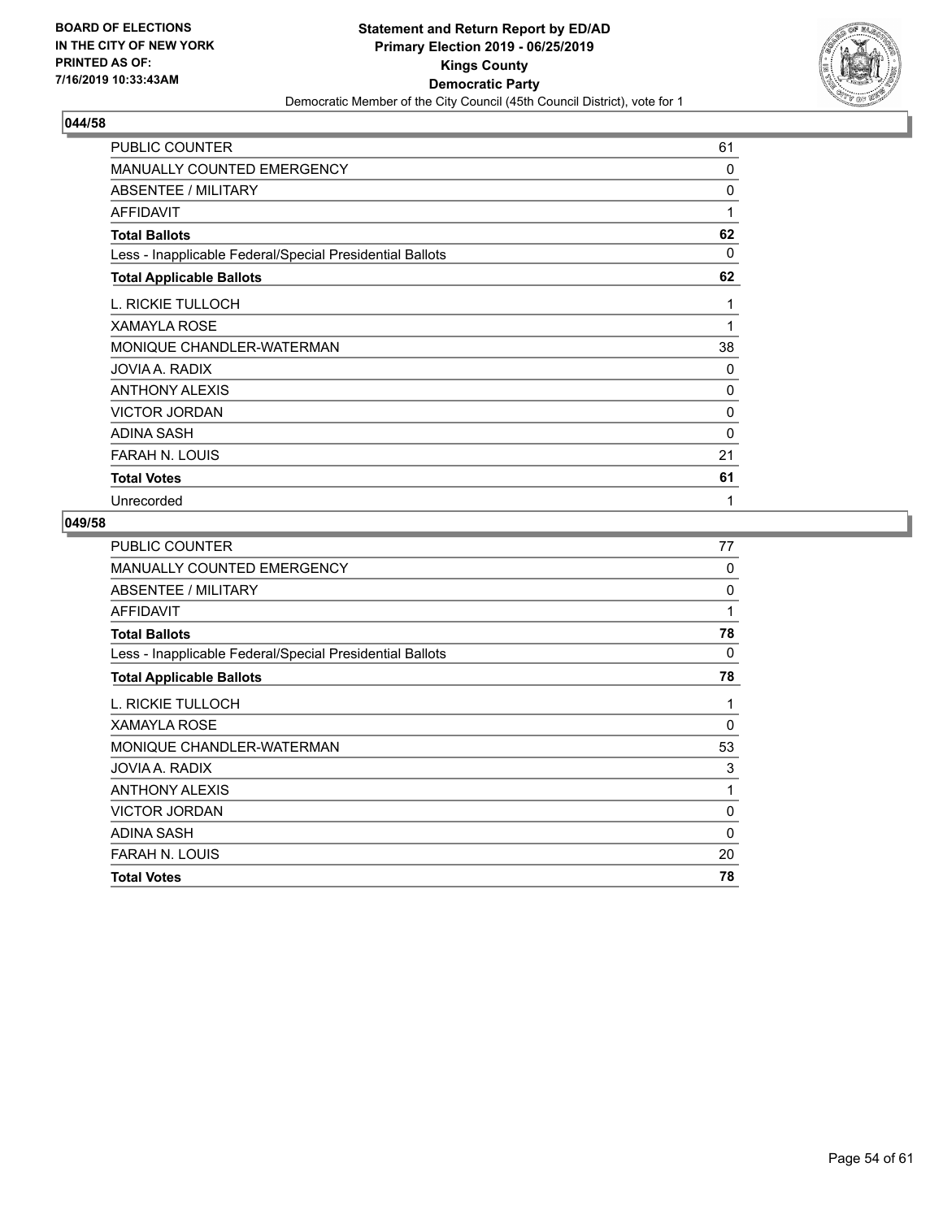**BOARD OF ELECTIONS IN THE CITY OF NEW YORK PRINTED AS OF: 7/16/2019 10:33:43AM**

**Statement and Return Report by ED/AD**
**Primary Election 2019 - 06/25/2019**
**Kings County**
**Democratic Party**
Democratic Member of the City Council (45th Council District), vote for 1

### 044/58

| | |
|---|---|
| PUBLIC COUNTER | 61 |
| MANUALLY COUNTED EMERGENCY | 0 |
| ABSENTEE / MILITARY | 0 |
| AFFIDAVIT | 1 |
| **Total Ballots** | **62** |
| Less - Inapplicable Federal/Special Presidential Ballots | 0 |
| **Total Applicable Ballots** | **62** |
| L. RICKIE TULLOCH | 1 |
| XAMAYLA ROSE | 1 |
| MONIQUE CHANDLER-WATERMAN | 38 |
| JOVIA A. RADIX | 0 |
| ANTHONY ALEXIS | 0 |
| VICTOR JORDAN | 0 |
| ADINA SASH | 0 |
| FARAH N. LOUIS | 21 |
| **Total Votes** | **61** |
| Unrecorded | 1 |

### 049/58

| | |
|---|---|
| PUBLIC COUNTER | 77 |
| MANUALLY COUNTED EMERGENCY | 0 |
| ABSENTEE / MILITARY | 0 |
| AFFIDAVIT | 1 |
| **Total Ballots** | **78** |
| Less - Inapplicable Federal/Special Presidential Ballots | 0 |
| **Total Applicable Ballots** | **78** |
| L. RICKIE TULLOCH | 1 |
| XAMAYLA ROSE | 0 |
| MONIQUE CHANDLER-WATERMAN | 53 |
| JOVIA A. RADIX | 3 |
| ANTHONY ALEXIS | 1 |
| VICTOR JORDAN | 0 |
| ADINA SASH | 0 |
| FARAH N. LOUIS | 20 |
| **Total Votes** | **78** |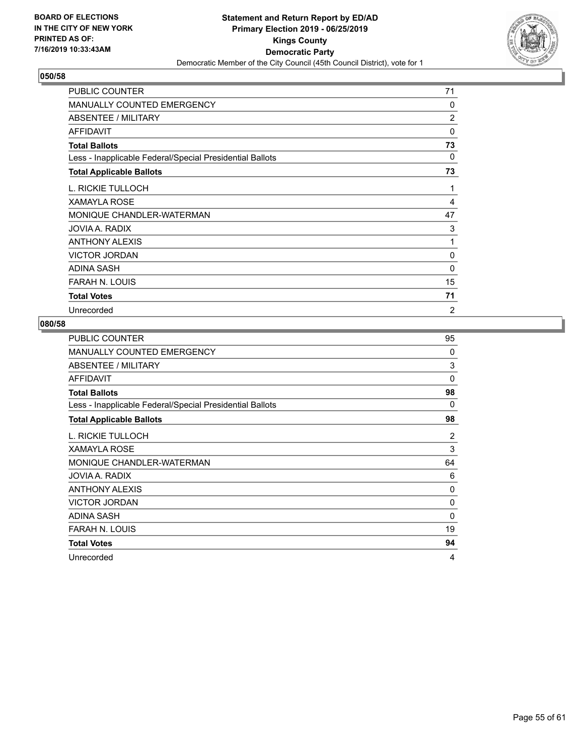BOARD OF ELECTIONS
IN THE CITY OF NEW YORK
PRINTED AS OF:
7/16/2019 10:33:43AM

**Statement and Return Report by ED/AD**
**Primary Election 2019 - 06/25/2019**
**Kings County**
**Democratic Party**
Democratic Member of the City Council (45th Council District), vote for 1

### 050/58

| | |
|---|---|
| PUBLIC COUNTER | 71 |
| MANUALLY COUNTED EMERGENCY | 0 |
| ABSENTEE / MILITARY | 2 |
| AFFIDAVIT | 0 |
| **Total Ballots** | **73** |
| Less - Inapplicable Federal/Special Presidential Ballots | 0 |
| **Total Applicable Ballots** | **73** |
| L. RICKIE TULLOCH | 1 |
| XAMAYLA ROSE | 4 |
| MONIQUE CHANDLER-WATERMAN | 47 |
| JOVIA A. RADIX | 3 |
| ANTHONY ALEXIS | 1 |
| VICTOR JORDAN | 0 |
| ADINA SASH | 0 |
| FARAH N. LOUIS | 15 |
| **Total Votes** | **71** |
| Unrecorded | 2 |

### 080/58

| | |
|---|---|
| PUBLIC COUNTER | 95 |
| MANUALLY COUNTED EMERGENCY | 0 |
| ABSENTEE / MILITARY | 3 |
| AFFIDAVIT | 0 |
| **Total Ballots** | **98** |
| Less - Inapplicable Federal/Special Presidential Ballots | 0 |
| **Total Applicable Ballots** | **98** |
| L. RICKIE TULLOCH | 2 |
| XAMAYLA ROSE | 3 |
| MONIQUE CHANDLER-WATERMAN | 64 |
| JOVIA A. RADIX | 6 |
| ANTHONY ALEXIS | 0 |
| VICTOR JORDAN | 0 |
| ADINA SASH | 0 |
| FARAH N. LOUIS | 19 |
| **Total Votes** | **94** |
| Unrecorded | 4 |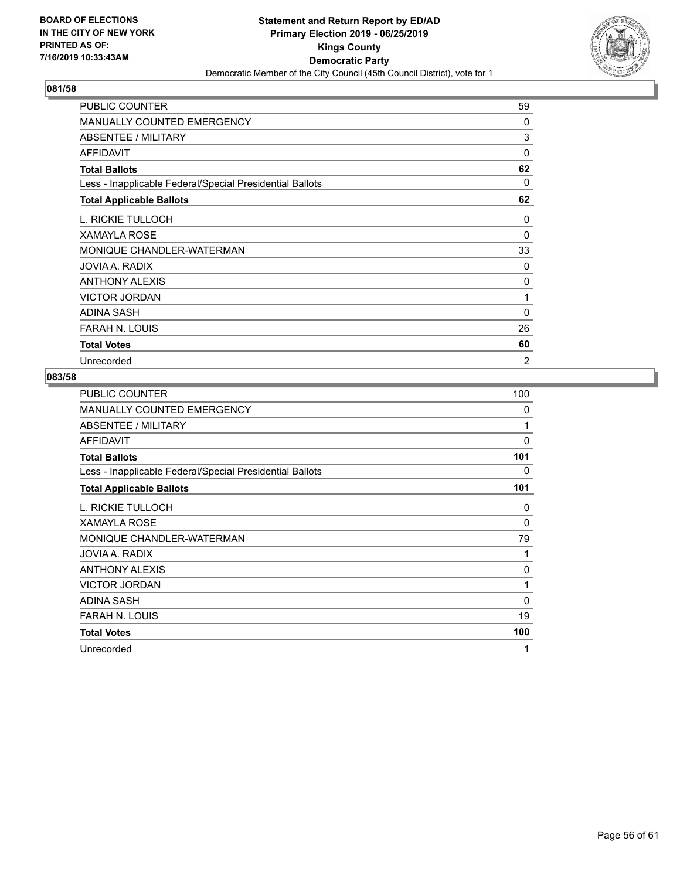BOARD OF ELECTIONS
IN THE CITY OF NEW YORK
PRINTED AS OF:
7/16/2019 10:33:43AM

**Statement and Return Report by ED/AD**
**Primary Election 2019 - 06/25/2019**
**Kings County**
**Democratic Party**
Democratic Member of the City Council (45th Council District), vote for 1

### 081/58

| | |
|---|---|
| PUBLIC COUNTER | 59 |
| MANUALLY COUNTED EMERGENCY | 0 |
| ABSENTEE / MILITARY | 3 |
| AFFIDAVIT | 0 |
| **Total Ballots** | **62** |
| Less - Inapplicable Federal/Special Presidential Ballots | 0 |
| **Total Applicable Ballots** | **62** |
| L. RICKIE TULLOCH | 0 |
| XAMAYLA ROSE | 0 |
| MONIQUE CHANDLER-WATERMAN | 33 |
| JOVIA A. RADIX | 0 |
| ANTHONY ALEXIS | 0 |
| VICTOR JORDAN | 1 |
| ADINA SASH | 0 |
| FARAH N. LOUIS | 26 |
| **Total Votes** | **60** |
| Unrecorded | 2 |

### 083/58

| | |
|---|---|
| PUBLIC COUNTER | 100 |
| MANUALLY COUNTED EMERGENCY | 0 |
| ABSENTEE / MILITARY | 1 |
| AFFIDAVIT | 0 |
| **Total Ballots** | **101** |
| Less - Inapplicable Federal/Special Presidential Ballots | 0 |
| **Total Applicable Ballots** | **101** |
| L. RICKIE TULLOCH | 0 |
| XAMAYLA ROSE | 0 |
| MONIQUE CHANDLER-WATERMAN | 79 |
| JOVIA A. RADIX | 1 |
| ANTHONY ALEXIS | 0 |
| VICTOR JORDAN | 1 |
| ADINA SASH | 0 |
| FARAH N. LOUIS | 19 |
| **Total Votes** | **100** |
| Unrecorded | 1 |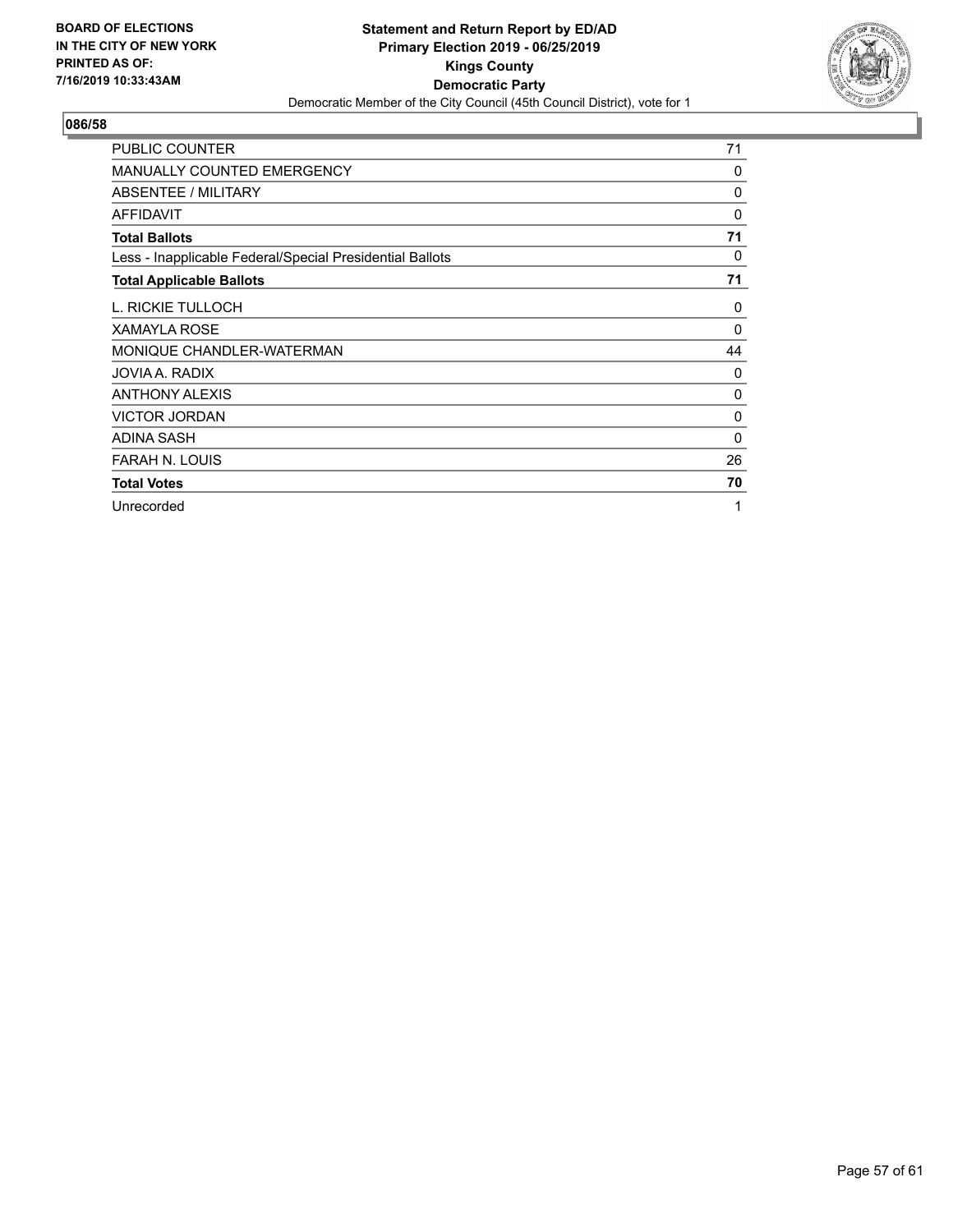**BOARD OF ELECTIONS IN THE CITY OF NEW YORK PRINTED AS OF: 7/16/2019 10:33:43AM**

**Statement and Return Report by ED/AD**
**Primary Election 2019 - 06/25/2019**
**Kings County**
**Democratic Party**
Democratic Member of the City Council (45th Council District), vote for 1

## 086/58

| | |
|---|---|
| PUBLIC COUNTER | 71 |
| MANUALLY COUNTED EMERGENCY | 0 |
| ABSENTEE / MILITARY | 0 |
| AFFIDAVIT | 0 |
| **Total Ballots** | **71** |
| Less - Inapplicable Federal/Special Presidential Ballots | 0 |
| **Total Applicable Ballots** | **71** |
| L. RICKIE TULLOCH | 0 |
| XAMAYLA ROSE | 0 |
| MONIQUE CHANDLER-WATERMAN | 44 |
| JOVIA A. RADIX | 0 |
| ANTHONY ALEXIS | 0 |
| VICTOR JORDAN | 0 |
| ADINA SASH | 0 |
| FARAH N. LOUIS | 26 |
| **Total Votes** | **70** |
| Unrecorded | 1 |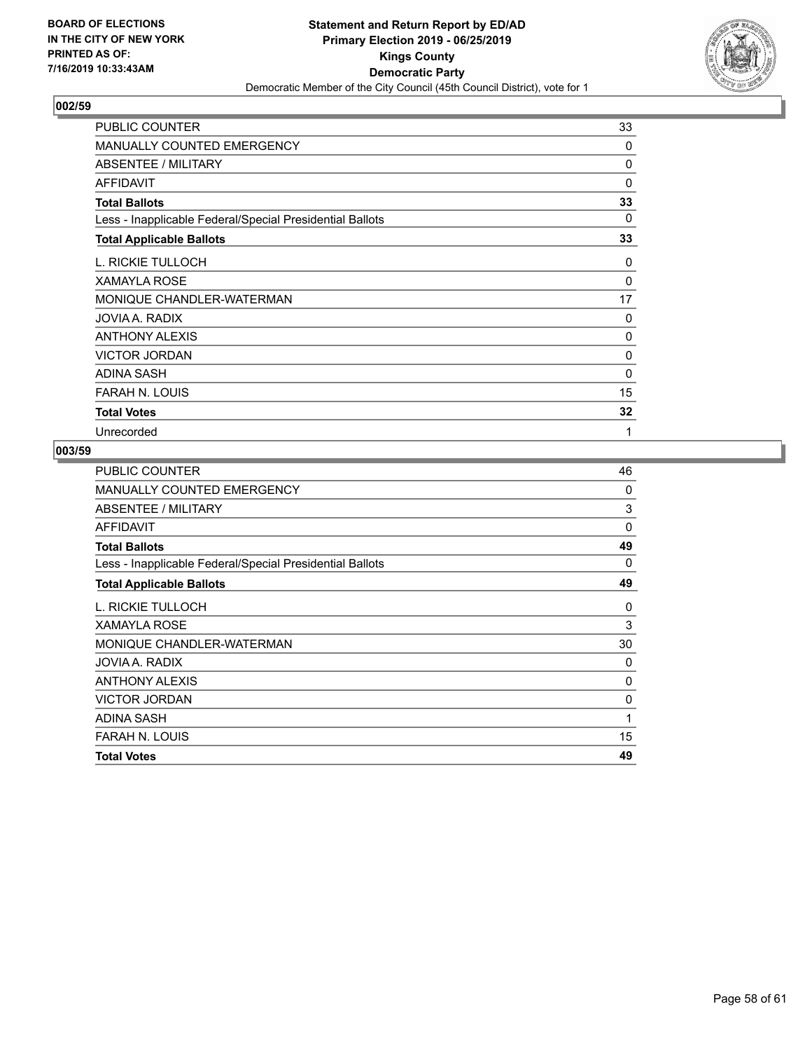BOARD OF ELECTIONS
IN THE CITY OF NEW YORK
PRINTED AS OF:
7/16/2019 10:33:43AM

**Statement and Return Report by ED/AD**
**Primary Election 2019 - 06/25/2019**
**Kings County**
**Democratic Party**
Democratic Member of the City Council (45th Council District), vote for 1

### 002/59

| | |
|---|---|
| PUBLIC COUNTER | 33 |
| MANUALLY COUNTED EMERGENCY | 0 |
| ABSENTEE / MILITARY | 0 |
| AFFIDAVIT | 0 |
| **Total Ballots** | **33** |
| Less - Inapplicable Federal/Special Presidential Ballots | 0 |
| **Total Applicable Ballots** | **33** |
| L. RICKIE TULLOCH | 0 |
| XAMAYLA ROSE | 0 |
| MONIQUE CHANDLER-WATERMAN | 17 |
| JOVIA A. RADIX | 0 |
| ANTHONY ALEXIS | 0 |
| VICTOR JORDAN | 0 |
| ADINA SASH | 0 |
| FARAH N. LOUIS | 15 |
| **Total Votes** | **32** |
| Unrecorded | 1 |

### 003/59

| | |
|---|---|
| PUBLIC COUNTER | 46 |
| MANUALLY COUNTED EMERGENCY | 0 |
| ABSENTEE / MILITARY | 3 |
| AFFIDAVIT | 0 |
| **Total Ballots** | **49** |
| Less - Inapplicable Federal/Special Presidential Ballots | 0 |
| **Total Applicable Ballots** | **49** |
| L. RICKIE TULLOCH | 0 |
| XAMAYLA ROSE | 3 |
| MONIQUE CHANDLER-WATERMAN | 30 |
| JOVIA A. RADIX | 0 |
| ANTHONY ALEXIS | 0 |
| VICTOR JORDAN | 0 |
| ADINA SASH | 1 |
| FARAH N. LOUIS | 15 |
| **Total Votes** | **49** |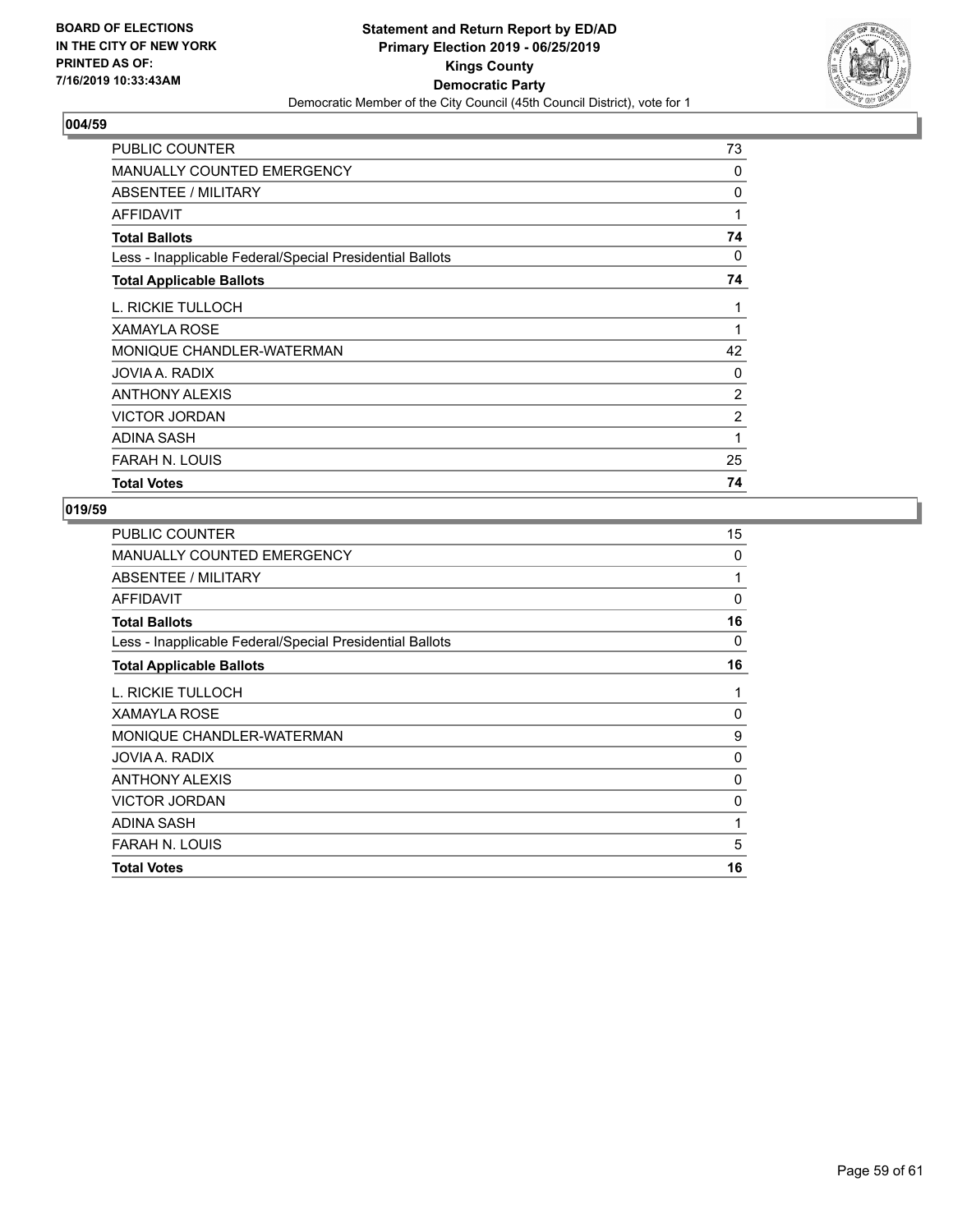**BOARD OF ELECTIONS IN THE CITY OF NEW YORK PRINTED AS OF: 7/16/2019 10:33:43AM**

**Statement and Return Report by ED/AD**
**Primary Election 2019 - 06/25/2019**
**Kings County**
**Democratic Party**
Democratic Member of the City Council (45th Council District), vote for 1

### 004/59

| | |
|---|---|
| PUBLIC COUNTER | 73 |
| MANUALLY COUNTED EMERGENCY | 0 |
| ABSENTEE / MILITARY | 0 |
| AFFIDAVIT | 1 |
| **Total Ballots** | **74** |
| Less - Inapplicable Federal/Special Presidential Ballots | 0 |
| **Total Applicable Ballots** | **74** |
| L. RICKIE TULLOCH | 1 |
| XAMAYLA ROSE | 1 |
| MONIQUE CHANDLER-WATERMAN | 42 |
| JOVIA A. RADIX | 0 |
| ANTHONY ALEXIS | 2 |
| VICTOR JORDAN | 2 |
| ADINA SASH | 1 |
| FARAH N. LOUIS | 25 |
| **Total Votes** | **74** |

### 019/59

| | |
|---|---|
| PUBLIC COUNTER | 15 |
| MANUALLY COUNTED EMERGENCY | 0 |
| ABSENTEE / MILITARY | 1 |
| AFFIDAVIT | 0 |
| **Total Ballots** | **16** |
| Less - Inapplicable Federal/Special Presidential Ballots | 0 |
| **Total Applicable Ballots** | **16** |
| L. RICKIE TULLOCH | 1 |
| XAMAYLA ROSE | 0 |
| MONIQUE CHANDLER-WATERMAN | 9 |
| JOVIA A. RADIX | 0 |
| ANTHONY ALEXIS | 0 |
| VICTOR JORDAN | 0 |
| ADINA SASH | 1 |
| FARAH N. LOUIS | 5 |
| **Total Votes** | **16** |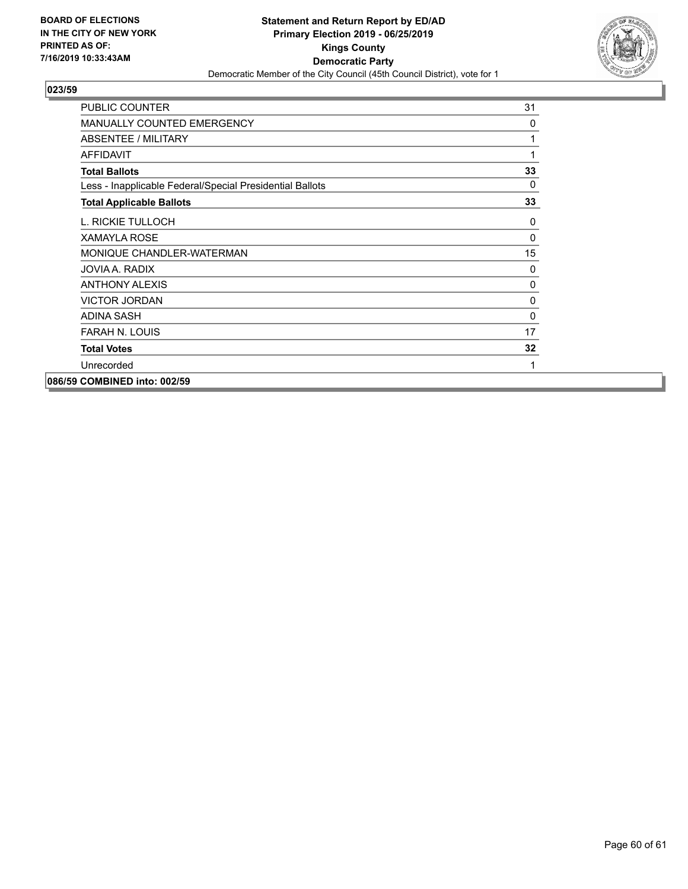## 023/59

| | |
|---|---|
| PUBLIC COUNTER | 31 |
| MANUALLY COUNTED EMERGENCY | 0 |
| ABSENTEE / MILITARY | 1 |
| AFFIDAVIT | 1 |
| **Total Ballots** | **33** |
| Less - Inapplicable Federal/Special Presidential Ballots | 0 |
| **Total Applicable Ballots** | **33** |
| L. RICKIE TULLOCH | 0 |
| XAMAYLA ROSE | 0 |
| MONIQUE CHANDLER-WATERMAN | 15 |
| JOVIA A. RADIX | 0 |
| ANTHONY ALEXIS | 0 |
| VICTOR JORDAN | 0 |
| ADINA SASH | 0 |
| FARAH N. LOUIS | 17 |
| **Total Votes** | **32** |
| Unrecorded | 1 |

## 086/59 COMBINED into: 002/59